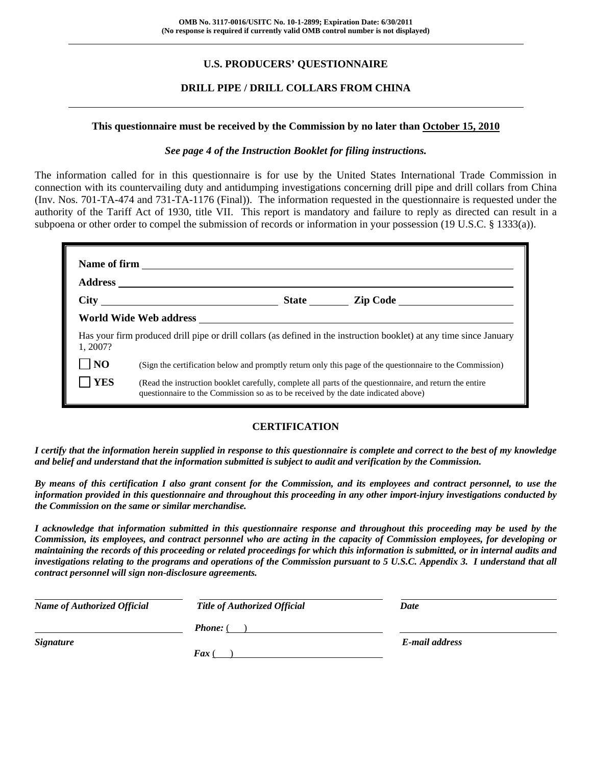OMB No. 3117-0016/USITC No. 10-1-2899; Expiration Date: 6/30/2011
(No response is required if currently valid OMB control number is not displayed)

## U.S. PRODUCERS' QUESTIONNAIRE

## DRILL PIPE / DRILL COLLARS FROM CHINA

**This questionnaire must be received by the Commission by no later than October 15, 2010**

***See page 4 of the Instruction Booklet for filing instructions.***

The information called for in this questionnaire is for use by the United States International Trade Commission in connection with its countervailing duty and antidumping investigations concerning drill pipe and drill collars from China (Inv. Nos. 701-TA-474 and 731-TA-1176 (Final)). The information requested in the questionnaire is requested under the authority of the Tariff Act of 1930, title VII. This report is mandatory and failure to reply as directed can result in a subpoena or other order to compel the submission of records or information in your possession (19 U.S.C. § 1333(a)).

**Name of firm** ______________________________

**Address** ______________________________

**City** ______________ **State** ________ **Zip Code** ______________

**World Wide Web address** ______________________________

Has your firm produced drill pipe or drill collars (as defined in the instruction booklet) at any time since January 1, 2007?

☐ **NO** (Sign the certification below and promptly return only this page of the questionnaire to the Commission)

☐ **YES** (Read the instruction booklet carefully, complete all parts of the questionnaire, and return the entire questionnaire to the Commission so as to be received by the date indicated above)

## CERTIFICATION

***I certify that the information herein supplied in response to this questionnaire is complete and correct to the best of my knowledge and belief and understand that the information submitted is subject to audit and verification by the Commission.***

***By means of this certification I also grant consent for the Commission, and its employees and contract personnel, to use the information provided in this questionnaire and throughout this proceeding in any other import-injury investigations conducted by the Commission on the same or similar merchandise.***

***I acknowledge that information submitted in this questionnaire response and throughout this proceeding may be used by the Commission, its employees, and contract personnel who are acting in the capacity of Commission employees, for developing or maintaining the records of this proceeding or related proceedings for which this information is submitted, or in internal audits and investigations relating to the programs and operations of the Commission pursuant to 5 U.S.C. Appendix 3. I understand that all contract personnel will sign non-disclosure agreements.***

| ______________________ | ______________________ | ______________________ |
|---|---|---|
| ***Name of Authorized Official*** | ***Title of Authorized Official*** | ***Date*** |
| ______________________ | ***Phone:*** ( ) ______________ | ______________________ |
| ***Signature*** | ***Fax*** ( ) ______________ | ***E-mail address*** |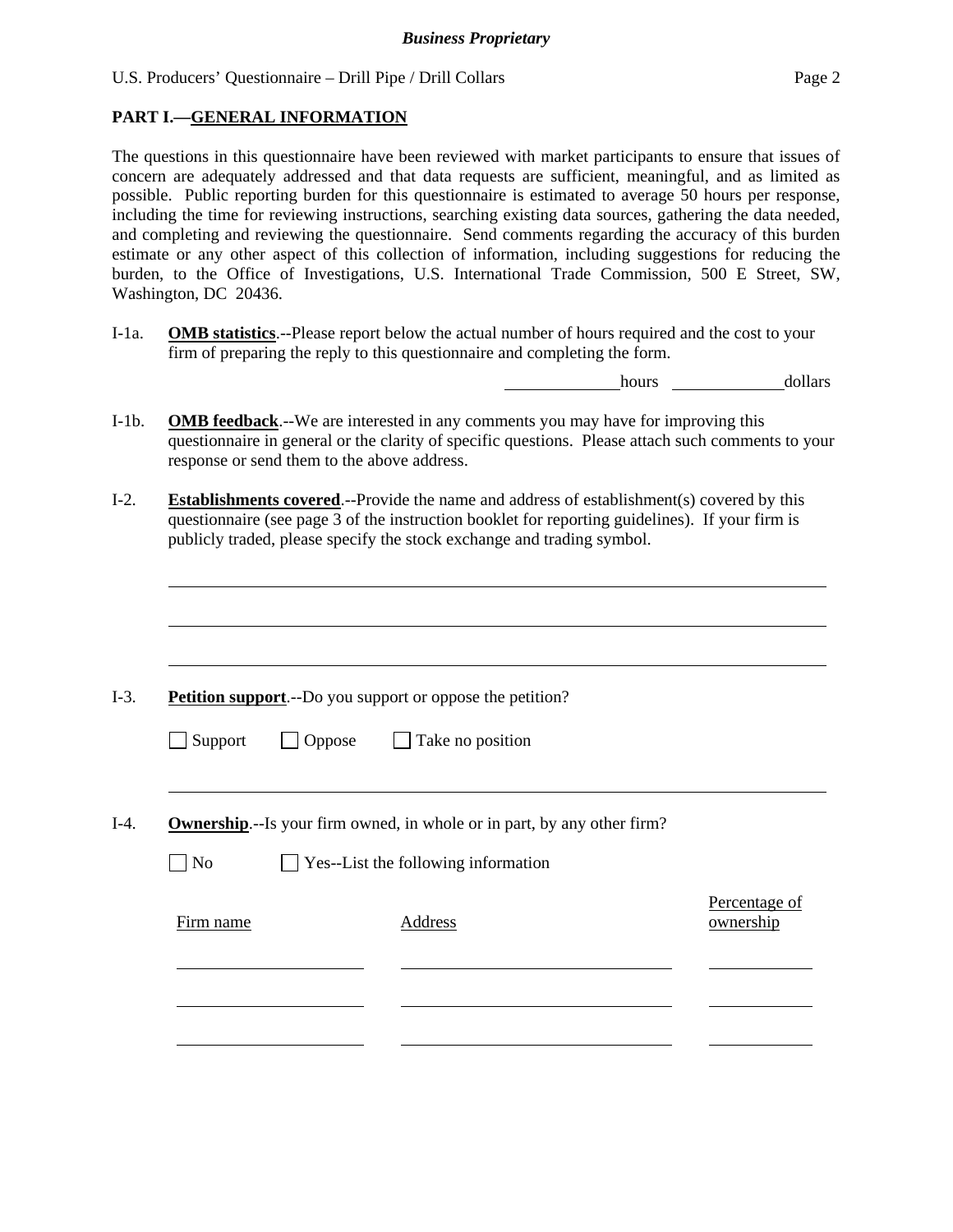## PART I.—GENERAL INFORMATION

The questions in this questionnaire have been reviewed with market participants to ensure that issues of concern are adequately addressed and that data requests are sufficient, meaningful, and as limited as possible. Public reporting burden for this questionnaire is estimated to average 50 hours per response, including the time for reviewing instructions, searching existing data sources, gathering the data needed, and completing and reviewing the questionnaire. Send comments regarding the accuracy of this burden estimate or any other aspect of this collection of information, including suggestions for reducing the burden, to the Office of Investigations, U.S. International Trade Commission, 500 E Street, SW, Washington, DC 20436.

I-1a. **OMB statistics**.--Please report below the actual number of hours required and the cost to your firm of preparing the reply to this questionnaire and completing the form.

_____________ hours _____________ dollars

I-1b. **OMB feedback**.--We are interested in any comments you may have for improving this questionnaire in general or the clarity of specific questions. Please attach such comments to your response or send them to the above address.

I-2. **Establishments covered**.--Provide the name and address of establishment(s) covered by this questionnaire (see page 3 of the instruction booklet for reporting guidelines). If your firm is publicly traded, please specify the stock exchange and trading symbol.

_______________________________________________

_______________________________________________

_______________________________________________

I-3. **Petition support**.--Do you support or oppose the petition?

☐ Support ☐ Oppose ☐ Take no position

_______________________________________________

I-4. **Ownership**.--Is your firm owned, in whole or in part, by any other firm?

☐ No ☐ Yes--List the following information

| Firm name | Address | Percentage of ownership |
|---|---|---|
| | | |
| | | |
| | | |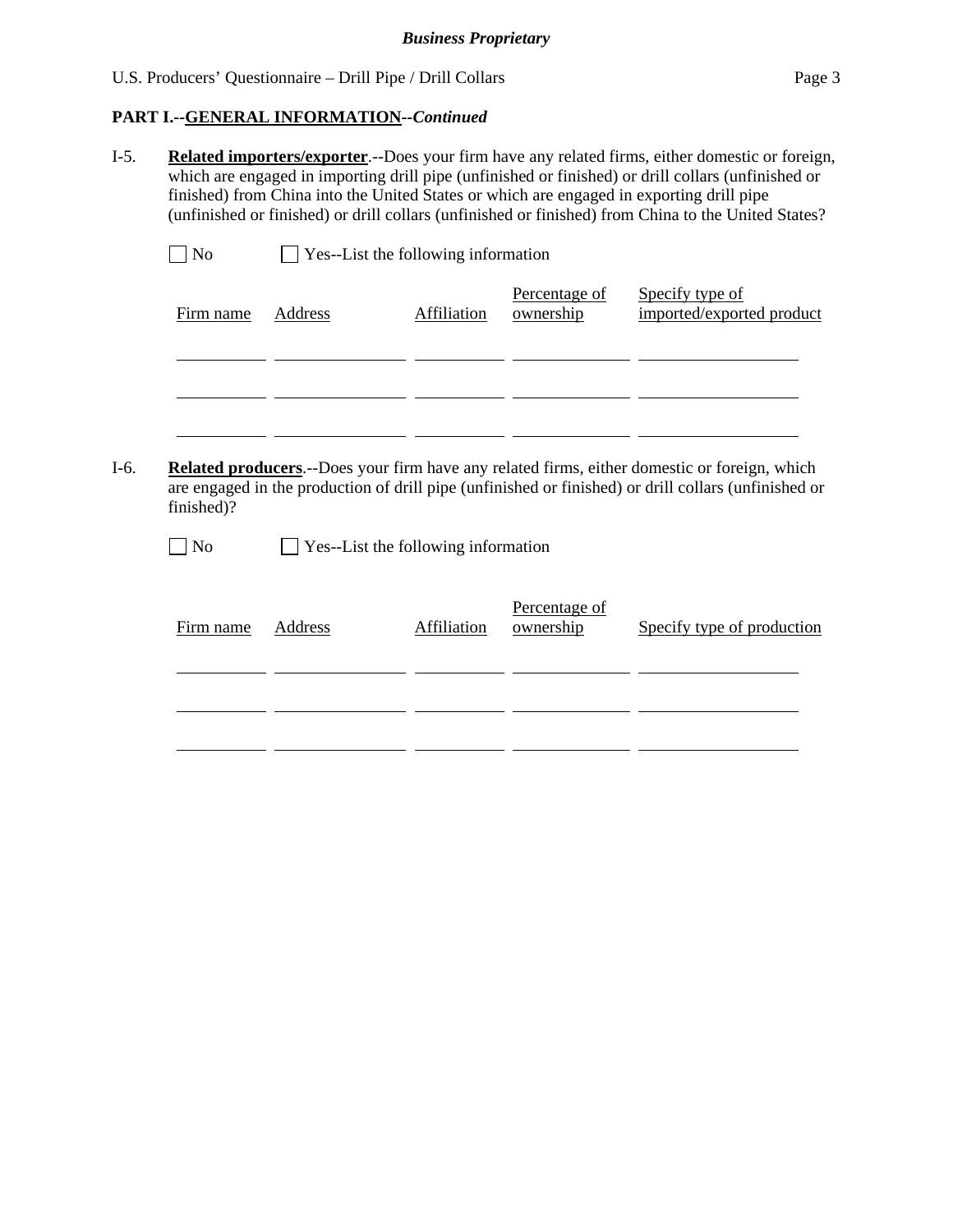**PART I.--GENERAL INFORMATION--*Continued***

I-5. **Related importers/exporter**.--Does your firm have any related firms, either domestic or foreign, which are engaged in importing drill pipe (unfinished or finished) or drill collars (unfinished or finished) from China into the United States or which are engaged in exporting drill pipe (unfinished or finished) or drill collars (unfinished or finished) from China to the United States?

☐ No ☐ Yes--List the following information

| Firm name | Address | Affiliation | Percentage of ownership | Specify type of imported/exported product |
|---|---|---|---|---|
| | | | | |
| | | | | |
| | | | | |

I-6. **Related producers**.--Does your firm have any related firms, either domestic or foreign, which are engaged in the production of drill pipe (unfinished or finished) or drill collars (unfinished or finished)?

☐ No ☐ Yes--List the following information

| Firm name | Address | Affiliation | Percentage of ownership | Specify type of production |
|---|---|---|---|---|
| | | | | |
| | | | | |
| | | | | |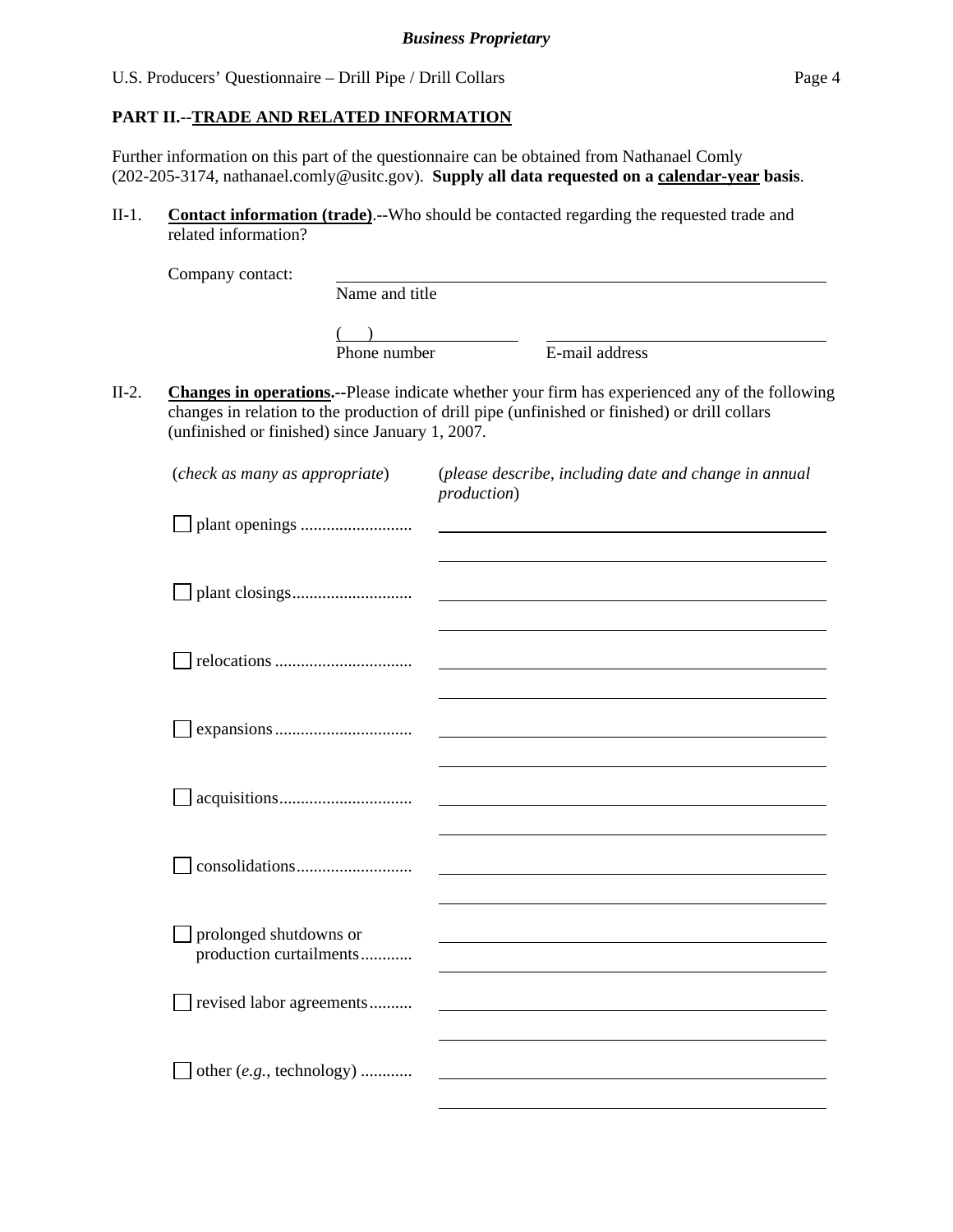## PART II.--TRADE AND RELATED INFORMATION

Further information on this part of the questionnaire can be obtained from Nathanael Comly (202-205-3174, nathanael.comly@usitc.gov). **Supply all data requested on a calendar-year basis**.

II-1. **Contact information (trade)**.--Who should be contacted regarding the requested trade and related information?

Company contact: ______________________________
Name and title

(     ) ____________ ______________________
Phone number E-mail address

II-2. **Changes in operations.**--Please indicate whether your firm has experienced any of the following changes in relation to the production of drill pipe (unfinished or finished) or drill collars (unfinished or finished) since January 1, 2007.

| (*check as many as appropriate*) | (*please describe, including date and change in annual production*) |
|---|---|
| ☐ plant openings .......................... | |
| ☐ plant closings............................ | |
| ☐ relocations ................................ | |
| ☐ expansions ................................ | |
| ☐ acquisitions............................... | |
| ☐ consolidations........................... | |
| ☐ prolonged shutdowns or production curtailments............ | |
| ☐ revised labor agreements.......... | |
| ☐ other (*e.g.*, technology) ............ | |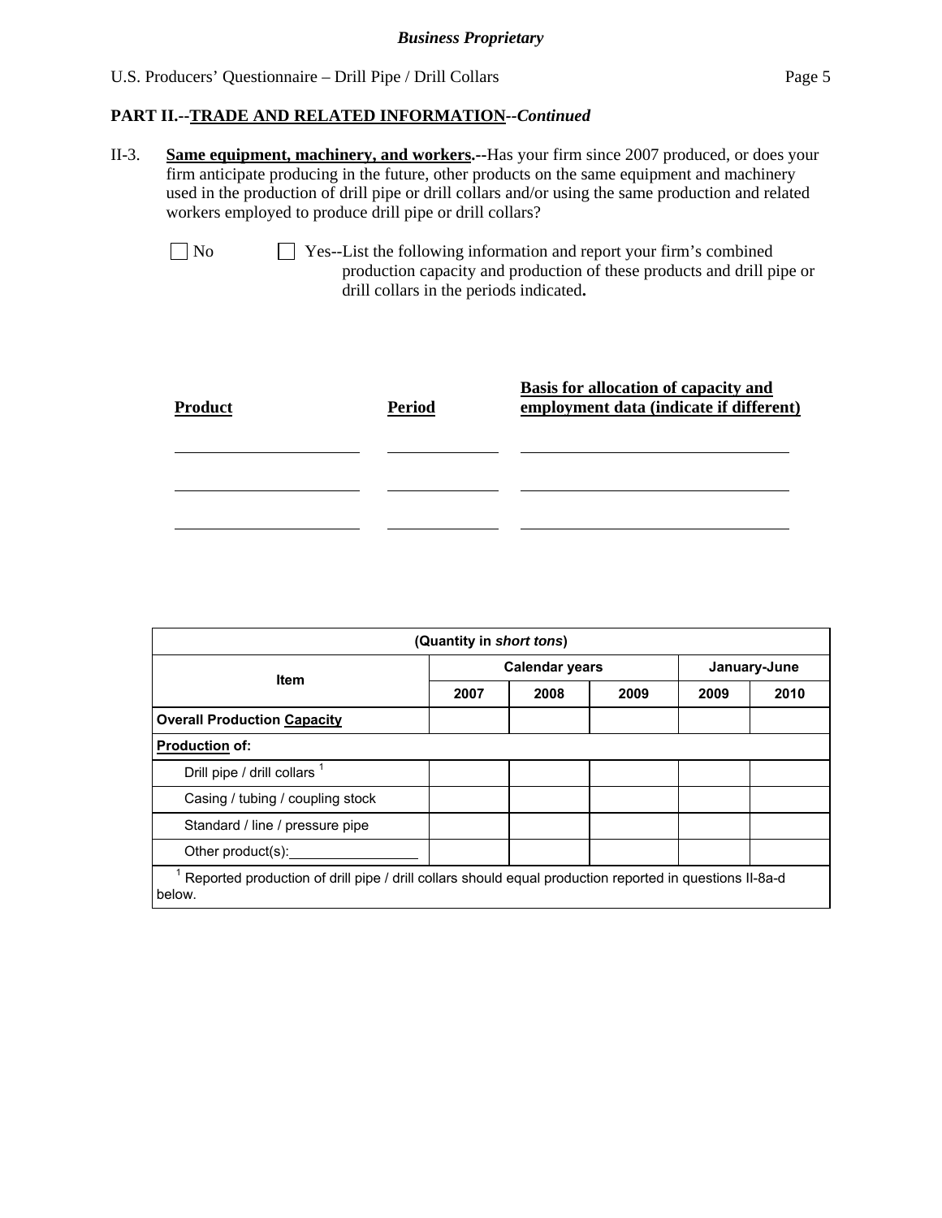*Business Proprietary*

**PART II.--TRADE AND RELATED INFORMATION--*Continued***

II-3. **Same equipment, machinery, and workers.--**Has your firm since 2007 produced, or does your firm anticipate producing in the future, other products on the same equipment and machinery used in the production of drill pipe or drill collars and/or using the same production and related workers employed to produce drill pipe or drill collars?

☐ No ☐ Yes--List the following information and report your firm's combined production capacity and production of these products and drill pipe or drill collars in the periods indicated**.**

| **Product** | **Period** | **Basis for allocation of capacity and employment data (indicate if different)** |
|---|---|---|
| | | |
| | | |
| | | |

| (Quantity in *short tons*) | | | | | |
|---|---|---|---|---|---|
| **Item** | **Calendar years** | | | **January-June** | |
| | **2007** | **2008** | **2009** | **2009** | **2010** |
| **Overall Production Capacity** | | | | | |
| **Production of:** | | | | | |
| Drill pipe / drill collars [1] | | | | | |
| Casing / tubing / coupling stock | | | | | |
| Standard / line / pressure pipe | | | | | |
| Other product(s):________ | | | | | |

[1] Reported production of drill pipe / drill collars should equal production reported in questions II-8a-d below.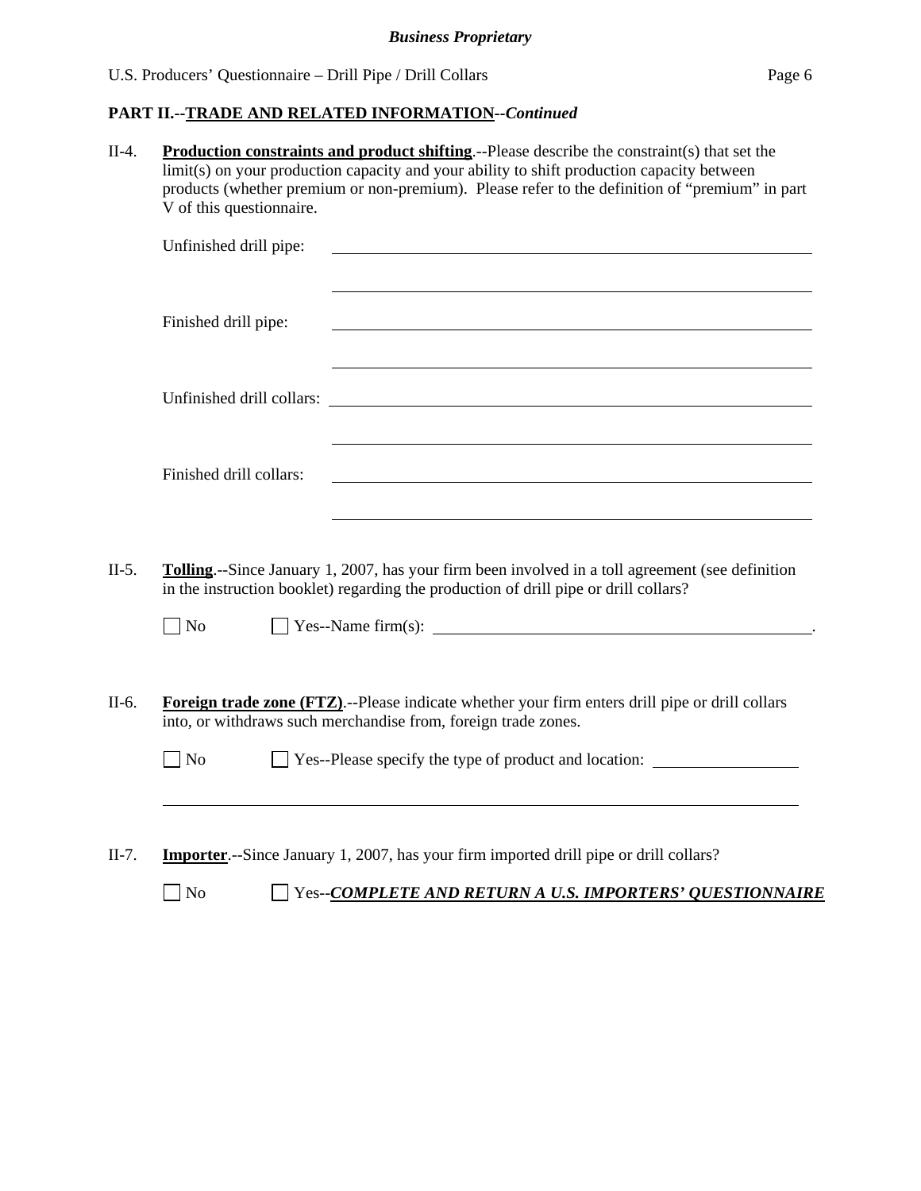**PART II.--TRADE AND RELATED INFORMATION--*Continued***

II-4. **Production constraints and product shifting**.--Please describe the constraint(s) that set the limit(s) on your production capacity and your ability to shift production capacity between products (whether premium or non-premium). Please refer to the definition of "premium" in part V of this questionnaire.

Unfinished drill pipe: ______________________________

______________________________

Finished drill pipe: ______________________________

______________________________

Unfinished drill collars: ______________________________

______________________________

Finished drill collars: ______________________________

______________________________

II-5. **Tolling**.--Since January 1, 2007, has your firm been involved in a toll agreement (see definition in the instruction booklet) regarding the production of drill pipe or drill collars?

☐ No ☐ Yes--Name firm(s): ______________________________.

II-6. **Foreign trade zone (FTZ)**.--Please indicate whether your firm enters drill pipe or drill collars into, or withdraws such merchandise from, foreign trade zones.

☐ No ☐ Yes--Please specify the type of product and location: ______________________________

______________________________

II-7. **Importer**.--Since January 1, 2007, has your firm imported drill pipe or drill collars?

☐ No ☐ Yes--***COMPLETE AND RETURN A U.S. IMPORTERS' QUESTIONNAIRE***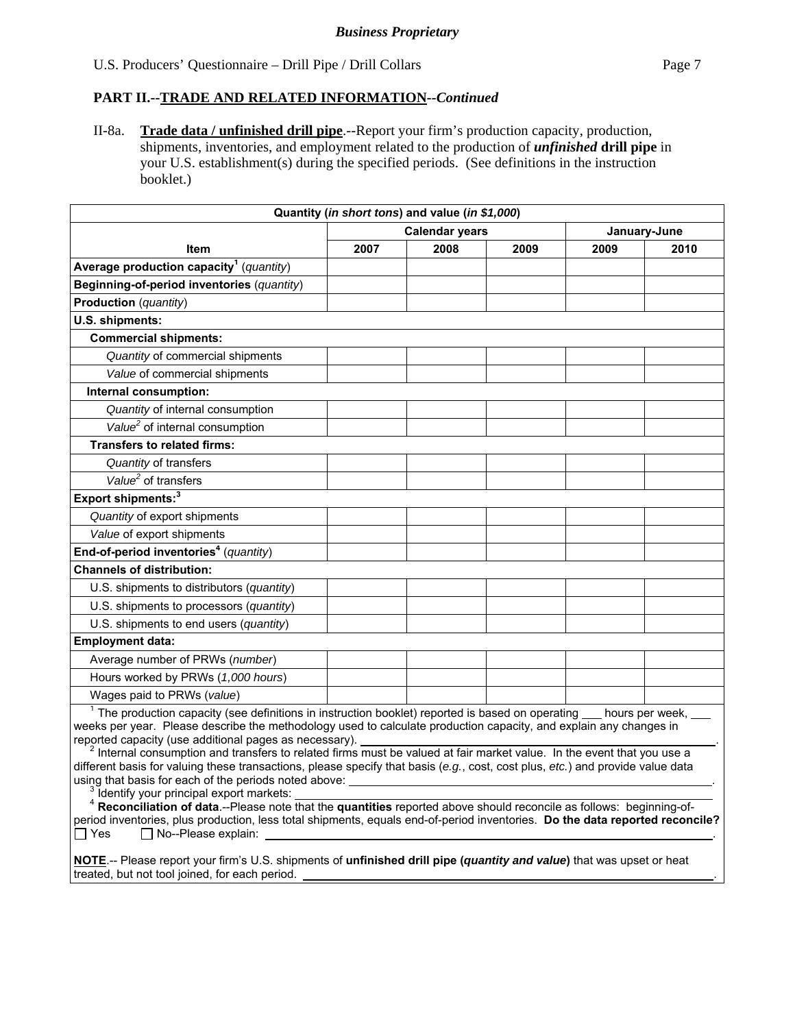## PART II.--TRADE AND RELATED INFORMATION--*Continued*

II-8a. **Trade data / unfinished drill pipe**.--Report your firm's production capacity, production, shipments, inventories, and employment related to the production of ***unfinished*** **drill pipe** in your U.S. establishment(s) during the specified periods. (See definitions in the instruction booklet.)

| Quantity (*in short tons*) and value (*in $1,000*) | | | | | |
|---|---|---|---|---|---|
| | Calendar years | | | January-June | |
| **Item** | **2007** | **2008** | **2009** | **2009** | **2010** |
| **Average production capacity**[1] (*quantity*) | | | | | |
| **Beginning-of-period inventories** (*quantity*) | | | | | |
| **Production** (*quantity*) | | | | | |
| **U.S. shipments:** | | | | | |
| **Commercial shipments:** | | | | | |
| *Quantity* of commercial shipments | | | | | |
| *Value* of commercial shipments | | | | | |
| **Internal consumption:** | | | | | |
| *Quantity* of internal consumption | | | | | |
| *Value*[2] of internal consumption | | | | | |
| **Transfers to related firms:** | | | | | |
| *Quantity* of transfers | | | | | |
| *Value*[2] of transfers | | | | | |
| **Export shipments:**[3] | | | | | |
| *Quantity* of export shipments | | | | | |
| *Value* of export shipments | | | | | |
| **End-of-period inventories**[4] (*quantity*) | | | | | |
| **Channels of distribution:** | | | | | |
| U.S. shipments to distributors (*quantity*) | | | | | |
| U.S. shipments to processors (*quantity*) | | | | | |
| U.S. shipments to end users (*quantity*) | | | | | |
| **Employment data:** | | | | | |
| Average number of PRWs (*number*) | | | | | |
| Hours worked by PRWs (*1,000 hours*) | | | | | |
| Wages paid to PRWs (*value*) | | | | | |

[1] The production capacity (see definitions in instruction booklet) reported is based on operating ___ hours per week, ___ weeks per year. Please describe the methodology used to calculate production capacity, and explain any changes in reported capacity (use additional pages as necessary). ______________________________.

[2] Internal consumption and transfers to related firms must be valued at fair market value. In the event that you use a different basis for valuing these transactions, please specify that basis (*e.g.*, cost, cost plus, *etc.*) and provide value data using that basis for each of the periods noted above: ______________________________.

[3] Identify your principal export markets: ______________________________

[4] **Reconciliation of data**.--Please note that the **quantities** reported above should reconcile as follows: beginning-of-period inventories, plus production, less total shipments, equals end-of-period inventories. **Do the data reported reconcile?**

☐ Yes ☐ No--Please explain: ______________________________.

**NOTE**.-- Please report your firm's U.S. shipments of **unfinished drill pipe (*quantity and value*)** that was upset or heat treated, but not tool joined, for each period. ______________________________.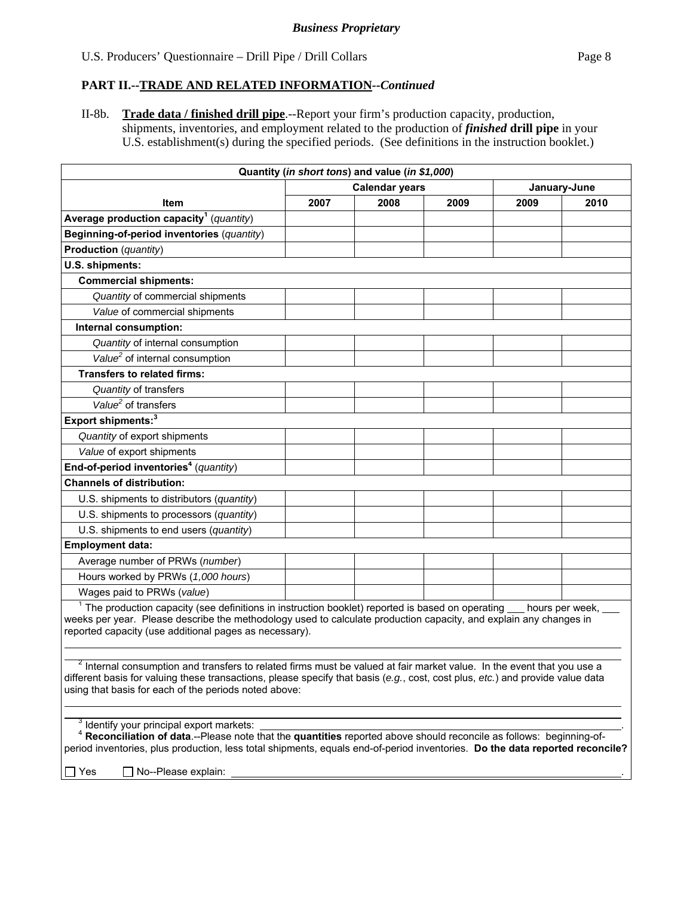*Business Proprietary*

## PART II.--TRADE AND RELATED INFORMATION--*Continued*

II-8b. **Trade data / finished drill pipe**.--Report your firm's production capacity, production, shipments, inventories, and employment related to the production of ***finished*** **drill pipe** in your U.S. establishment(s) during the specified periods. (See definitions in the instruction booklet.)

| Quantity (*in short tons*) and value (*in $1,000*) | | | | | |
|---|---|---|---|---|---|
| | Calendar years | | | January-June | |
| **Item** | **2007** | **2008** | **2009** | **2009** | **2010** |
| **Average production capacity**[1] (*quantity*) | | | | | |
| **Beginning-of-period inventories** (*quantity*) | | | | | |
| **Production** (*quantity*) | | | | | |
| **U.S. shipments:** | | | | | |
| **Commercial shipments:** | | | | | |
| *Quantity* of commercial shipments | | | | | |
| *Value* of commercial shipments | | | | | |
| **Internal consumption:** | | | | | |
| *Quantity* of internal consumption | | | | | |
| *Value*[2] of internal consumption | | | | | |
| **Transfers to related firms:** | | | | | |
| *Quantity* of transfers | | | | | |
| *Value*[2] of transfers | | | | | |
| **Export shipments:**[3] | | | | | |
| *Quantity* of export shipments | | | | | |
| *Value* of export shipments | | | | | |
| **End-of-period inventories**[4] (*quantity*) | | | | | |
| **Channels of distribution:** | | | | | |
| U.S. shipments to distributors (*quantity*) | | | | | |
| U.S. shipments to processors (*quantity*) | | | | | |
| U.S. shipments to end users (*quantity*) | | | | | |
| **Employment data:** | | | | | |
| Average number of PRWs (*number*) | | | | | |
| Hours worked by PRWs (*1,000 hours*) | | | | | |
| Wages paid to PRWs (*value*) | | | | | |

[1] The production capacity (see definitions in instruction booklet) reported is based on operating ___ hours per week, ___ weeks per year. Please describe the methodology used to calculate production capacity, and explain any changes in reported capacity (use additional pages as necessary).

______________________________________________________________________

[2] Internal consumption and transfers to related firms must be valued at fair market value. In the event that you use a different basis for valuing these transactions, please specify that basis (*e.g.*, cost, cost plus, *etc.*) and provide value data using that basis for each of the periods noted above:

______________________________________________________________________

[3] Identify your principal export markets: ______________________________.

[4] **Reconciliation of data**.--Please note that the **quantities** reported above should reconcile as follows: beginning-of-period inventories, plus production, less total shipments, equals end-of-period inventories. **Do the data reported reconcile?**

☐ Yes ☐ No--Please explain: ______________________________.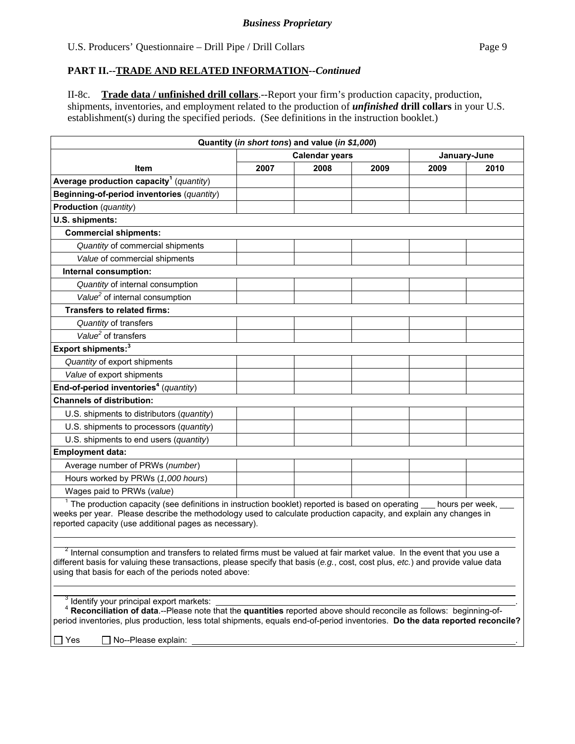## PART II.--TRADE AND RELATED INFORMATION--*Continued*

II-8c. **Trade data / unfinished drill collars**.--Report your firm's production capacity, production, shipments, inventories, and employment related to the production of ***unfinished*** **drill collars** in your U.S. establishment(s) during the specified periods. (See definitions in the instruction booklet.)

| Quantity (*in short tons*) and value (*in $1,000*) | | | | | |
|---|---|---|---|---|---|
| | Calendar years | | | January-June | |
| **Item** | **2007** | **2008** | **2009** | **2009** | **2010** |
| **Average production capacity**[1] (*quantity*) | | | | | |
| **Beginning-of-period inventories** (*quantity*) | | | | | |
| **Production** (*quantity*) | | | | | |
| **U.S. shipments:** | | | | | |
| **Commercial shipments:** | | | | | |
| *Quantity* of commercial shipments | | | | | |
| *Value* of commercial shipments | | | | | |
| **Internal consumption:** | | | | | |
| *Quantity* of internal consumption | | | | | |
| *Value*[2] of internal consumption | | | | | |
| **Transfers to related firms:** | | | | | |
| *Quantity* of transfers | | | | | |
| *Value*[2] of transfers | | | | | |
| **Export shipments:**[3] | | | | | |
| *Quantity* of export shipments | | | | | |
| *Value* of export shipments | | | | | |
| **End-of-period inventories**[4] (*quantity*) | | | | | |
| **Channels of distribution:** | | | | | |
| U.S. shipments to distributors (*quantity*) | | | | | |
| U.S. shipments to processors (*quantity*) | | | | | |
| U.S. shipments to end users (*quantity*) | | | | | |
| **Employment data:** | | | | | |
| Average number of PRWs (*number*) | | | | | |
| Hours worked by PRWs (*1,000 hours*) | | | | | |
| Wages paid to PRWs (*value*) | | | | | |

[1] The production capacity (see definitions in instruction booklet) reported is based on operating ___ hours per week, ___ weeks per year. Please describe the methodology used to calculate production capacity, and explain any changes in reported capacity (use additional pages as necessary).

______________________________________________________________________

[2] Internal consumption and transfers to related firms must be valued at fair market value. In the event that you use a different basis for valuing these transactions, please specify that basis (*e.g.*, cost, cost plus, *etc.*) and provide value data using that basis for each of the periods noted above:

______________________________________________________________________

[3] Identify your principal export markets: ______________________________________________.

[4] **Reconciliation of data**.--Please note that the **quantities** reported above should reconcile as follows: beginning-of-period inventories, plus production, less total shipments, equals end-of-period inventories. **Do the data reported reconcile?**

☐ Yes ☐ No--Please explain: ______________________________________________.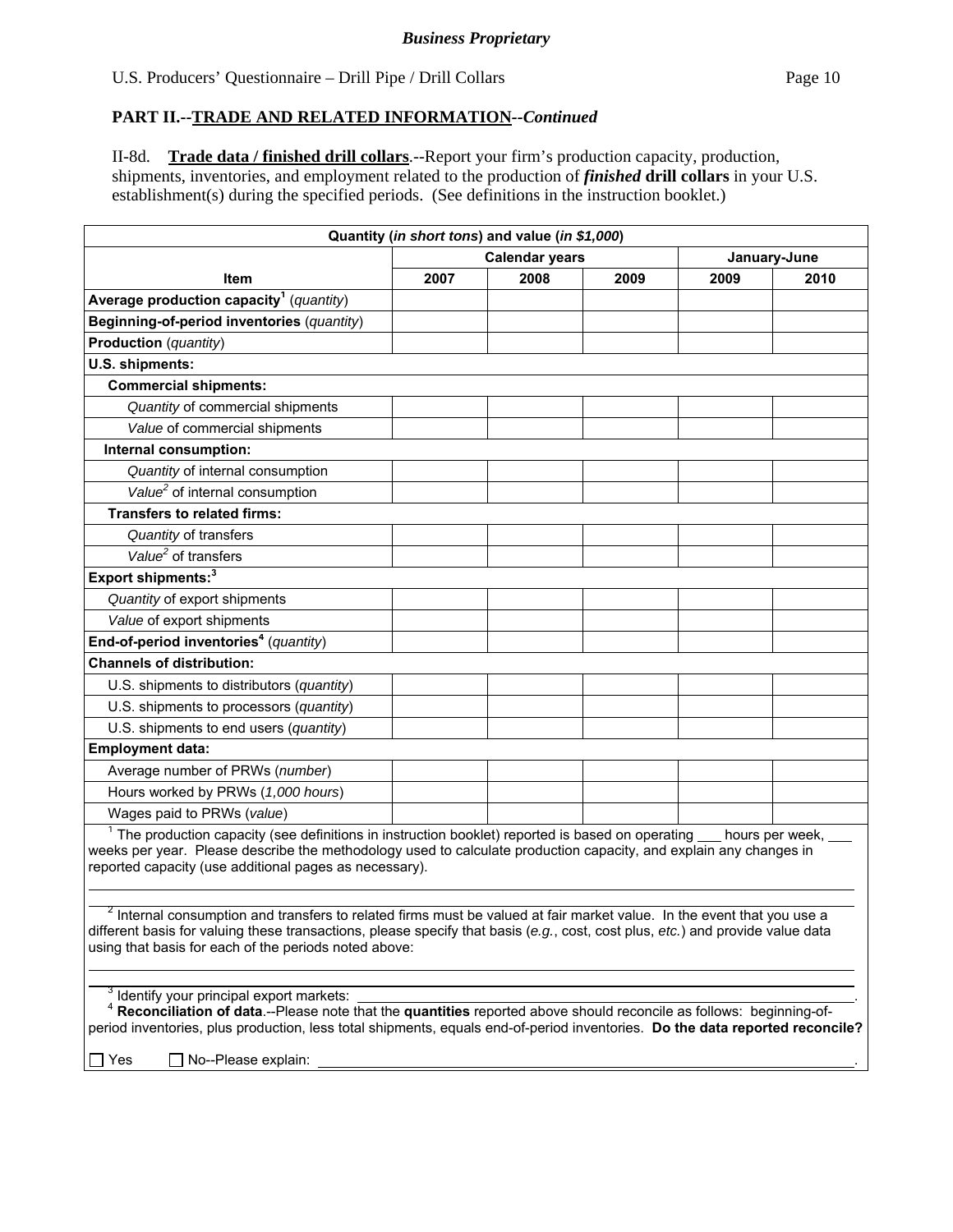*Business Proprietary*

U.S. Producers' Questionnaire – Drill Pipe / Drill Collars

## PART II.--TRADE AND RELATED INFORMATION--*Continued*

II-8d. **Trade data / finished drill collars**.--Report your firm's production capacity, production, shipments, inventories, and employment related to the production of ***finished*** **drill collars** in your U.S. establishment(s) during the specified periods. (See definitions in the instruction booklet.)

| Quantity (*in short tons*) and value (*in $1,000*) | | | | | |
|---|---|---|---|---|---|
| | Calendar years | | | January-June | |
| **Item** | **2007** | **2008** | **2009** | **2009** | **2010** |
| **Average production capacity**[1] (*quantity*) | | | | | |
| **Beginning-of-period inventories** (*quantity*) | | | | | |
| **Production** (*quantity*) | | | | | |
| **U.S. shipments:** | | | | | |
| **Commercial shipments:** | | | | | |
| *Quantity* of commercial shipments | | | | | |
| *Value* of commercial shipments | | | | | |
| **Internal consumption:** | | | | | |
| *Quantity* of internal consumption | | | | | |
| *Value*[2] of internal consumption | | | | | |
| **Transfers to related firms:** | | | | | |
| *Quantity* of transfers | | | | | |
| *Value*[2] of transfers | | | | | |
| **Export shipments:**[3] | | | | | |
| *Quantity* of export shipments | | | | | |
| *Value* of export shipments | | | | | |
| **End-of-period inventories**[4] (*quantity*) | | | | | |
| **Channels of distribution:** | | | | | |
| U.S. shipments to distributors (*quantity*) | | | | | |
| U.S. shipments to processors (*quantity*) | | | | | |
| U.S. shipments to end users (*quantity*) | | | | | |
| **Employment data:** | | | | | |
| Average number of PRWs (*number*) | | | | | |
| Hours worked by PRWs (*1,000 hours*) | | | | | |
| Wages paid to PRWs (*value*) | | | | | |

[1] The production capacity (see definitions in instruction booklet) reported is based on operating ___ hours per week, ___ weeks per year. Please describe the methodology used to calculate production capacity, and explain any changes in reported capacity (use additional pages as necessary).

______________________________________________________________________

[2] Internal consumption and transfers to related firms must be valued at fair market value. In the event that you use a different basis for valuing these transactions, please specify that basis (*e.g.*, cost, cost plus, *etc.*) and provide value data using that basis for each of the periods noted above:

______________________________________________________________________

[3] Identify your principal export markets: ______________________________________.

[4] **Reconciliation of data**.--Please note that the **quantities** reported above should reconcile as follows: beginning-of-period inventories, plus production, less total shipments, equals end-of-period inventories. **Do the data reported reconcile?**

☐ Yes ☐ No--Please explain: ______________________________________.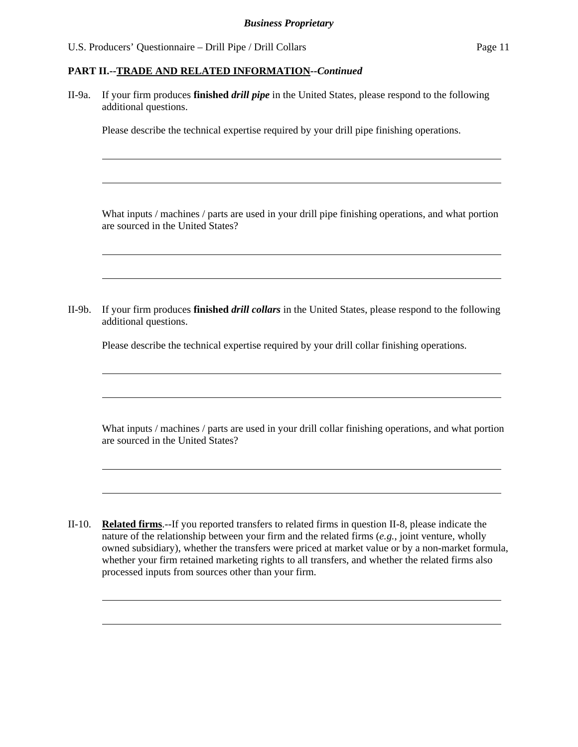**PART II.--<u>TRADE AND RELATED INFORMATION</u>--*Continued***

II-9a. If your firm produces **finished *drill pipe*** in the United States, please respond to the following additional questions.

Please describe the technical expertise required by your drill pipe finishing operations.

______________________________________________________________________

______________________________________________________________________

What inputs / machines / parts are used in your drill pipe finishing operations, and what portion are sourced in the United States?

______________________________________________________________________

______________________________________________________________________

II-9b. If your firm produces **finished *drill collars*** in the United States, please respond to the following additional questions.

Please describe the technical expertise required by your drill collar finishing operations.

______________________________________________________________________

______________________________________________________________________

What inputs / machines / parts are used in your drill collar finishing operations, and what portion are sourced in the United States?

______________________________________________________________________

______________________________________________________________________

II-10. **<u>Related firms</u>**.--If you reported transfers to related firms in question II-8, please indicate the nature of the relationship between your firm and the related firms (*e.g.*, joint venture, wholly owned subsidiary), whether the transfers were priced at market value or by a non-market formula, whether your firm retained marketing rights to all transfers, and whether the related firms also processed inputs from sources other than your firm.

______________________________________________________________________

______________________________________________________________________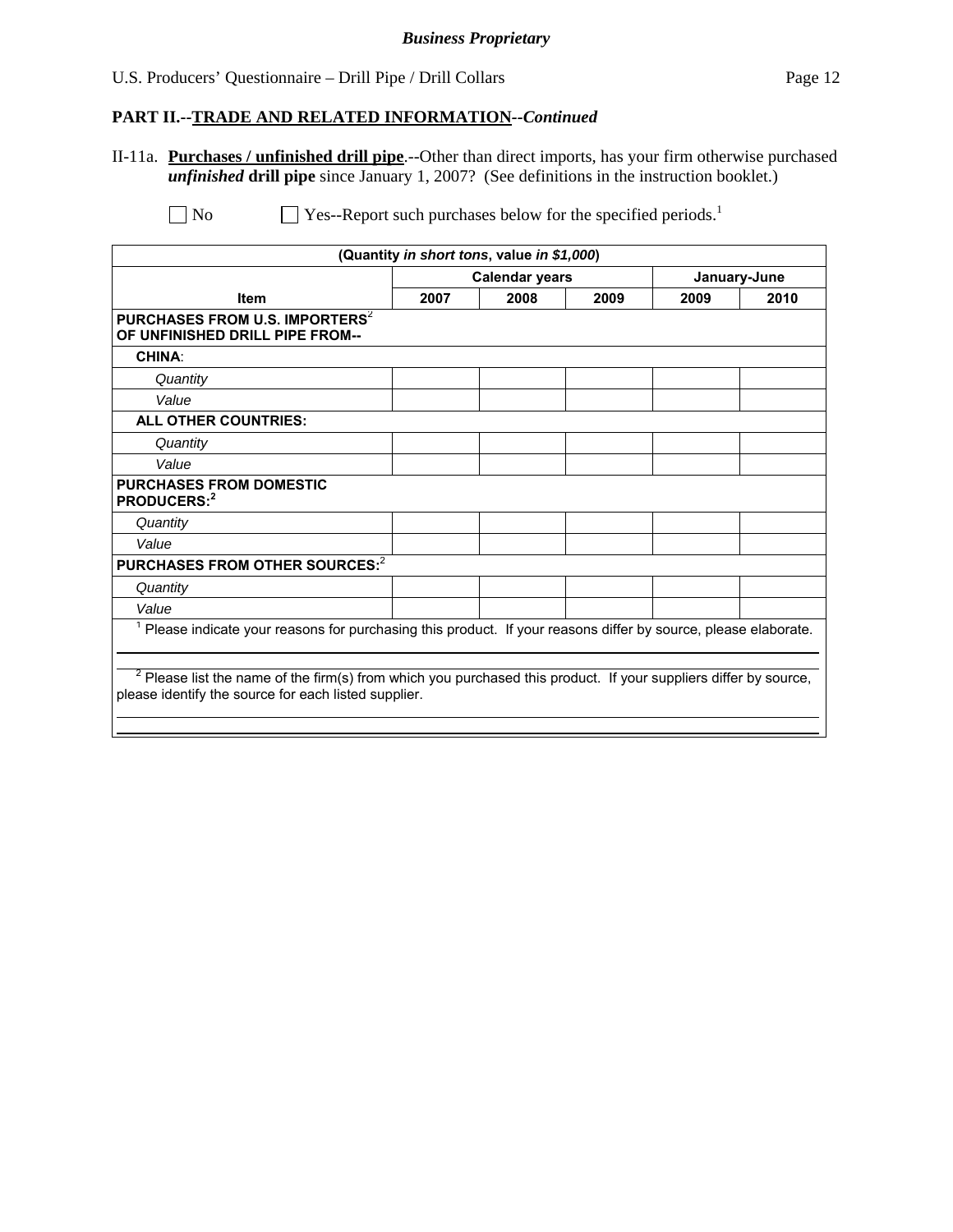## PART II.--TRADE AND RELATED INFORMATION--*Continued*

II-11a. **Purchases / unfinished drill pipe**.--Other than direct imports, has your firm otherwise purchased ***unfinished*** **drill pipe** since January 1, 2007? (See definitions in the instruction booklet.)

☐ No ☐ Yes--Report such purchases below for the specified periods.[1]

| (Quantity *in short tons*, value *in $1,000*) | | | | | |
|---|---|---|---|---|---|
| | Calendar years | | | January-June | |
| **Item** | **2007** | **2008** | **2009** | **2009** | **2010** |
| **PURCHASES FROM U.S. IMPORTERS[2] OF UNFINISHED DRILL PIPE FROM--** | | | | | |
| **CHINA**: | | | | | |
| *Quantity* | | | | | |
| *Value* | | | | | |
| **ALL OTHER COUNTRIES:** | | | | | |
| *Quantity* | | | | | |
| *Value* | | | | | |
| **PURCHASES FROM DOMESTIC PRODUCERS:[2]** | | | | | |
| *Quantity* | | | | | |
| *Value* | | | | | |
| **PURCHASES FROM OTHER SOURCES:[2]** | | | | | |
| *Quantity* | | | | | |
| *Value* | | | | | |

[1] Please indicate your reasons for purchasing this product. If your reasons differ by source, please elaborate.

[2] Please list the name of the firm(s) from which you purchased this product. If your suppliers differ by source, please identify the source for each listed supplier.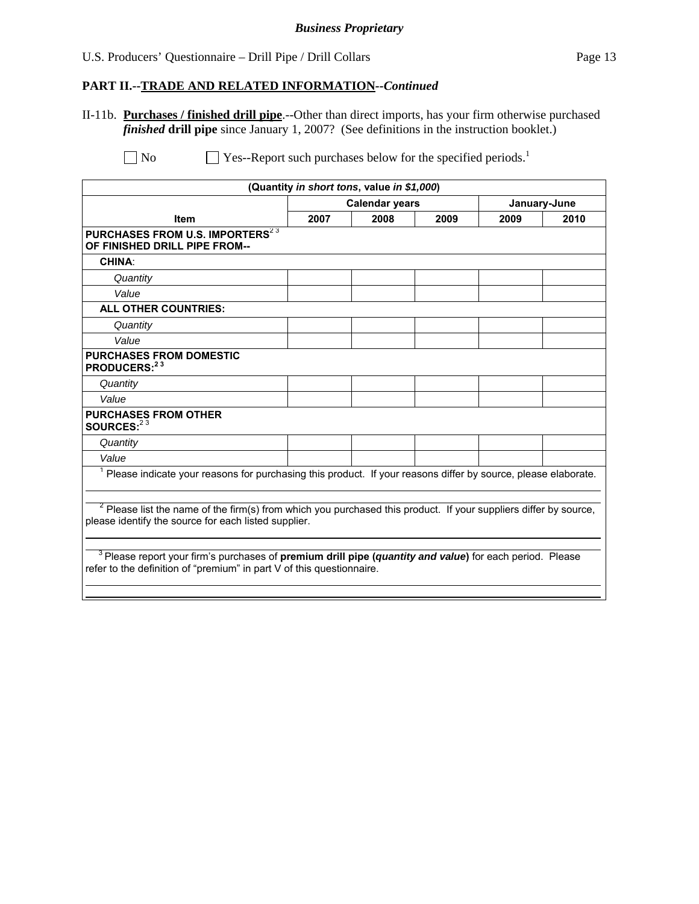**PART II.--TRADE AND RELATED INFORMATION--*Continued***

II-11b. **Purchases / finished drill pipe**.--Other than direct imports, has your firm otherwise purchased ***finished* drill pipe** since January 1, 2007? (See definitions in the instruction booklet.)

☐ No ☐ Yes--Report such purchases below for the specified periods.[1]

| (Quantity *in short tons*, value *in $1,000*) | | | | | |
|---|---|---|---|---|---|
| | Calendar years | | | January-June | |
| **Item** | **2007** | **2008** | **2009** | **2009** | **2010** |
| **PURCHASES FROM U.S. IMPORTERS[2 3] OF FINISHED DRILL PIPE FROM--** | | | | | |
| **CHINA**: | | | | | |
| *Quantity* | | | | | |
| *Value* | | | | | |
| **ALL OTHER COUNTRIES:** | | | | | |
| *Quantity* | | | | | |
| *Value* | | | | | |
| **PURCHASES FROM DOMESTIC PRODUCERS:[2 3]** | | | | | |
| *Quantity* | | | | | |
| *Value* | | | | | |
| **PURCHASES FROM OTHER SOURCES:[2 3]** | | | | | |
| *Quantity* | | | | | |
| *Value* | | | | | |

[1] Please indicate your reasons for purchasing this product. If your reasons differ by source, please elaborate.

[2] Please list the name of the firm(s) from which you purchased this product. If your suppliers differ by source, please identify the source for each listed supplier.

[3] Please report your firm's purchases of **premium drill pipe (*quantity and value*)** for each period. Please refer to the definition of "premium" in part V of this questionnaire.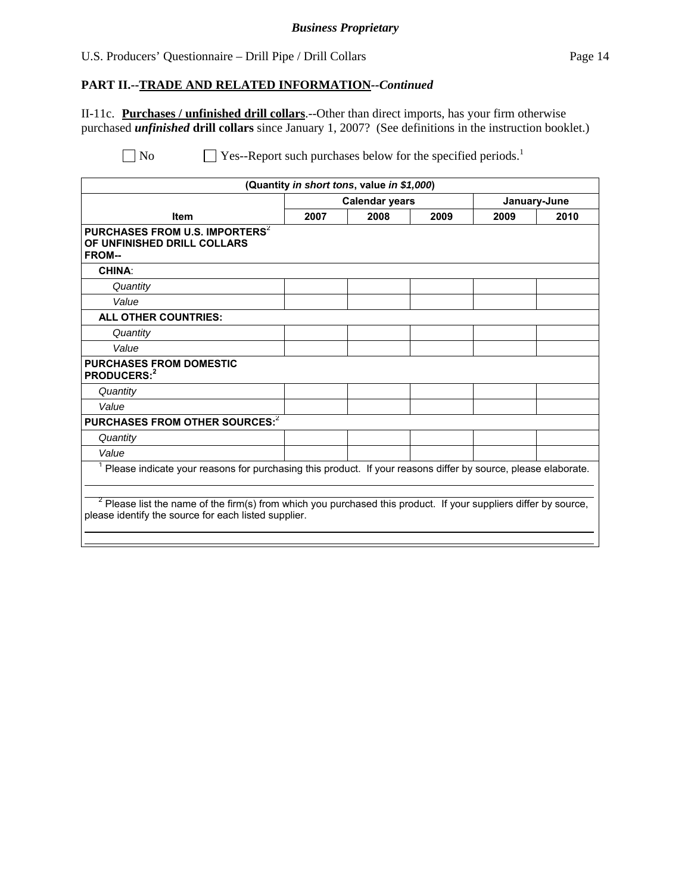*Business Proprietary*

**PART II.--TRADE AND RELATED INFORMATION--*Continued***

II-11c. **Purchases / unfinished drill collars**.--Other than direct imports, has your firm otherwise purchased ***unfinished*** **drill collars** since January 1, 2007? (See definitions in the instruction booklet.)

☐ No ☐ Yes--Report such purchases below for the specified periods.[1]

| (Quantity *in short tons*, value *in $1,000*) | | | | | |
|---|---|---|---|---|---|
| | Calendar years | | | January-June | |
| **Item** | **2007** | **2008** | **2009** | **2009** | **2010** |
| **PURCHASES FROM U.S. IMPORTERS[2] OF UNFINISHED DRILL COLLARS FROM--** | | | | | |
| **CHINA**: | | | | | |
| *Quantity* | | | | | |
| *Value* | | | | | |
| **ALL OTHER COUNTRIES:** | | | | | |
| *Quantity* | | | | | |
| *Value* | | | | | |
| **PURCHASES FROM DOMESTIC PRODUCERS:[2]** | | | | | |
| *Quantity* | | | | | |
| *Value* | | | | | |
| **PURCHASES FROM OTHER SOURCES:[2]** | | | | | |
| *Quantity* | | | | | |
| *Value* | | | | | |

[1] Please indicate your reasons for purchasing this product. If your reasons differ by source, please elaborate.

[2] Please list the name of the firm(s) from which you purchased this product. If your suppliers differ by source, please identify the source for each listed supplier.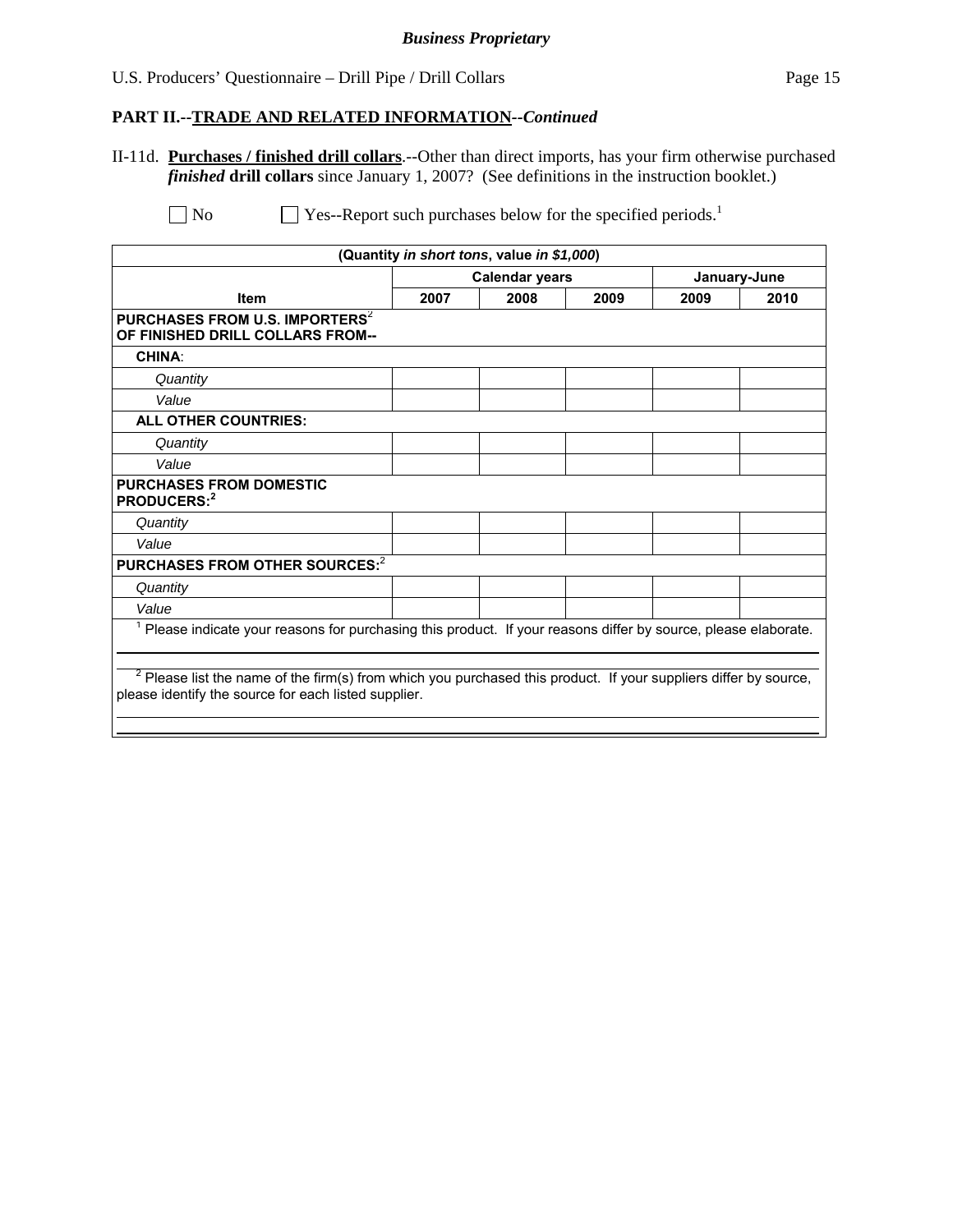**Business Proprietary**

## PART II.--TRADE AND RELATED INFORMATION--*Continued*

II-11d. **Purchases / finished drill collars**.--Other than direct imports, has your firm otherwise purchased ***finished* drill collars** since January 1, 2007? (See definitions in the instruction booklet.)

☐ No ☐ Yes--Report such purchases below for the specified periods.[1]

| (Quantity *in short tons*, value *in $1,000*) | | | | | |
|---|---|---|---|---|---|
| | Calendar years | | | January-June | |
| **Item** | **2007** | **2008** | **2009** | **2009** | **2010** |
| **PURCHASES FROM U.S. IMPORTERS[2] OF FINISHED DRILL COLLARS FROM--** | | | | | |
| **CHINA**: | | | | | |
| *Quantity* | | | | | |
| *Value* | | | | | |
| **ALL OTHER COUNTRIES:** | | | | | |
| *Quantity* | | | | | |
| *Value* | | | | | |
| **PURCHASES FROM DOMESTIC PRODUCERS:[2]** | | | | | |
| *Quantity* | | | | | |
| *Value* | | | | | |
| **PURCHASES FROM OTHER SOURCES:[2]** | | | | | |
| *Quantity* | | | | | |
| *Value* | | | | | |

[1] Please indicate your reasons for purchasing this product. If your reasons differ by source, please elaborate.

[2] Please list the name of the firm(s) from which you purchased this product. If your suppliers differ by source, please identify the source for each listed supplier.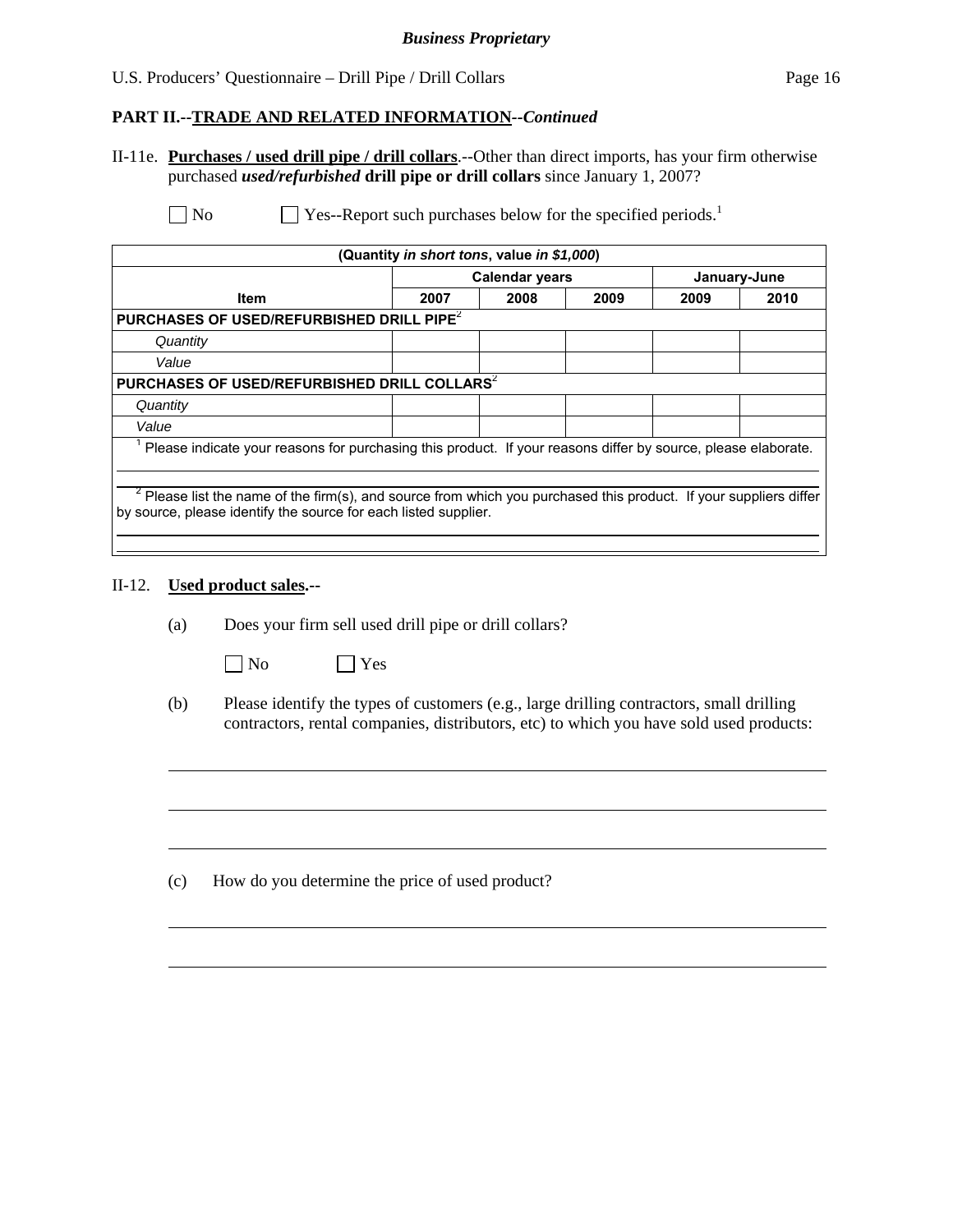**Business Proprietary**

## PART II.--TRADE AND RELATED INFORMATION--*Continued*

II-11e. **Purchases / used drill pipe / drill collars**.--Other than direct imports, has your firm otherwise purchased ***used/refurbished*** **drill pipe or drill collars** since January 1, 2007?

☐ No ☐ Yes--Report such purchases below for the specified periods.[1]

| (Quantity *in short tons*, value *in $1,000*) | | | | | |
|---|---|---|---|---|---|
| | Calendar years | | | January-June | |
| **Item** | **2007** | **2008** | **2009** | **2009** | **2010** |
| **PURCHASES OF USED/REFURBISHED DRILL PIPE**[2] | | | | | |
| *Quantity* | | | | | |
| *Value* | | | | | |
| **PURCHASES OF USED/REFURBISHED DRILL COLLARS**[2] | | | | | |
| *Quantity* | | | | | |
| *Value* | | | | | |

[1] Please indicate your reasons for purchasing this product. If your reasons differ by source, please elaborate.

[2] Please list the name of the firm(s), and source from which you purchased this product. If your suppliers differ by source, please identify the source for each listed supplier.

II-12. **Used product sales.--**

(a) Does your firm sell used drill pipe or drill collars?

☐ No ☐ Yes

(b) Please identify the types of customers (e.g., large drilling contractors, small drilling contractors, rental companies, distributors, etc) to which you have sold used products:

(c) How do you determine the price of used product?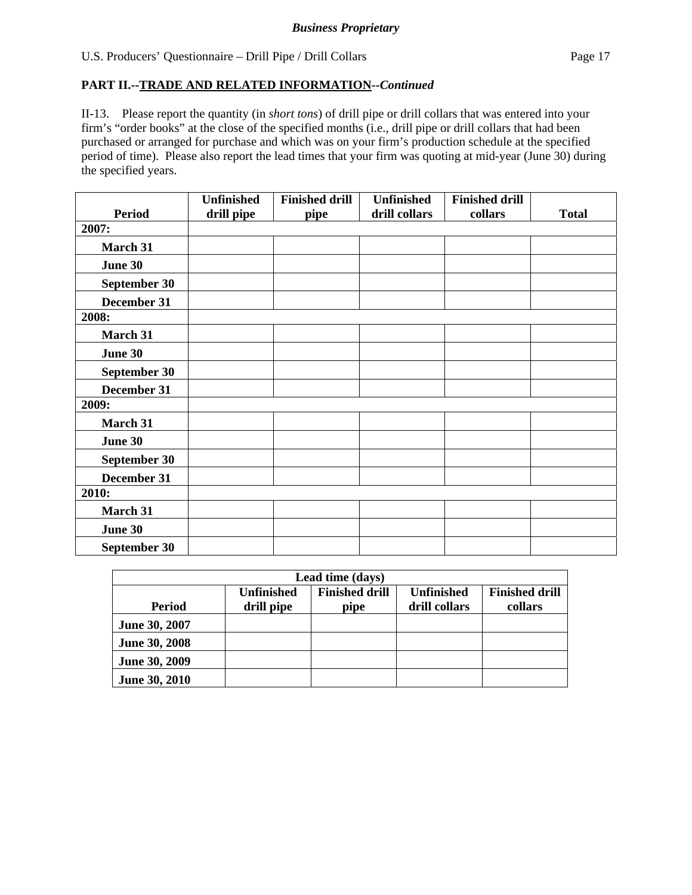*Business Proprietary*

## PART II.--TRADE AND RELATED INFORMATION--*Continued*

II-13. Please report the quantity (in *short tons*) of drill pipe or drill collars that was entered into your firm's "order books" at the close of the specified months (i.e., drill pipe or drill collars that had been purchased or arranged for purchase and which was on your firm's production schedule at the specified period of time). Please also report the lead times that your firm was quoting at mid-year (June 30) during the specified years.

| Period | Unfinished drill pipe | Finished drill pipe | Unfinished drill collars | Finished drill collars | Total |
|---|---|---|---|---|---|
| **2007:** | | | | | |
| March 31 | | | | | |
| June 30 | | | | | |
| September 30 | | | | | |
| December 31 | | | | | |
| **2008:** | | | | | |
| March 31 | | | | | |
| June 30 | | | | | |
| September 30 | | | | | |
| December 31 | | | | | |
| **2009:** | | | | | |
| March 31 | | | | | |
| June 30 | | | | | |
| September 30 | | | | | |
| December 31 | | | | | |
| **2010:** | | | | | |
| March 31 | | | | | |
| June 30 | | | | | |
| September 30 | | | | | |

| | Lead time (days) | | | |
|---|---|---|---|---|
| Period | Unfinished drill pipe | Finished drill pipe | Unfinished drill collars | Finished drill collars |
| June 30, 2007 | | | | |
| June 30, 2008 | | | | |
| June 30, 2009 | | | | |
| June 30, 2010 | | | | |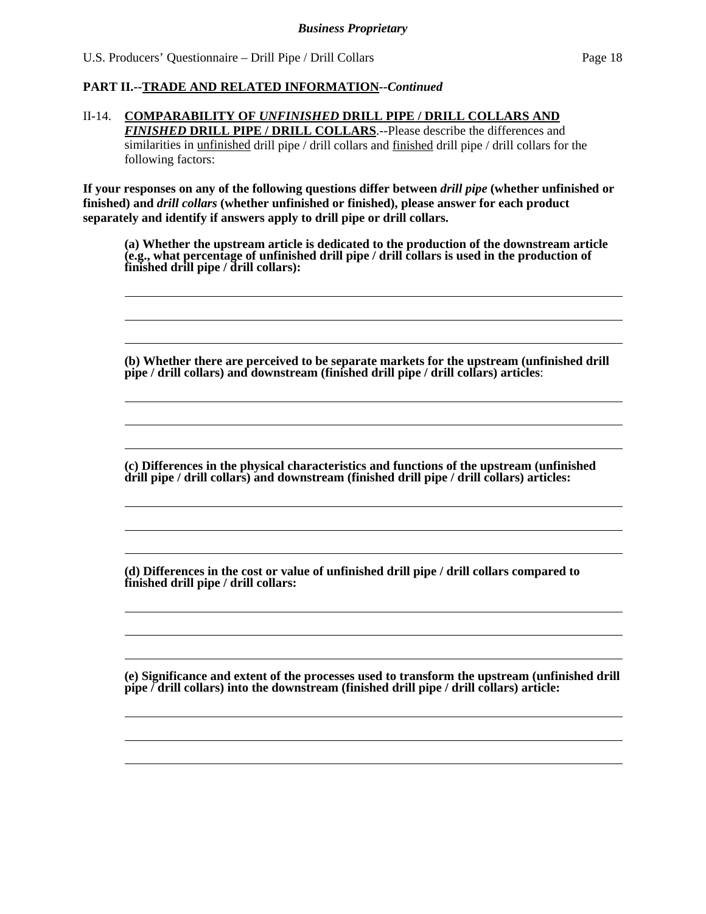**PART II.--TRADE AND RELATED INFORMATION--*Continued***

II-14. **COMPARABILITY OF *UNFINISHED* DRILL PIPE / DRILL COLLARS AND *FINISHED* DRILL PIPE / DRILL COLLARS**.--Please describe the differences and similarities in unfinished drill pipe / drill collars and finished drill pipe / drill collars for the following factors:

**If your responses on any of the following questions differ between *drill pipe* (whether unfinished or finished) and *drill collars* (whether unfinished or finished), please answer for each product separately and identify if answers apply to drill pipe or drill collars.**

**(a) Whether the upstream article is dedicated to the production of the downstream article (e.g., what percentage of unfinished drill pipe / drill collars is used in the production of finished drill pipe / drill collars):**

______________________________________________________________________

______________________________________________________________________

______________________________________________________________________

**(b) Whether there are perceived to be separate markets for the upstream (unfinished drill pipe / drill collars) and downstream (finished drill pipe / drill collars) articles**:

______________________________________________________________________

______________________________________________________________________

______________________________________________________________________

**(c) Differences in the physical characteristics and functions of the upstream (unfinished drill pipe / drill collars) and downstream (finished drill pipe / drill collars) articles:**

______________________________________________________________________

______________________________________________________________________

______________________________________________________________________

**(d) Differences in the cost or value of unfinished drill pipe / drill collars compared to finished drill pipe / drill collars:**

______________________________________________________________________

______________________________________________________________________

______________________________________________________________________

**(e) Significance and extent of the processes used to transform the upstream (unfinished drill pipe / drill collars) into the downstream (finished drill pipe / drill collars) article:**

______________________________________________________________________

______________________________________________________________________

______________________________________________________________________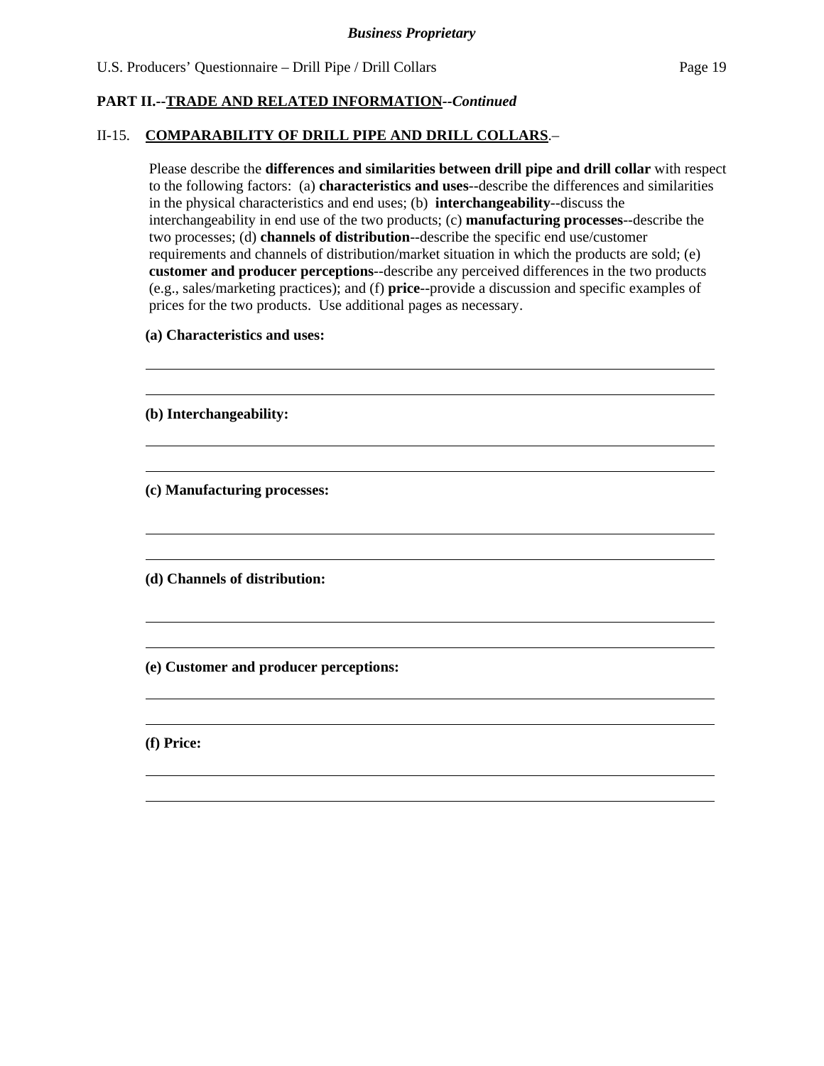## PART II.--TRADE AND RELATED INFORMATION--*Continued*

### II-15. COMPARABILITY OF DRILL PIPE AND DRILL COLLARS.–

Please describe the **differences and similarities between drill pipe and drill collar** with respect to the following factors: (a) **characteristics and uses**--describe the differences and similarities in the physical characteristics and end uses; (b) **interchangeability**--discuss the interchangeability in end use of the two products; (c) **manufacturing processes**--describe the two processes; (d) **channels of distribution**--describe the specific end use/customer requirements and channels of distribution/market situation in which the products are sold; (e) **customer and producer perceptions**--describe any perceived differences in the two products (e.g., sales/marketing practices); and (f) **price**--provide a discussion and specific examples of prices for the two products. Use additional pages as necessary.

**(a) Characteristics and uses:**

\_\_\_\_\_\_\_\_\_\_\_\_\_\_\_\_\_\_\_\_\_\_\_\_\_\_\_\_\_\_\_\_\_\_\_\_\_\_\_\_\_\_\_\_\_\_\_\_\_\_\_\_\_\_\_\_\_\_\_\_\_\_\_\_\_\_\_\_\_\_\_\_

\_\_\_\_\_\_\_\_\_\_\_\_\_\_\_\_\_\_\_\_\_\_\_\_\_\_\_\_\_\_\_\_\_\_\_\_\_\_\_\_\_\_\_\_\_\_\_\_\_\_\_\_\_\_\_\_\_\_\_\_\_\_\_\_\_\_\_\_\_\_\_\_

**(b) Interchangeability:**

\_\_\_\_\_\_\_\_\_\_\_\_\_\_\_\_\_\_\_\_\_\_\_\_\_\_\_\_\_\_\_\_\_\_\_\_\_\_\_\_\_\_\_\_\_\_\_\_\_\_\_\_\_\_\_\_\_\_\_\_\_\_\_\_\_\_\_\_\_\_\_\_

\_\_\_\_\_\_\_\_\_\_\_\_\_\_\_\_\_\_\_\_\_\_\_\_\_\_\_\_\_\_\_\_\_\_\_\_\_\_\_\_\_\_\_\_\_\_\_\_\_\_\_\_\_\_\_\_\_\_\_\_\_\_\_\_\_\_\_\_\_\_\_\_

**(c) Manufacturing processes:**

\_\_\_\_\_\_\_\_\_\_\_\_\_\_\_\_\_\_\_\_\_\_\_\_\_\_\_\_\_\_\_\_\_\_\_\_\_\_\_\_\_\_\_\_\_\_\_\_\_\_\_\_\_\_\_\_\_\_\_\_\_\_\_\_\_\_\_\_\_\_\_\_

\_\_\_\_\_\_\_\_\_\_\_\_\_\_\_\_\_\_\_\_\_\_\_\_\_\_\_\_\_\_\_\_\_\_\_\_\_\_\_\_\_\_\_\_\_\_\_\_\_\_\_\_\_\_\_\_\_\_\_\_\_\_\_\_\_\_\_\_\_\_\_\_

**(d) Channels of distribution:**

\_\_\_\_\_\_\_\_\_\_\_\_\_\_\_\_\_\_\_\_\_\_\_\_\_\_\_\_\_\_\_\_\_\_\_\_\_\_\_\_\_\_\_\_\_\_\_\_\_\_\_\_\_\_\_\_\_\_\_\_\_\_\_\_\_\_\_\_\_\_\_\_

\_\_\_\_\_\_\_\_\_\_\_\_\_\_\_\_\_\_\_\_\_\_\_\_\_\_\_\_\_\_\_\_\_\_\_\_\_\_\_\_\_\_\_\_\_\_\_\_\_\_\_\_\_\_\_\_\_\_\_\_\_\_\_\_\_\_\_\_\_\_\_\_

**(e) Customer and producer perceptions:**

\_\_\_\_\_\_\_\_\_\_\_\_\_\_\_\_\_\_\_\_\_\_\_\_\_\_\_\_\_\_\_\_\_\_\_\_\_\_\_\_\_\_\_\_\_\_\_\_\_\_\_\_\_\_\_\_\_\_\_\_\_\_\_\_\_\_\_\_\_\_\_\_

\_\_\_\_\_\_\_\_\_\_\_\_\_\_\_\_\_\_\_\_\_\_\_\_\_\_\_\_\_\_\_\_\_\_\_\_\_\_\_\_\_\_\_\_\_\_\_\_\_\_\_\_\_\_\_\_\_\_\_\_\_\_\_\_\_\_\_\_\_\_\_\_

**(f) Price:**

\_\_\_\_\_\_\_\_\_\_\_\_\_\_\_\_\_\_\_\_\_\_\_\_\_\_\_\_\_\_\_\_\_\_\_\_\_\_\_\_\_\_\_\_\_\_\_\_\_\_\_\_\_\_\_\_\_\_\_\_\_\_\_\_\_\_\_\_\_\_\_\_

\_\_\_\_\_\_\_\_\_\_\_\_\_\_\_\_\_\_\_\_\_\_\_\_\_\_\_\_\_\_\_\_\_\_\_\_\_\_\_\_\_\_\_\_\_\_\_\_\_\_\_\_\_\_\_\_\_\_\_\_\_\_\_\_\_\_\_\_\_\_\_\_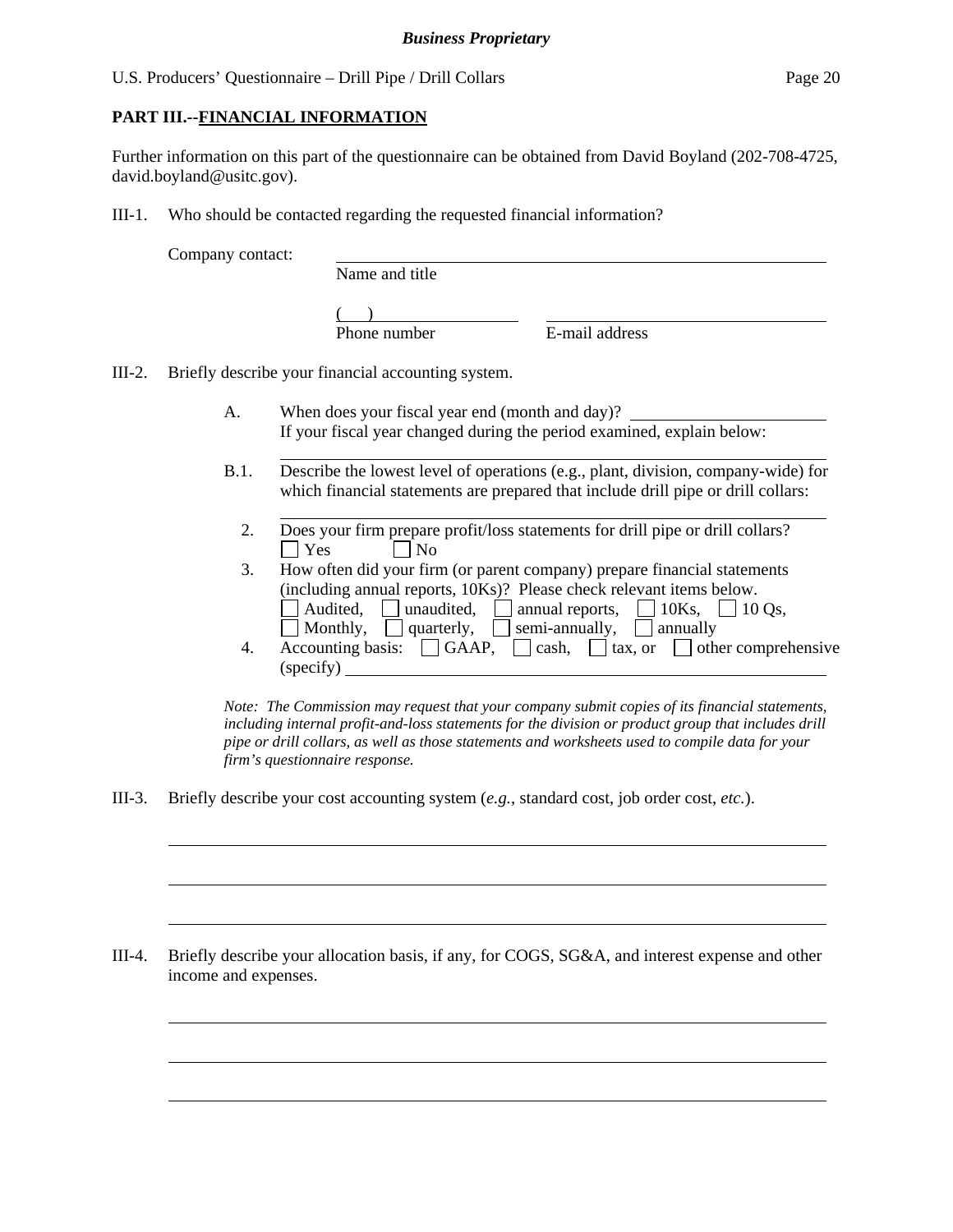**Business Proprietary**

**PART III.--FINANCIAL INFORMATION**

Further information on this part of the questionnaire can be obtained from David Boyland (202-708-4725, david.boyland@usitc.gov).

III-1. Who should be contacted regarding the requested financial information?

Company contact: ______________________________
Name and title

( ) ______________ ______________________
Phone number E-mail address

III-2. Briefly describe your financial accounting system.

A. When does your fiscal year end (month and day)? ______________
If your fiscal year changed during the period examined, explain below:
______________________________

B.1. Describe the lowest level of operations (e.g., plant, division, company-wide) for which financial statements are prepared that include drill pipe or drill collars:
______________________________

2. Does your firm prepare profit/loss statements for drill pipe or drill collars?
☐ Yes ☐ No

3. How often did your firm (or parent company) prepare financial statements (including annual reports, 10Ks)? Please check relevant items below.
☐ Audited, ☐ unaudited, ☐ annual reports, ☐ 10Ks, ☐ 10 Qs,
☐ Monthly, ☐ quarterly, ☐ semi-annually, ☐ annually

4. Accounting basis: ☐ GAAP, ☐ cash, ☐ tax, or ☐ other comprehensive (specify) ______________________________

*Note: The Commission may request that your company submit copies of its financial statements, including internal profit-and-loss statements for the division or product group that includes drill pipe or drill collars, as well as those statements and worksheets used to compile data for your firm's questionnaire response.*

III-3. Briefly describe your cost accounting system (*e.g.*, standard cost, job order cost, *etc.*).

______________________________
______________________________
______________________________

III-4. Briefly describe your allocation basis, if any, for COGS, SG&A, and interest expense and other income and expenses.

______________________________
______________________________
______________________________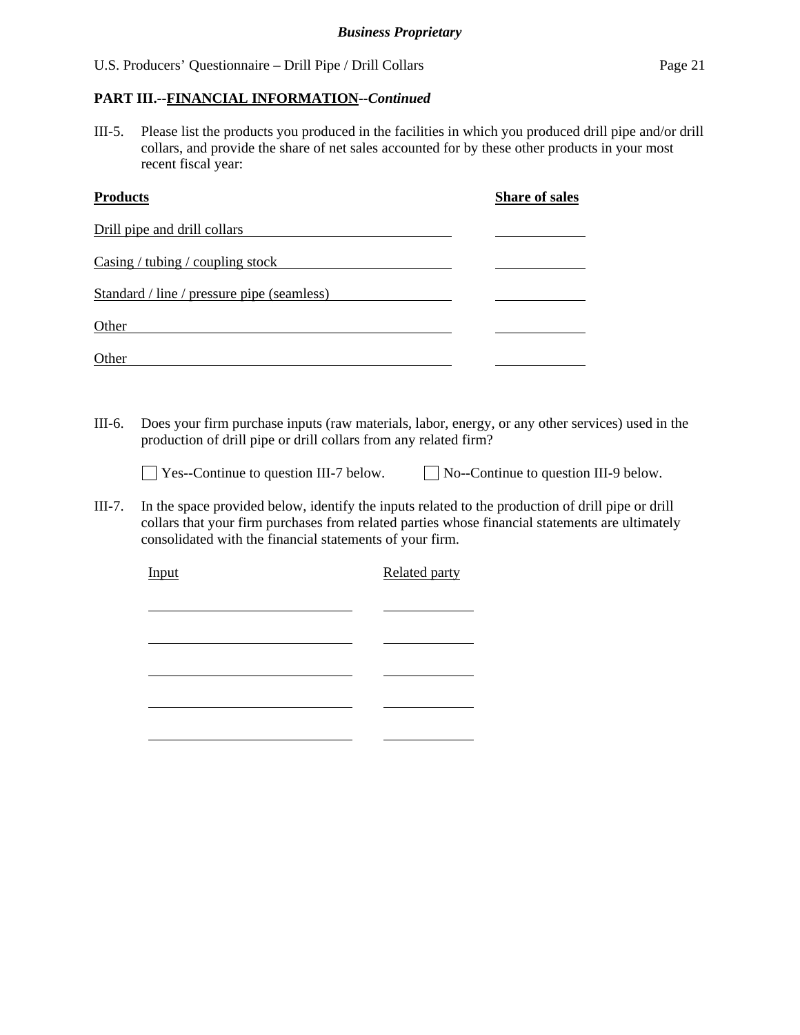*Business Proprietary*

**PART III.--FINANCIAL INFORMATION--*Continued***

III-5. Please list the products you produced in the facilities in which you produced drill pipe and/or drill collars, and provide the share of net sales accounted for by these other products in your most recent fiscal year:

| **Products** | **Share of sales** |
|---|---|
| Drill pipe and drill collars | |
| Casing / tubing / coupling stock | |
| Standard / line / pressure pipe (seamless) | |
| Other | |
| Other | |

III-6. Does your firm purchase inputs (raw materials, labor, energy, or any other services) used in the production of drill pipe or drill collars from any related firm?

☐ Yes--Continue to question III-7 below. ☐ No--Continue to question III-9 below.

III-7. In the space provided below, identify the inputs related to the production of drill pipe or drill collars that your firm purchases from related parties whose financial statements are ultimately consolidated with the financial statements of your firm.

| Input | Related party |
|---|---|
| | |
| | |
| | |
| | |
| | |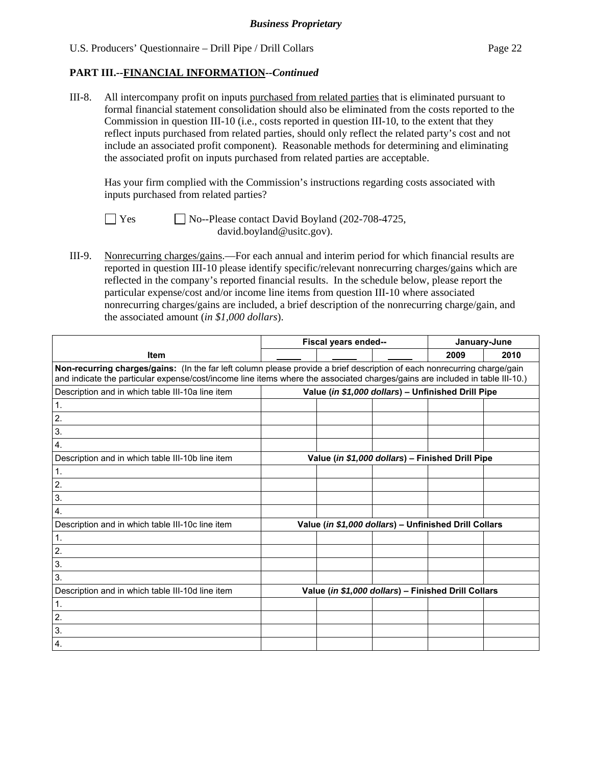**PART III.--FINANCIAL INFORMATION--*Continued***

III-8. All intercompany profit on inputs purchased from related parties that is eliminated pursuant to formal financial statement consolidation should also be eliminated from the costs reported to the Commission in question III-10 (i.e., costs reported in question III-10, to the extent that they reflect inputs purchased from related parties, should only reflect the related party's cost and not include an associated profit component). Reasonable methods for determining and eliminating the associated profit on inputs purchased from related parties are acceptable.

Has your firm complied with the Commission's instructions regarding costs associated with inputs purchased from related parties?

☐ Yes ☐ No--Please contact David Boyland (202-708-4725, david.boyland@usitc.gov).

III-9. Nonrecurring charges/gains.—For each annual and interim period for which financial results are reported in question III-10 please identify specific/relevant nonrecurring charges/gains which are reflected in the company's reported financial results. In the schedule below, please report the particular expense/cost and/or income line items from question III-10 where associated nonrecurring charges/gains are included, a brief description of the nonrecurring charge/gain, and the associated amount (*in $1,000 dollars*).

| Item | Fiscal years ended-- | | | January-June | |
|---|---|---|---|---|---|
| | _____ | _____ | _____ | 2009 | 2010 |
| **Non-recurring charges/gains:** (In the far left column please provide a brief description of each nonrecurring charge/gain and indicate the particular expense/cost/income line items where the associated charges/gains are included in table III-10.) | | | | | |
| Description and in which table III-10a line item | **Value (*in $1,000 dollars*) – Unfinished Drill Pipe** | | | | |
| 1. | | | | | |
| 2. | | | | | |
| 3. | | | | | |
| 4. | | | | | |
| Description and in which table III-10b line item | **Value (*in $1,000 dollars*) – Finished Drill Pipe** | | | | |
| 1. | | | | | |
| 2. | | | | | |
| 3. | | | | | |
| 4. | | | | | |
| Description and in which table III-10c line item | **Value (*in $1,000 dollars*) – Unfinished Drill Collars** | | | | |
| 1. | | | | | |
| 2. | | | | | |
| 3. | | | | | |
| 3. | | | | | |
| Description and in which table III-10d line item | **Value (*in $1,000 dollars*) – Finished Drill Collars** | | | | |
| 1. | | | | | |
| 2. | | | | | |
| 3. | | | | | |
| 4. | | | | | |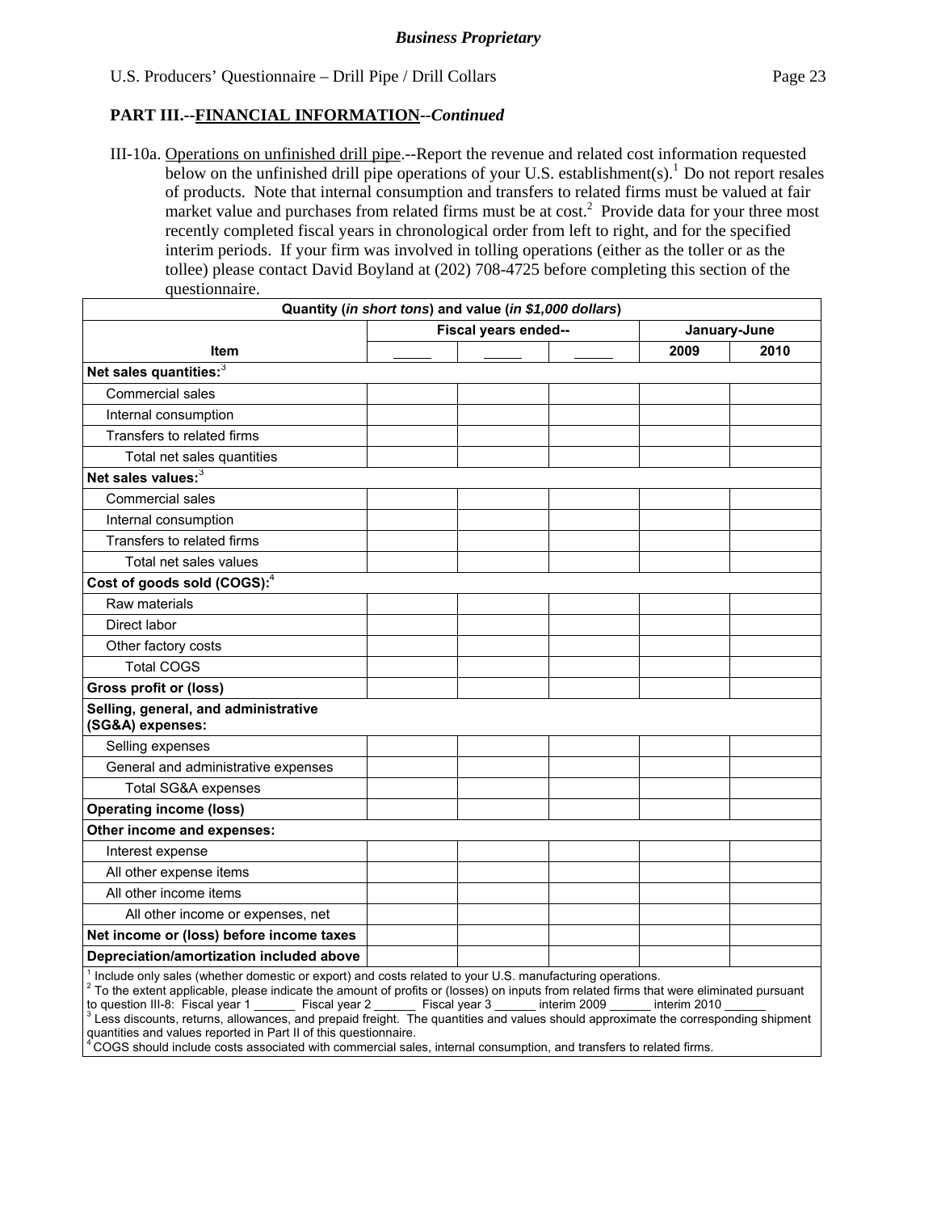*Business Proprietary*

## PART III.--FINANCIAL INFORMATION--*Continued*

III-10a. Operations on unfinished drill pipe.--Report the revenue and related cost information requested below on the unfinished drill pipe operations of your U.S. establishment(s).[1] Do not report resales of products. Note that internal consumption and transfers to related firms must be valued at fair market value and purchases from related firms must be at cost.[2] Provide data for your three most recently completed fiscal years in chronological order from left to right, and for the specified interim periods. If your firm was involved in tolling operations (either as the toller or as the tollee) please contact David Boyland at (202) 708-4725 before completing this section of the questionnaire.

| Quantity (*in short tons*) and value (*in $1,000 dollars*) | | | | | |
|---|---|---|---|---|---|
| | Fiscal years ended-- | | | January-June | |
| **Item** | _____ | _____ | _____ | **2009** | **2010** |
| **Net sales quantities:**[3] | | | | | |
| Commercial sales | | | | | |
| Internal consumption | | | | | |
| Transfers to related firms | | | | | |
| Total net sales quantities | | | | | |
| **Net sales values:**[3] | | | | | |
| Commercial sales | | | | | |
| Internal consumption | | | | | |
| Transfers to related firms | | | | | |
| Total net sales values | | | | | |
| **Cost of goods sold (COGS):**[4] | | | | | |
| Raw materials | | | | | |
| Direct labor | | | | | |
| Other factory costs | | | | | |
| Total COGS | | | | | |
| **Gross profit or (loss)** | | | | | |
| **Selling, general, and administrative (SG&A) expenses:** | | | | | |
| Selling expenses | | | | | |
| General and administrative expenses | | | | | |
| Total SG&A expenses | | | | | |
| **Operating income (loss)** | | | | | |
| **Other income and expenses:** | | | | | |
| Interest expense | | | | | |
| All other expense items | | | | | |
| All other income items | | | | | |
| All other income or expenses, net | | | | | |
| **Net income or (loss) before income taxes** | | | | | |
| **Depreciation/amortization included above** | | | | | |

[1] Include only sales (whether domestic or export) and costs related to your U.S. manufacturing operations.
[2] To the extent applicable, please indicate the amount of profits or (losses) on inputs from related firms that were eliminated pursuant to question III-8: Fiscal year 1 ______ Fiscal year 2 ______ Fiscal year 3 ______ interim 2009 ______ interim 2010 ______
[3] Less discounts, returns, allowances, and prepaid freight. The quantities and values should approximate the corresponding shipment quantities and values reported in Part II of this questionnaire.
[4] COGS should include costs associated with commercial sales, internal consumption, and transfers to related firms.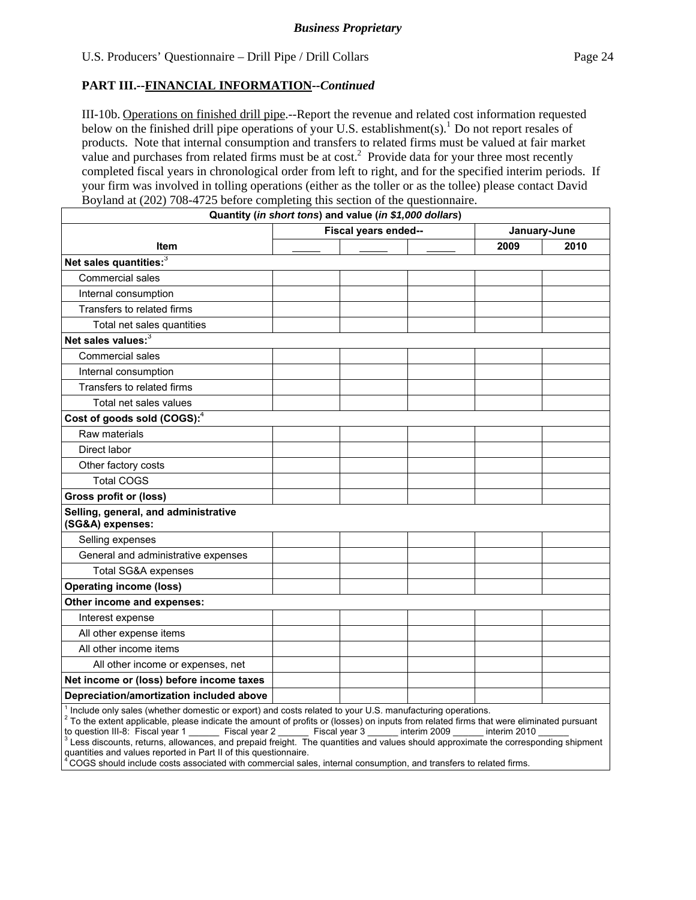*Business Proprietary*

U.S. Producers' Questionnaire – Drill Pipe / Drill Collars

**PART III.--FINANCIAL INFORMATION--*Continued***

III-10b. Operations on finished drill pipe.--Report the revenue and related cost information requested below on the finished drill pipe operations of your U.S. establishment(s).[1] Do not report resales of products. Note that internal consumption and transfers to related firms must be valued at fair market value and purchases from related firms must be at cost.[2] Provide data for your three most recently completed fiscal years in chronological order from left to right, and for the specified interim periods. If your firm was involved in tolling operations (either as the toller or as the tollee) please contact David Boyland at (202) 708-4725 before completing this section of the questionnaire.

| Quantity (*in short tons*) and value (*in $1,000 dollars*) | | | | | |
|---|---|---|---|---|---|
| | Fiscal years ended-- | | | January-June | |
| **Item** | _____ | _____ | _____ | **2009** | **2010** |
| **Net sales quantities:**[3] | | | | | |
| Commercial sales | | | | | |
| Internal consumption | | | | | |
| Transfers to related firms | | | | | |
| Total net sales quantities | | | | | |
| **Net sales values:**[3] | | | | | |
| Commercial sales | | | | | |
| Internal consumption | | | | | |
| Transfers to related firms | | | | | |
| Total net sales values | | | | | |
| **Cost of goods sold (COGS):**[4] | | | | | |
| Raw materials | | | | | |
| Direct labor | | | | | |
| Other factory costs | | | | | |
| Total COGS | | | | | |
| **Gross profit or (loss)** | | | | | |
| **Selling, general, and administrative (SG&A) expenses:** | | | | | |
| Selling expenses | | | | | |
| General and administrative expenses | | | | | |
| Total SG&A expenses | | | | | |
| **Operating income (loss)** | | | | | |
| **Other income and expenses:** | | | | | |
| Interest expense | | | | | |
| All other expense items | | | | | |
| All other income items | | | | | |
| All other income or expenses, net | | | | | |
| **Net income or (loss) before income taxes** | | | | | |
| **Depreciation/amortization included above** | | | | | |

[1] Include only sales (whether domestic or export) and costs related to your U.S. manufacturing operations.
[2] To the extent applicable, please indicate the amount of profits or (losses) on inputs from related firms that were eliminated pursuant to question III-8: Fiscal year 1 ______ Fiscal year 2 ______ Fiscal year 3 ______ interim 2009 ______ interim 2010 ______
[3] Less discounts, returns, allowances, and prepaid freight. The quantities and values should approximate the corresponding shipment quantities and values reported in Part II of this questionnaire.
[4] COGS should include costs associated with commercial sales, internal consumption, and transfers to related firms.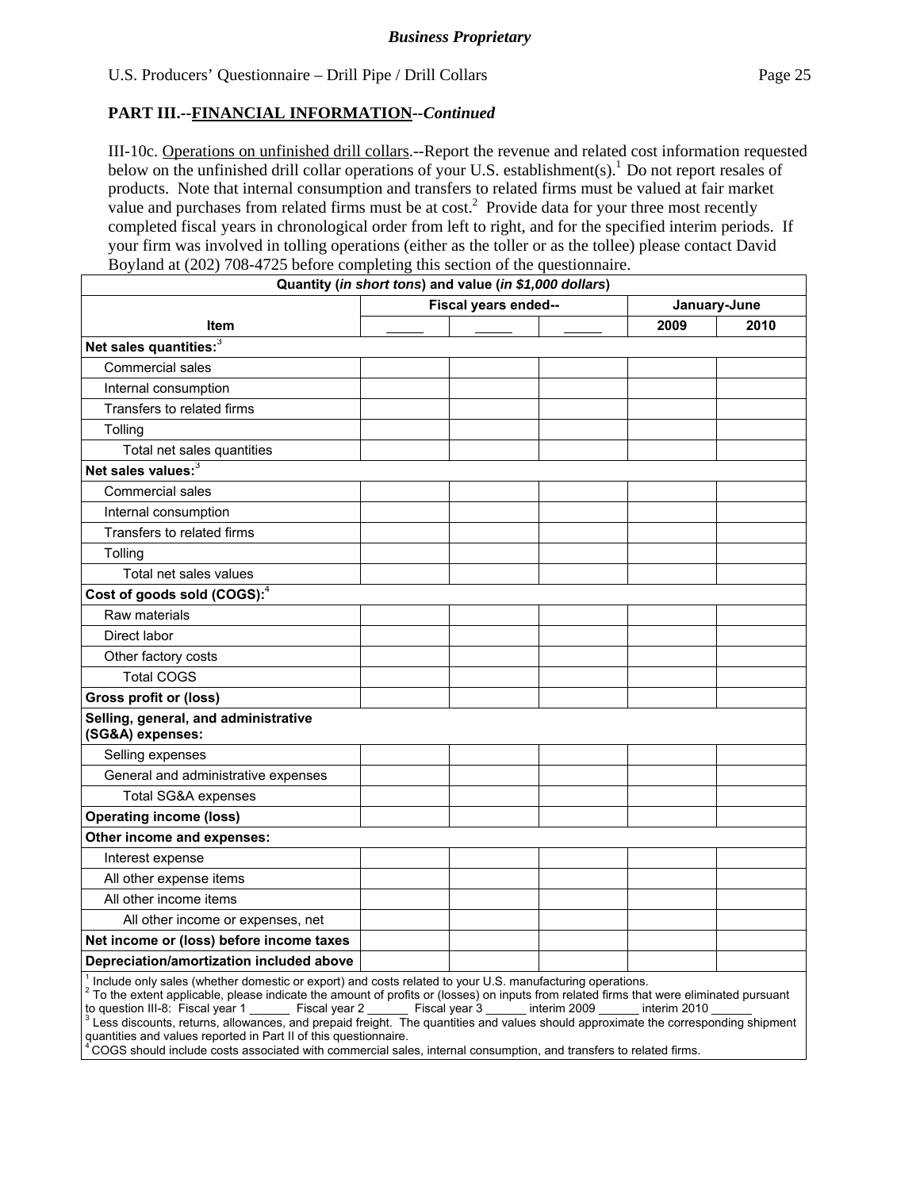*Business Proprietary*

U.S. Producers' Questionnaire – Drill Pipe / Drill Collars

## PART III.--FINANCIAL INFORMATION--*Continued*

III-10c. Operations on unfinished drill collars.--Report the revenue and related cost information requested below on the unfinished drill collar operations of your U.S. establishment(s).[1] Do not report resales of products. Note that internal consumption and transfers to related firms must be valued at fair market value and purchases from related firms must be at cost.[2] Provide data for your three most recently completed fiscal years in chronological order from left to right, and for the specified interim periods. If your firm was involved in tolling operations (either as the toller or as the tollee) please contact David Boyland at (202) 708-4725 before completing this section of the questionnaire.

| Quantity (*in short tons*) and value (*in $1,000 dollars*) | | | | | |
|---|---|---|---|---|---|
| | Fiscal years ended-- | | | January-June | |
| **Item** | _____ | _____ | _____ | **2009** | **2010** |
| **Net sales quantities:**[3] | | | | | |
| Commercial sales | | | | | |
| Internal consumption | | | | | |
| Transfers to related firms | | | | | |
| Tolling | | | | | |
| Total net sales quantities | | | | | |
| **Net sales values:**[3] | | | | | |
| Commercial sales | | | | | |
| Internal consumption | | | | | |
| Transfers to related firms | | | | | |
| Tolling | | | | | |
| Total net sales values | | | | | |
| **Cost of goods sold (COGS):**[4] | | | | | |
| Raw materials | | | | | |
| Direct labor | | | | | |
| Other factory costs | | | | | |
| Total COGS | | | | | |
| **Gross profit or (loss)** | | | | | |
| **Selling, general, and administrative (SG&A) expenses:** | | | | | |
| Selling expenses | | | | | |
| General and administrative expenses | | | | | |
| Total SG&A expenses | | | | | |
| **Operating income (loss)** | | | | | |
| **Other income and expenses:** | | | | | |
| Interest expense | | | | | |
| All other expense items | | | | | |
| All other income items | | | | | |
| All other income or expenses, net | | | | | |
| **Net income or (loss) before income taxes** | | | | | |
| **Depreciation/amortization included above** | | | | | |

[1] Include only sales (whether domestic or export) and costs related to your U.S. manufacturing operations.
[2] To the extent applicable, please indicate the amount of profits or (losses) on inputs from related firms that were eliminated pursuant to question III-8: Fiscal year 1 ______ Fiscal year 2 ______ Fiscal year 3 ______ interim 2009 ______ interim 2010 ______
[3] Less discounts, returns, allowances, and prepaid freight. The quantities and values should approximate the corresponding shipment quantities and values reported in Part II of this questionnaire.
[4] COGS should include costs associated with commercial sales, internal consumption, and transfers to related firms.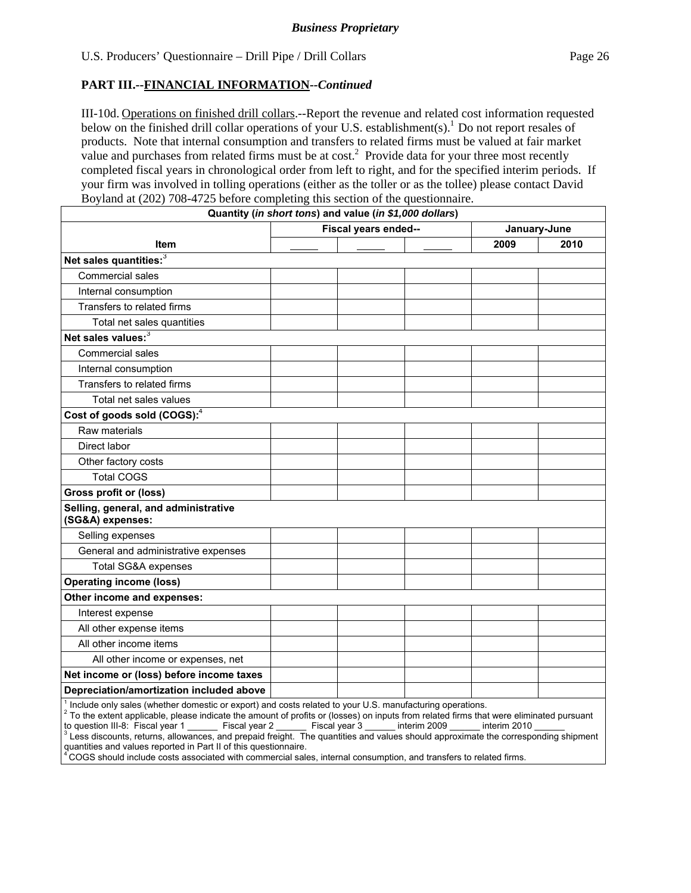**PART III.--FINANCIAL INFORMATION--*Continued***

III-10d. Operations on finished drill collars.--Report the revenue and related cost information requested below on the finished drill collar operations of your U.S. establishment(s).[1] Do not report resales of products. Note that internal consumption and transfers to related firms must be valued at fair market value and purchases from related firms must be at cost.[2] Provide data for your three most recently completed fiscal years in chronological order from left to right, and for the specified interim periods. If your firm was involved in tolling operations (either as the toller or as the tollee) please contact David Boyland at (202) 708-4725 before completing this section of the questionnaire.

| Quantity (*in short tons*) and value (*in $1,000 dollars*) | | | | | |
|---|---|---|---|---|---|
| | Fiscal years ended-- | | | January-June | |
| Item | _____ | _____ | _____ | 2009 | 2010 |
| **Net sales quantities:**[3] | | | | | |
| Commercial sales | | | | | |
| Internal consumption | | | | | |
| Transfers to related firms | | | | | |
| Total net sales quantities | | | | | |
| **Net sales values:**[3] | | | | | |
| Commercial sales | | | | | |
| Internal consumption | | | | | |
| Transfers to related firms | | | | | |
| Total net sales values | | | | | |
| **Cost of goods sold (COGS):**[4] | | | | | |
| Raw materials | | | | | |
| Direct labor | | | | | |
| Other factory costs | | | | | |
| Total COGS | | | | | |
| **Gross profit or (loss)** | | | | | |
| **Selling, general, and administrative (SG&A) expenses:** | | | | | |
| Selling expenses | | | | | |
| General and administrative expenses | | | | | |
| Total SG&A expenses | | | | | |
| **Operating income (loss)** | | | | | |
| **Other income and expenses:** | | | | | |
| Interest expense | | | | | |
| All other expense items | | | | | |
| All other income items | | | | | |
| All other income or expenses, net | | | | | |
| **Net income or (loss) before income taxes** | | | | | |
| **Depreciation/amortization included above** | | | | | |

[1] Include only sales (whether domestic or export) and costs related to your U.S. manufacturing operations.
[2] To the extent applicable, please indicate the amount of profits or (losses) on inputs from related firms that were eliminated pursuant to question III-8: Fiscal year 1 ______ Fiscal year 2 ______ Fiscal year 3 ______ interim 2009 ______ interim 2010 ______
[3] Less discounts, returns, allowances, and prepaid freight. The quantities and values should approximate the corresponding shipment quantities and values reported in Part II of this questionnaire.
[4] COGS should include costs associated with commercial sales, internal consumption, and transfers to related firms.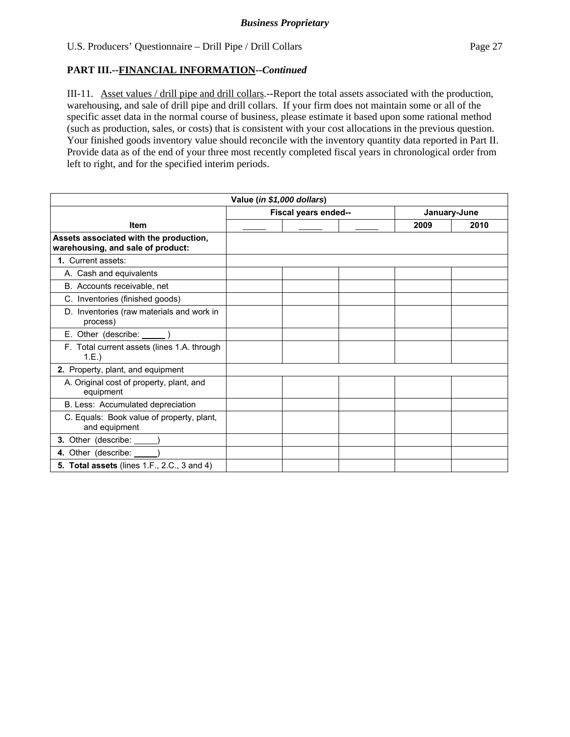**PART III.--FINANCIAL INFORMATION--*Continued***

III-11. Asset values / drill pipe and drill collars.--Report the total assets associated with the production, warehousing, and sale of drill pipe and drill collars. If your firm does not maintain some or all of the specific asset data in the normal course of business, please estimate it based upon some rational method (such as production, sales, or costs) that is consistent with your cost allocations in the previous question. Your finished goods inventory value should reconcile with the inventory quantity data reported in Part II. Provide data as of the end of your three most recently completed fiscal years in chronological order from left to right, and for the specified interim periods.

| Value (*in $1,000 dollars*) | | | | | |
|---|---|---|---|---|---|
| | Fiscal years ended-- | | | January-June | |
| **Item** | _____ | _____ | _____ | **2009** | **2010** |
| **Assets associated with the production, warehousing, and sale of product:** | | | | | |
| **1.** Current assets: | | | | | |
| A. Cash and equivalents | | | | | |
| B. Accounts receivable, net | | | | | |
| C. Inventories (finished goods) | | | | | |
| D. Inventories (raw materials and work in process) | | | | | |
| E. Other (describe: _____ ) | | | | | |
| F. Total current assets (lines 1.A. through 1.E.) | | | | | |
| **2.** Property, plant, and equipment | | | | | |
| A. Original cost of property, plant, and equipment | | | | | |
| B. Less: Accumulated depreciation | | | | | |
| C. Equals: Book value of property, plant, and equipment | | | | | |
| **3.** Other (describe: _____) | | | | | |
| **4.** Other (describe: _____) | | | | | |
| **5. Total assets** (lines 1.F., 2.C., 3 and 4) | | | | | |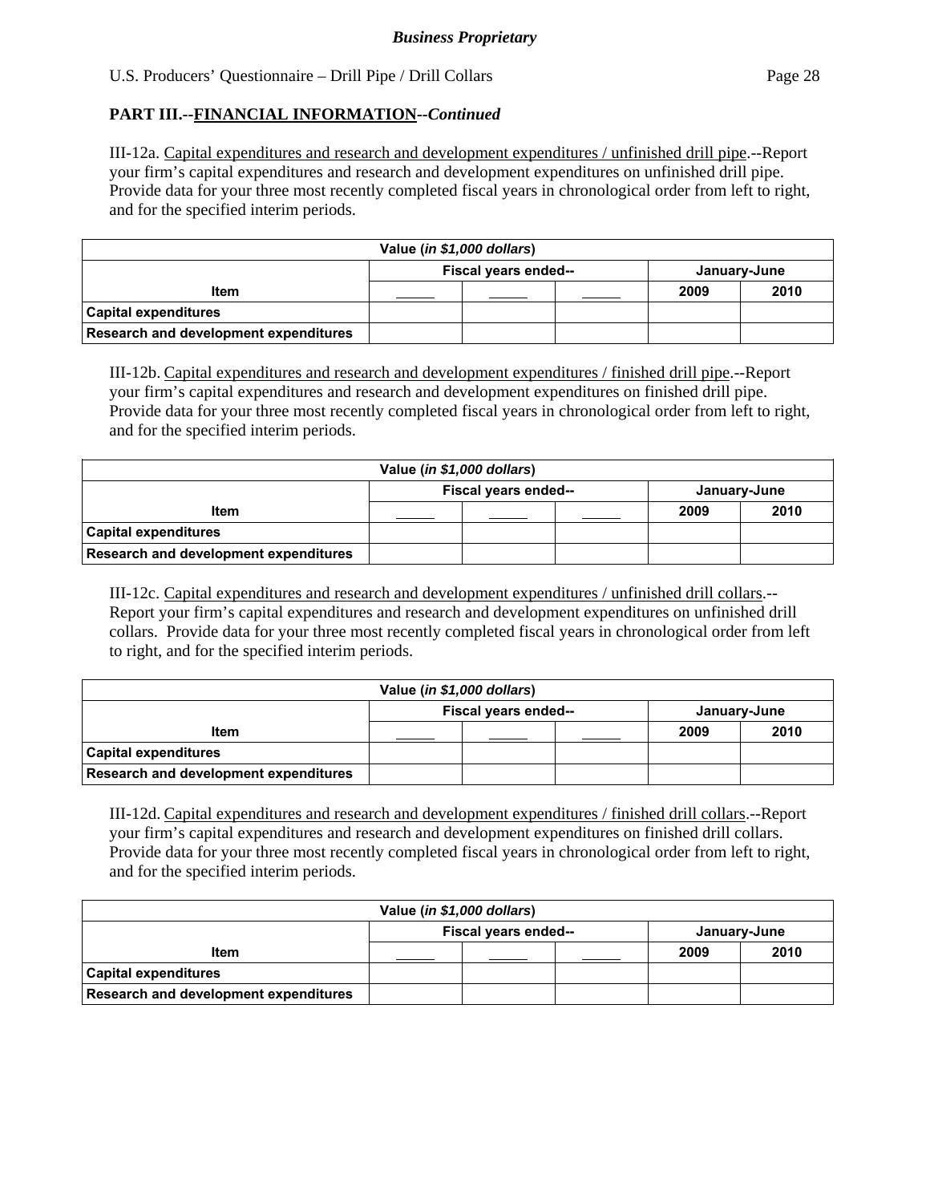**Business Proprietary**

## PART III.--FINANCIAL INFORMATION--*Continued*

III-12a. Capital expenditures and research and development expenditures / unfinished drill pipe.--Report your firm's capital expenditures and research and development expenditures on unfinished drill pipe. Provide data for your three most recently completed fiscal years in chronological order from left to right, and for the specified interim periods.

| Value (*in $1,000 dollars*) | | | | | |
|---|---|---|---|---|---|
| | Fiscal years ended-- | | | January-June | |
| Item | _____ | _____ | _____ | 2009 | 2010 |
| Capital expenditures | | | | | |
| Research and development expenditures | | | | | |

III-12b. Capital expenditures and research and development expenditures / finished drill pipe.--Report your firm's capital expenditures and research and development expenditures on finished drill pipe. Provide data for your three most recently completed fiscal years in chronological order from left to right, and for the specified interim periods.

| Value (*in $1,000 dollars*) | | | | | |
|---|---|---|---|---|---|
| | Fiscal years ended-- | | | January-June | |
| Item | _____ | _____ | _____ | 2009 | 2010 |
| Capital expenditures | | | | | |
| Research and development expenditures | | | | | |

III-12c. Capital expenditures and research and development expenditures / unfinished drill collars.--Report your firm's capital expenditures and research and development expenditures on unfinished drill collars. Provide data for your three most recently completed fiscal years in chronological order from left to right, and for the specified interim periods.

| Value (*in $1,000 dollars*) | | | | | |
|---|---|---|---|---|---|
| | Fiscal years ended-- | | | January-June | |
| Item | _____ | _____ | _____ | 2009 | 2010 |
| Capital expenditures | | | | | |
| Research and development expenditures | | | | | |

III-12d. Capital expenditures and research and development expenditures / finished drill collars.--Report your firm's capital expenditures and research and development expenditures on finished drill collars. Provide data for your three most recently completed fiscal years in chronological order from left to right, and for the specified interim periods.

| Value (*in $1,000 dollars*) | | | | | |
|---|---|---|---|---|---|
| | Fiscal years ended-- | | | January-June | |
| Item | _____ | _____ | _____ | 2009 | 2010 |
| Capital expenditures | | | | | |
| Research and development expenditures | | | | | |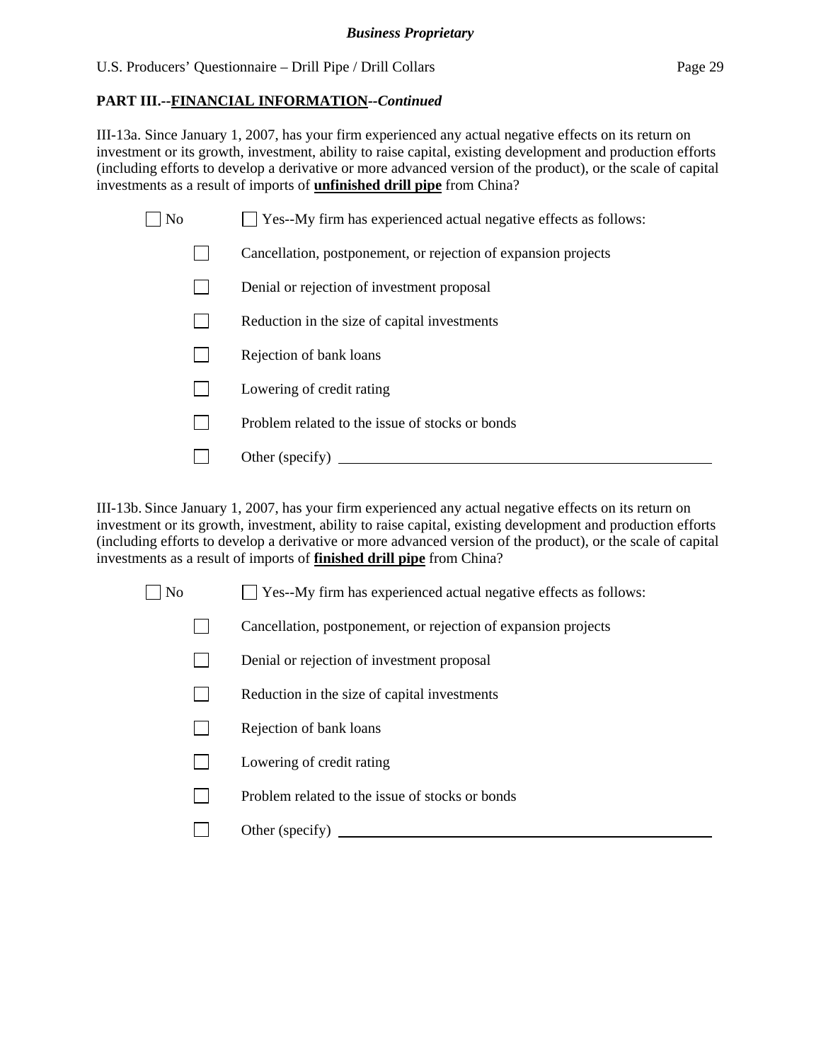**PART III.--FINANCIAL INFORMATION--*Continued***

III-13a. Since January 1, 2007, has your firm experienced any actual negative effects on its return on investment or its growth, investment, ability to raise capital, existing development and production efforts (including efforts to develop a derivative or more advanced version of the product), or the scale of capital investments as a result of imports of **unfinished drill pipe** from China?

☐ No ☐ Yes--My firm has experienced actual negative effects as follows:

- ☐ Cancellation, postponement, or rejection of expansion projects
- ☐ Denial or rejection of investment proposal
- ☐ Reduction in the size of capital investments
- ☐ Rejection of bank loans
- ☐ Lowering of credit rating
- ☐ Problem related to the issue of stocks or bonds
- ☐ Other (specify) ____________________

III-13b. Since January 1, 2007, has your firm experienced any actual negative effects on its return on investment or its growth, investment, ability to raise capital, existing development and production efforts (including efforts to develop a derivative or more advanced version of the product), or the scale of capital investments as a result of imports of **finished drill pipe** from China?

☐ No ☐ Yes--My firm has experienced actual negative effects as follows:

- ☐ Cancellation, postponement, or rejection of expansion projects
- ☐ Denial or rejection of investment proposal
- ☐ Reduction in the size of capital investments
- ☐ Rejection of bank loans
- ☐ Lowering of credit rating
- ☐ Problem related to the issue of stocks or bonds
- ☐ Other (specify) ____________________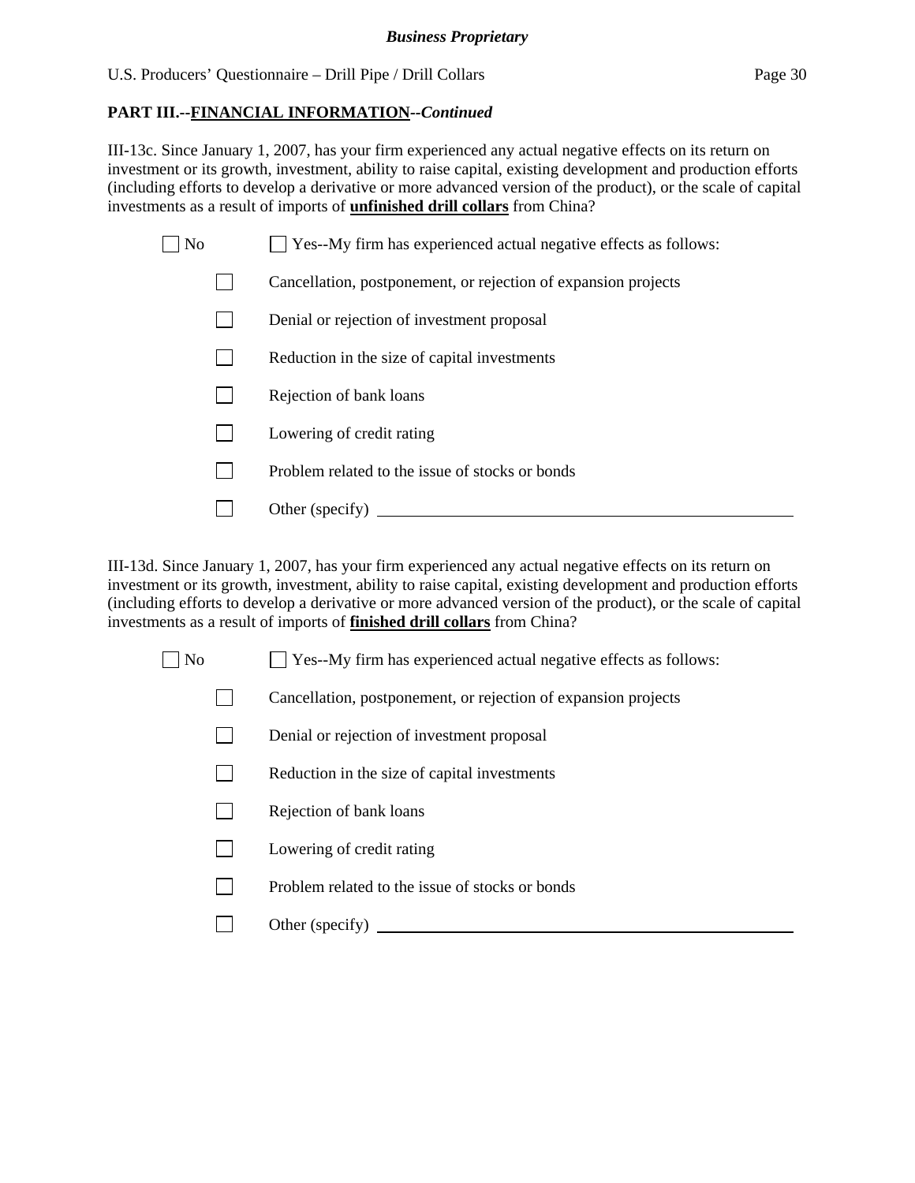**PART III.--FINANCIAL INFORMATION--*Continued***

III-13c. Since January 1, 2007, has your firm experienced any actual negative effects on its return on investment or its growth, investment, ability to raise capital, existing development and production efforts (including efforts to develop a derivative or more advanced version of the product), or the scale of capital investments as a result of imports of **unfinished drill collars** from China?

☐ No ☐ Yes--My firm has experienced actual negative effects as follows:

- ☐ Cancellation, postponement, or rejection of expansion projects
- ☐ Denial or rejection of investment proposal
- ☐ Reduction in the size of capital investments
- ☐ Rejection of bank loans
- ☐ Lowering of credit rating
- ☐ Problem related to the issue of stocks or bonds
- ☐ Other (specify) ____________________

III-13d. Since January 1, 2007, has your firm experienced any actual negative effects on its return on investment or its growth, investment, ability to raise capital, existing development and production efforts (including efforts to develop a derivative or more advanced version of the product), or the scale of capital investments as a result of imports of **finished drill collars** from China?

☐ No ☐ Yes--My firm has experienced actual negative effects as follows:

- ☐ Cancellation, postponement, or rejection of expansion projects
- ☐ Denial or rejection of investment proposal
- ☐ Reduction in the size of capital investments
- ☐ Rejection of bank loans
- ☐ Lowering of credit rating
- ☐ Problem related to the issue of stocks or bonds
- ☐ Other (specify) ____________________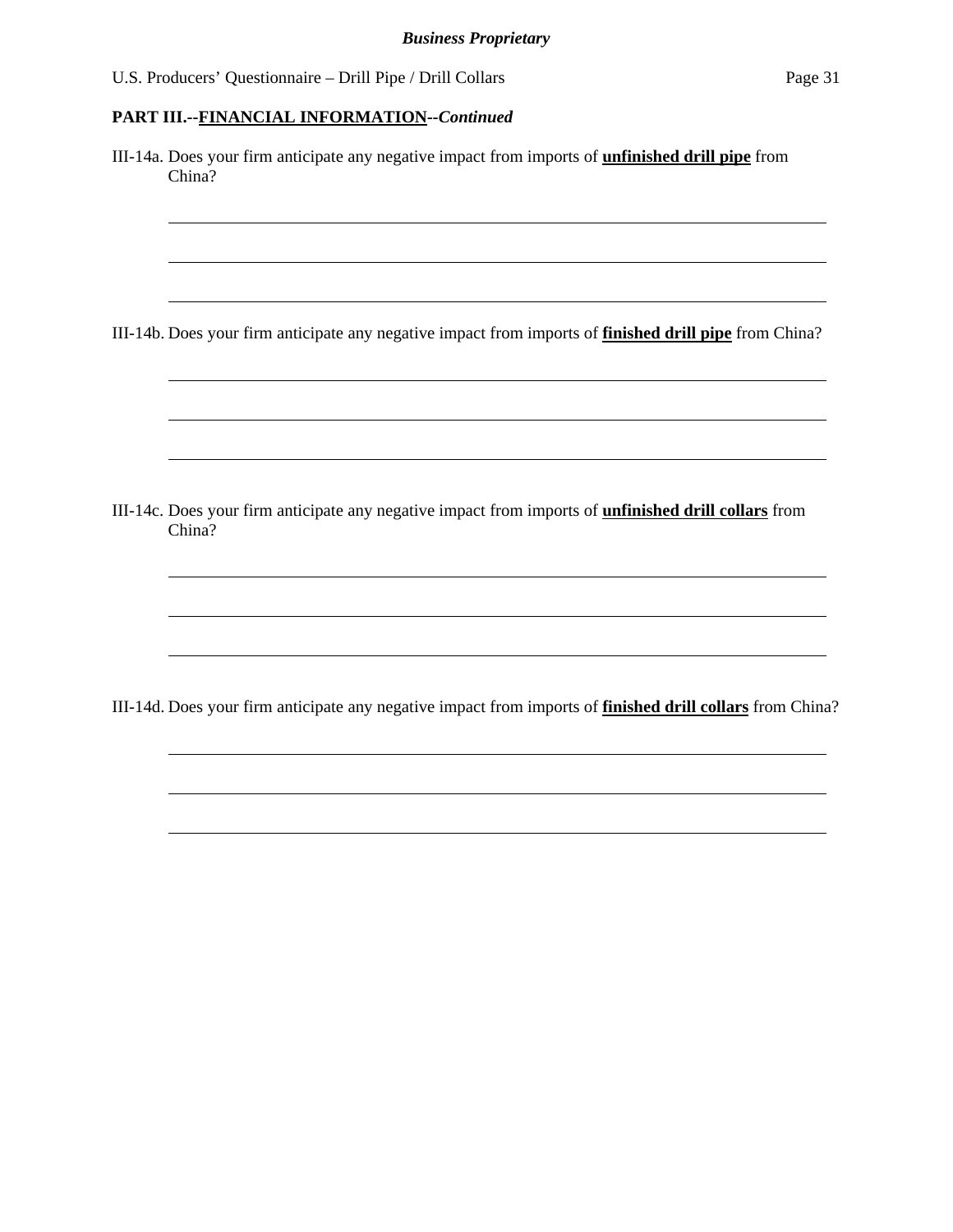**PART III.--FINANCIAL INFORMATION--*Continued***

III-14a. Does your firm anticipate any negative impact from imports of **unfinished drill pipe** from China?

______________________________________________________________________

______________________________________________________________________

______________________________________________________________________

III-14b. Does your firm anticipate any negative impact from imports of **finished drill pipe** from China?

______________________________________________________________________

______________________________________________________________________

______________________________________________________________________

III-14c. Does your firm anticipate any negative impact from imports of **unfinished drill collars** from China?

______________________________________________________________________

______________________________________________________________________

______________________________________________________________________

III-14d. Does your firm anticipate any negative impact from imports of **finished drill collars** from China?

______________________________________________________________________

______________________________________________________________________

______________________________________________________________________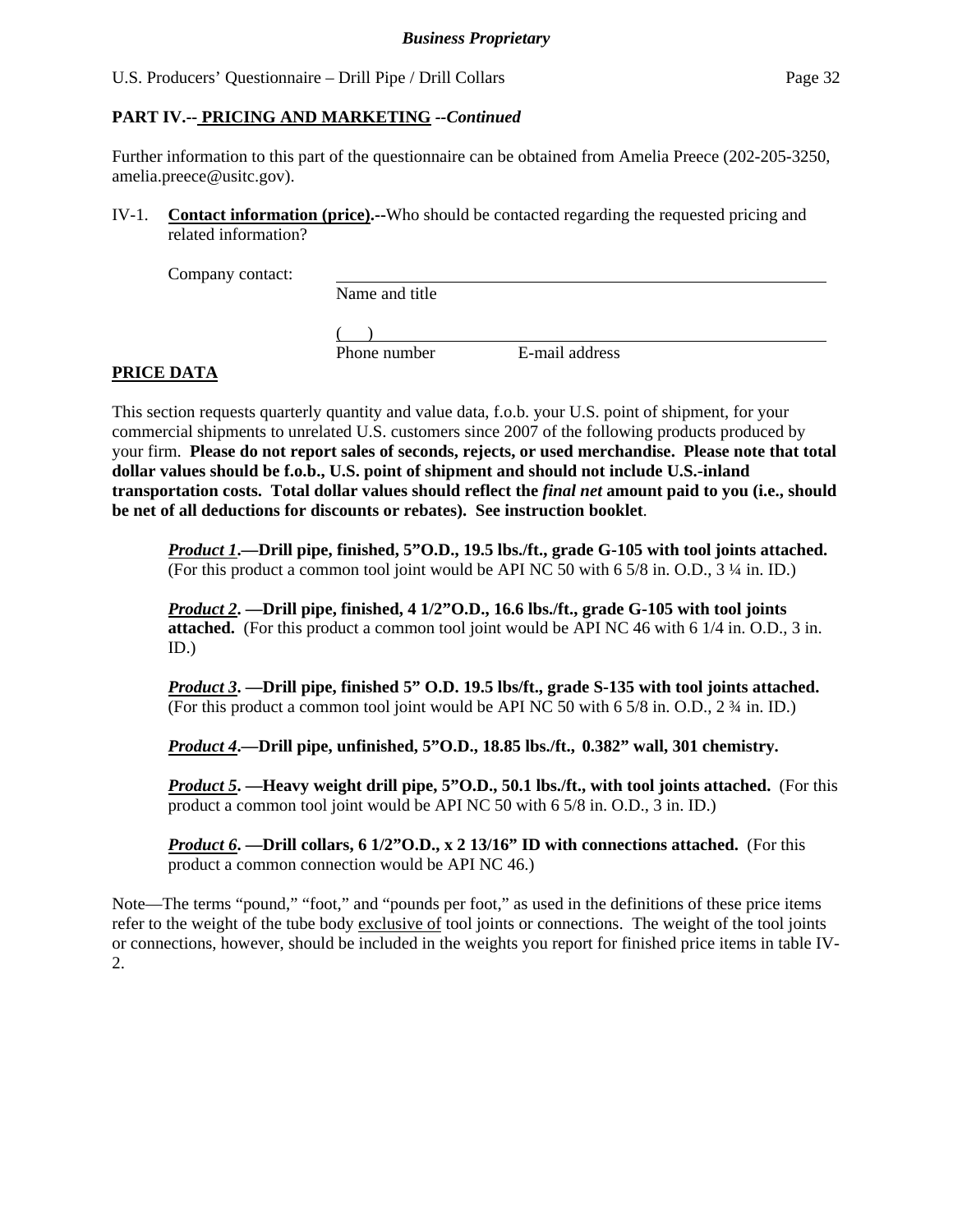**Business Proprietary**

## PART IV.-- PRICING AND MARKETING --*Continued*

Further information to this part of the questionnaire can be obtained from Amelia Preece (202-205-3250, amelia.preece@usitc.gov).

IV-1. **Contact information (price).--**Who should be contacted regarding the requested pricing and related information?

Company contact: ______________________________
Name and title

( ) ______________________________
Phone number E-mail address

**PRICE DATA**

This section requests quarterly quantity and value data, f.o.b. your U.S. point of shipment, for your commercial shipments to unrelated U.S. customers since 2007 of the following products produced by your firm. **Please do not report sales of seconds, rejects, or used merchandise. Please note that total dollar values should be f.o.b., U.S. point of shipment and should not include U.S.-inland transportation costs. Total dollar values should reflect the *final net* amount paid to you (i.e., should be net of all deductions for discounts or rebates). See instruction booklet**.

***Product 1*.—Drill pipe, finished, 5"O.D., 19.5 lbs./ft., grade G-105 with tool joints attached.** (For this product a common tool joint would be API NC 50 with 6 5/8 in. O.D., 3 ¼ in. ID.)

***Product 2*. —Drill pipe, finished, 4 1/2"O.D., 16.6 lbs./ft., grade G-105 with tool joints attached.** (For this product a common tool joint would be API NC 46 with 6 1/4 in. O.D., 3 in. ID.)

***Product 3*. —Drill pipe, finished 5" O.D. 19.5 lbs/ft., grade S-135 with tool joints attached.** (For this product a common tool joint would be API NC 50 with 6 5/8 in. O.D., 2 ¾ in. ID.)

***Product 4*.—Drill pipe, unfinished, 5"O.D., 18.85 lbs./ft., 0.382" wall, 301 chemistry.**

***Product 5*. —Heavy weight drill pipe, 5"O.D., 50.1 lbs./ft., with tool joints attached.** (For this product a common tool joint would be API NC 50 with 6 5/8 in. O.D., 3 in. ID.)

***Product 6*. —Drill collars, 6 1/2"O.D., x 2 13/16" ID with connections attached.** (For this product a common connection would be API NC 46.)

Note—The terms "pound," "foot," and "pounds per foot," as used in the definitions of these price items refer to the weight of the tube body exclusive of tool joints or connections. The weight of the tool joints or connections, however, should be included in the weights you report for finished price items in table IV-2.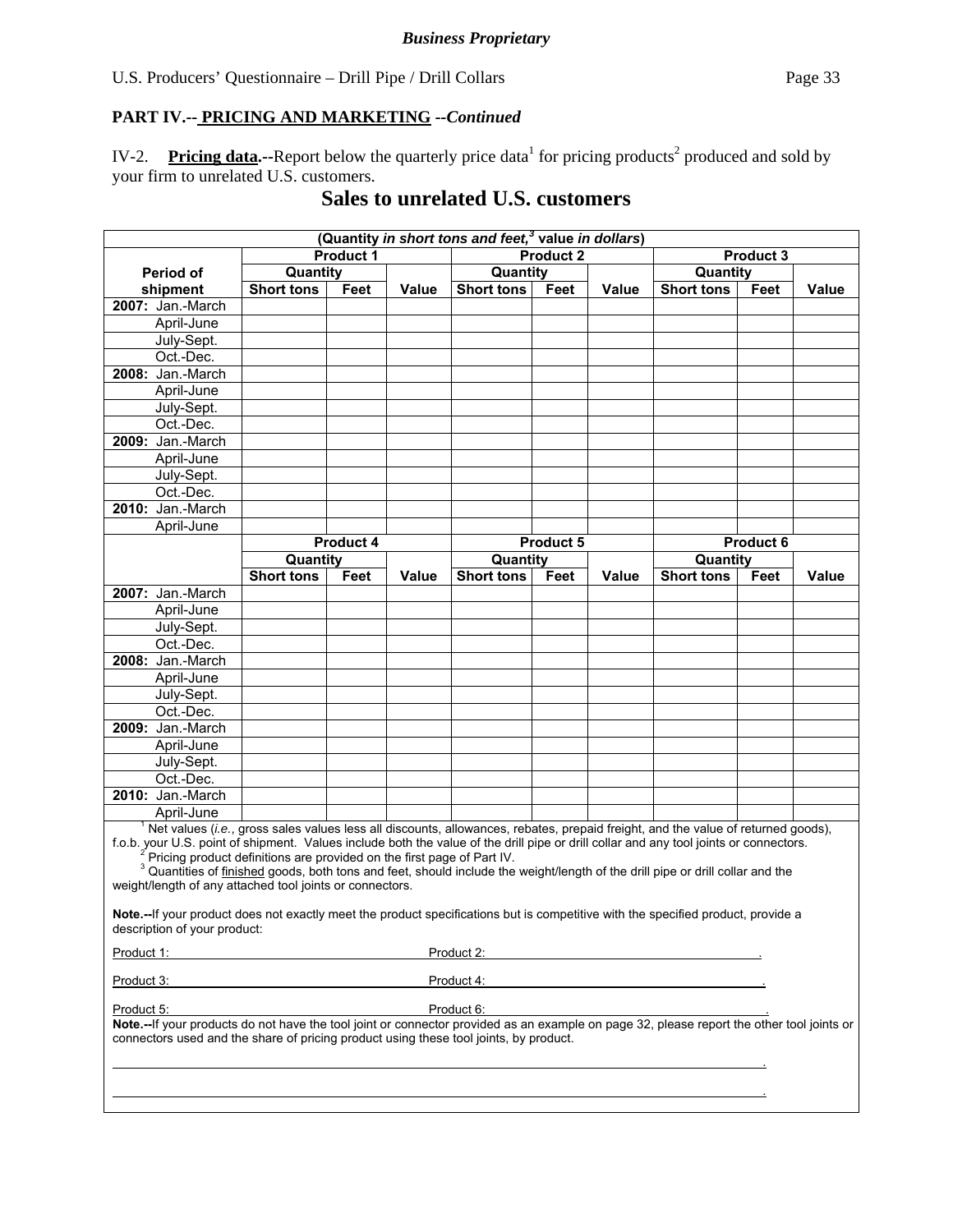**Business Proprietary**

**PART IV.-- PRICING AND MARKETING --*Continued***

IV-2. **Pricing data.--**Report below the quarterly price data[1] for pricing products[2] produced and sold by your firm to unrelated U.S. customers.

## Sales to unrelated U.S. customers

(Quantity *in short tons and feet,*[3] value *in dollars*)

| Period of shipment | Product 1 | | | Product 2 | | | Product 3 | | |
|---|---|---|---|---|---|---|---|---|---|
| | Quantity | | | Quantity | | | Quantity | | |
| | Short tons | Feet | Value | Short tons | Feet | Value | Short tons | Feet | Value |
| **2007:** Jan.-March | | | | | | | | | |
| April-June | | | | | | | | | |
| July-Sept. | | | | | | | | | |
| Oct.-Dec. | | | | | | | | | |
| **2008:** Jan.-March | | | | | | | | | |
| April-June | | | | | | | | | |
| July-Sept. | | | | | | | | | |
| Oct.-Dec. | | | | | | | | | |
| **2009:** Jan.-March | | | | | | | | | |
| April-June | | | | | | | | | |
| July-Sept. | | | | | | | | | |
| Oct.-Dec. | | | | | | | | | |
| **2010:** Jan.-March | | | | | | | | | |
| April-June | | | | | | | | | |
| | Product 4 | | | Product 5 | | | Product 6 | | |
| | Quantity | | | Quantity | | | Quantity | | |
| | Short tons | Feet | Value | Short tons | Feet | Value | Short tons | Feet | Value |
| **2007:** Jan.-March | | | | | | | | | |
| April-June | | | | | | | | | |
| July-Sept. | | | | | | | | | |
| Oct.-Dec. | | | | | | | | | |
| **2008:** Jan.-March | | | | | | | | | |
| April-June | | | | | | | | | |
| July-Sept. | | | | | | | | | |
| Oct.-Dec. | | | | | | | | | |
| **2009:** Jan.-March | | | | | | | | | |
| April-June | | | | | | | | | |
| July-Sept. | | | | | | | | | |
| Oct.-Dec. | | | | | | | | | |
| **2010:** Jan.-March | | | | | | | | | |
| April-June | | | | | | | | | |

[1] Net values (*i.e.*, gross sales values less all discounts, allowances, rebates, prepaid freight, and the value of returned goods), f.o.b. your U.S. point of shipment. Values include both the value of the drill pipe or drill collar and any tool joints or connectors.

[2] Pricing product definitions are provided on the first page of Part IV.

[3] Quantities of finished goods, both tons and feet, should include the weight/length of the drill pipe or drill collar and the weight/length of any attached tool joints or connectors.

**Note.--**If your product does not exactly meet the product specifications but is competitive with the specified product, provide a description of your product:

Product 1: ____________________ Product 2: ____________________.

Product 3: ____________________ Product 4: ____________________.

Product 5: ____________________ Product 6: ____________________.

**Note.--**If your products do not have the tool joint or connector provided as an example on page 32, please report the other tool joints or connectors used and the share of pricing product using these tool joints, by product.

________________________________________________________________.

________________________________________________________________.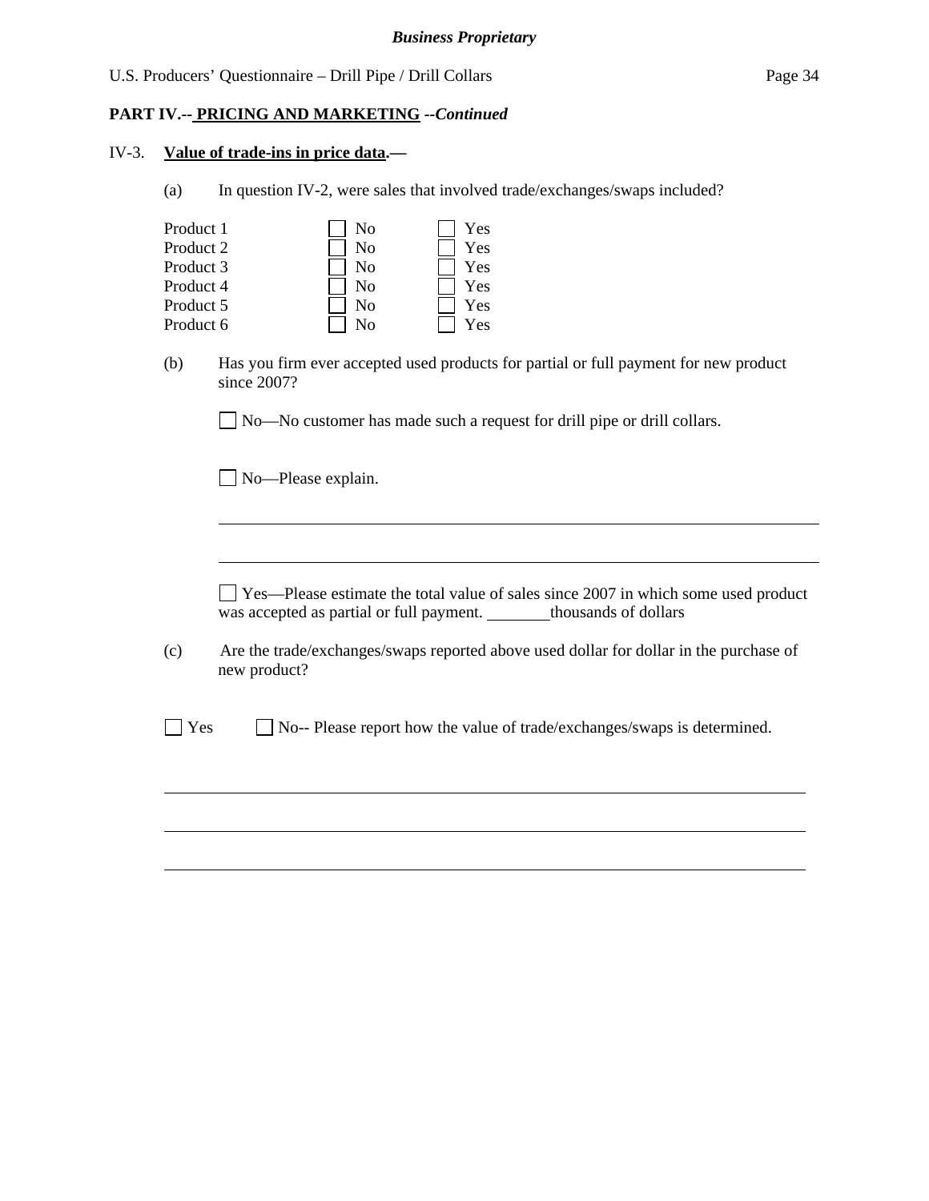**Business Proprietary**

**PART IV.-- PRICING AND MARKETING --*Continued***

IV-3. **Value of trade-ins in price data.—**

(a) In question IV-2, were sales that involved trade/exchanges/swaps included?

| | | |
|---|---|---|
| Product 1 | ☐ No | ☐ Yes |
| Product 2 | ☐ No | ☐ Yes |
| Product 3 | ☐ No | ☐ Yes |
| Product 4 | ☐ No | ☐ Yes |
| Product 5 | ☐ No | ☐ Yes |
| Product 6 | ☐ No | ☐ Yes |

(b) Has you firm ever accepted used products for partial or full payment for new product since 2007?

☐ No—No customer has made such a request for drill pipe or drill collars.

☐ No—Please explain.

_______________________________________________

_______________________________________________

☐ Yes—Please estimate the total value of sales since 2007 in which some used product was accepted as partial or full payment. ________thousands of dollars

(c) Are the trade/exchanges/swaps reported above used dollar for dollar in the purchase of new product?

☐ Yes ☐ No-- Please report how the value of trade/exchanges/swaps is determined.

_______________________________________________

_______________________________________________

_______________________________________________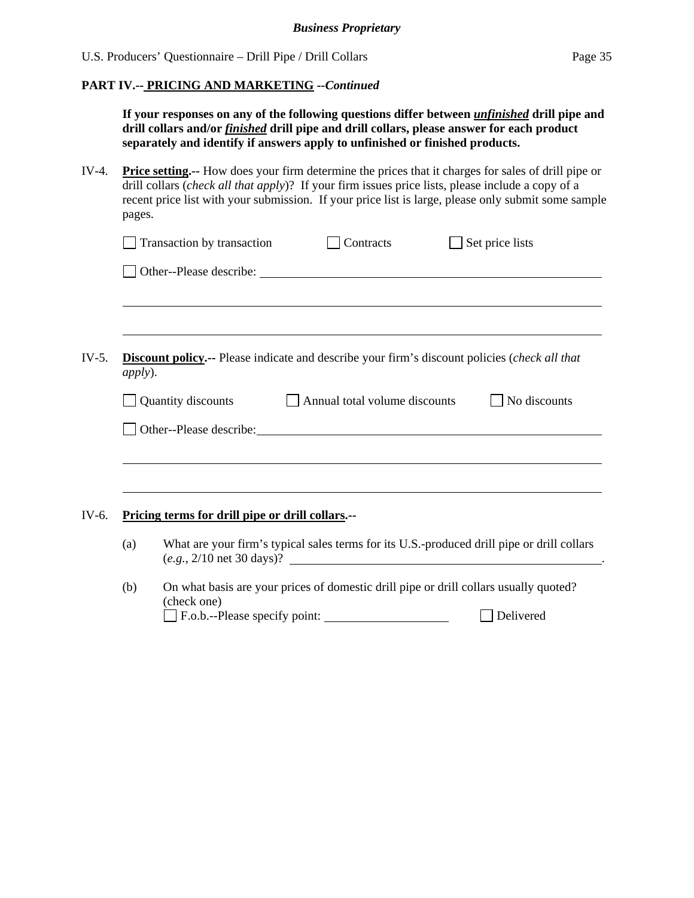**PART IV.-- PRICING AND MARKETING** ***--Continued***

**If your responses on any of the following questions differ between *unfinished* drill pipe and drill collars and/or *finished* drill pipe and drill collars, please answer for each product separately and identify if answers apply to unfinished or finished products.**

IV-4. **Price setting.--** How does your firm determine the prices that it charges for sales of drill pipe or drill collars (*check all that apply*)? If your firm issues price lists, please include a copy of a recent price list with your submission. If your price list is large, please only submit some sample pages.

☐ Transaction by transaction ☐ Contracts ☐ Set price lists

☐ Other--Please describe: ______________________________

______________________________________________________

______________________________________________________

IV-5. **Discount policy.--** Please indicate and describe your firm's discount policies (*check all that apply*).

☐ Quantity discounts ☐ Annual total volume discounts ☐ No discounts

☐ Other--Please describe: ______________________________

______________________________________________________

______________________________________________________

IV-6. **Pricing terms for drill pipe or drill collars.--**

(a) What are your firm's typical sales terms for its U.S.-produced drill pipe or drill collars (*e.g.*, 2/10 net 30 days)? ______________________________.

(b) On what basis are your prices of domestic drill pipe or drill collars usually quoted? (check one)

☐ F.o.b.--Please specify point: ____________________ ☐ Delivered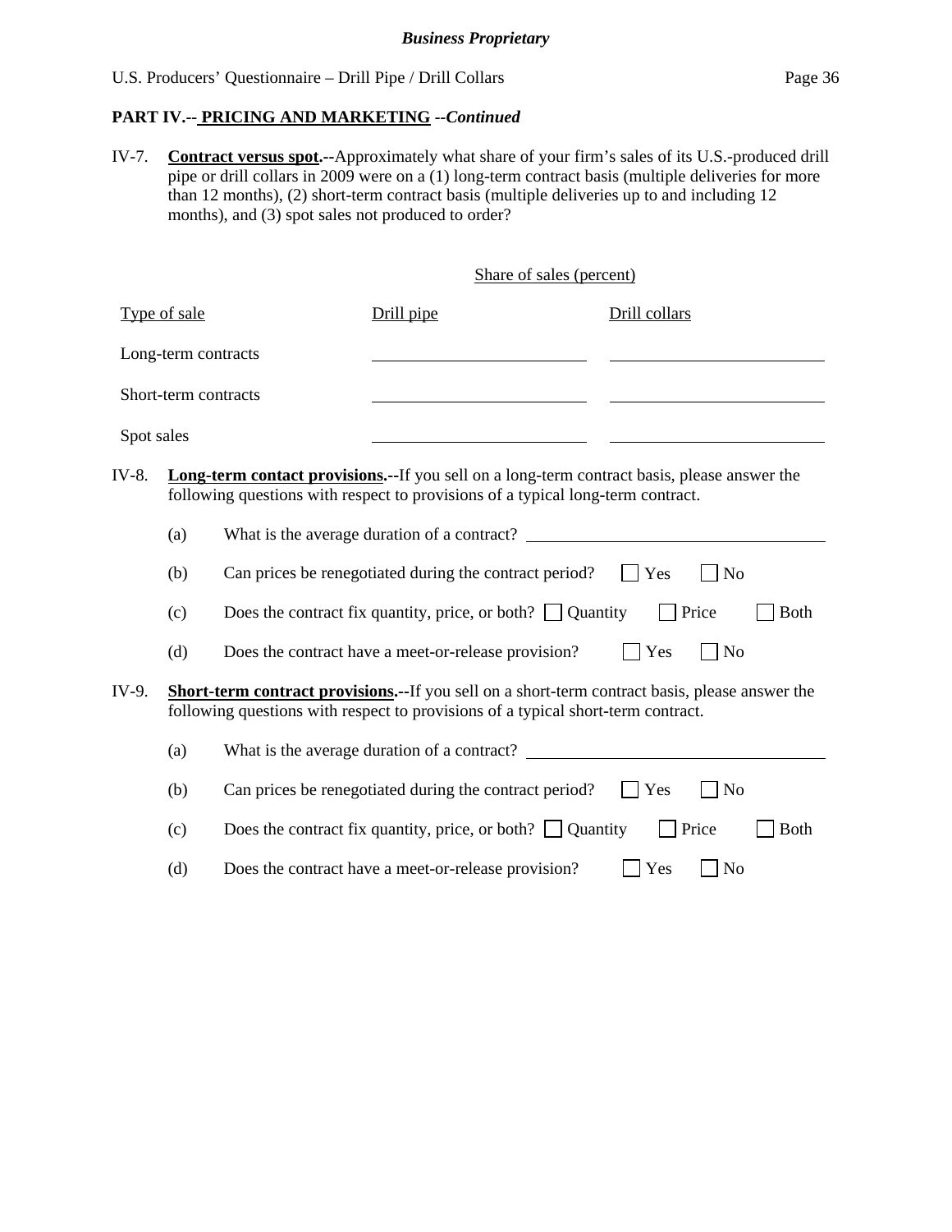**PART IV.-- PRICING AND MARKETING** ***--Continued***

IV-7. **Contract versus spot.--**Approximately what share of your firm's sales of its U.S.-produced drill pipe or drill collars in 2009 were on a (1) long-term contract basis (multiple deliveries for more than 12 months), (2) short-term contract basis (multiple deliveries up to and including 12 months), and (3) spot sales not produced to order?

| | Share of sales (percent) | |
|---|---|---|
| Type of sale | Drill pipe | Drill collars |
| Long-term contracts | ______________ | ______________ |
| Short-term contracts | ______________ | ______________ |
| Spot sales | ______________ | ______________ |

IV-8. **Long-term contact provisions.--**If you sell on a long-term contract basis, please answer the following questions with respect to provisions of a typical long-term contract.

(a) What is the average duration of a contract? ______________________

(b) Can prices be renegotiated during the contract period? ☐ Yes ☐ No

(c) Does the contract fix quantity, price, or both? ☐ Quantity ☐ Price ☐ Both

(d) Does the contract have a meet-or-release provision? ☐ Yes ☐ No

IV-9. **Short-term contract provisions.--**If you sell on a short-term contract basis, please answer the following questions with respect to provisions of a typical short-term contract.

(a) What is the average duration of a contract? ______________________

(b) Can prices be renegotiated during the contract period? ☐ Yes ☐ No

(c) Does the contract fix quantity, price, or both? ☐ Quantity ☐ Price ☐ Both

(d) Does the contract have a meet-or-release provision? ☐ Yes ☐ No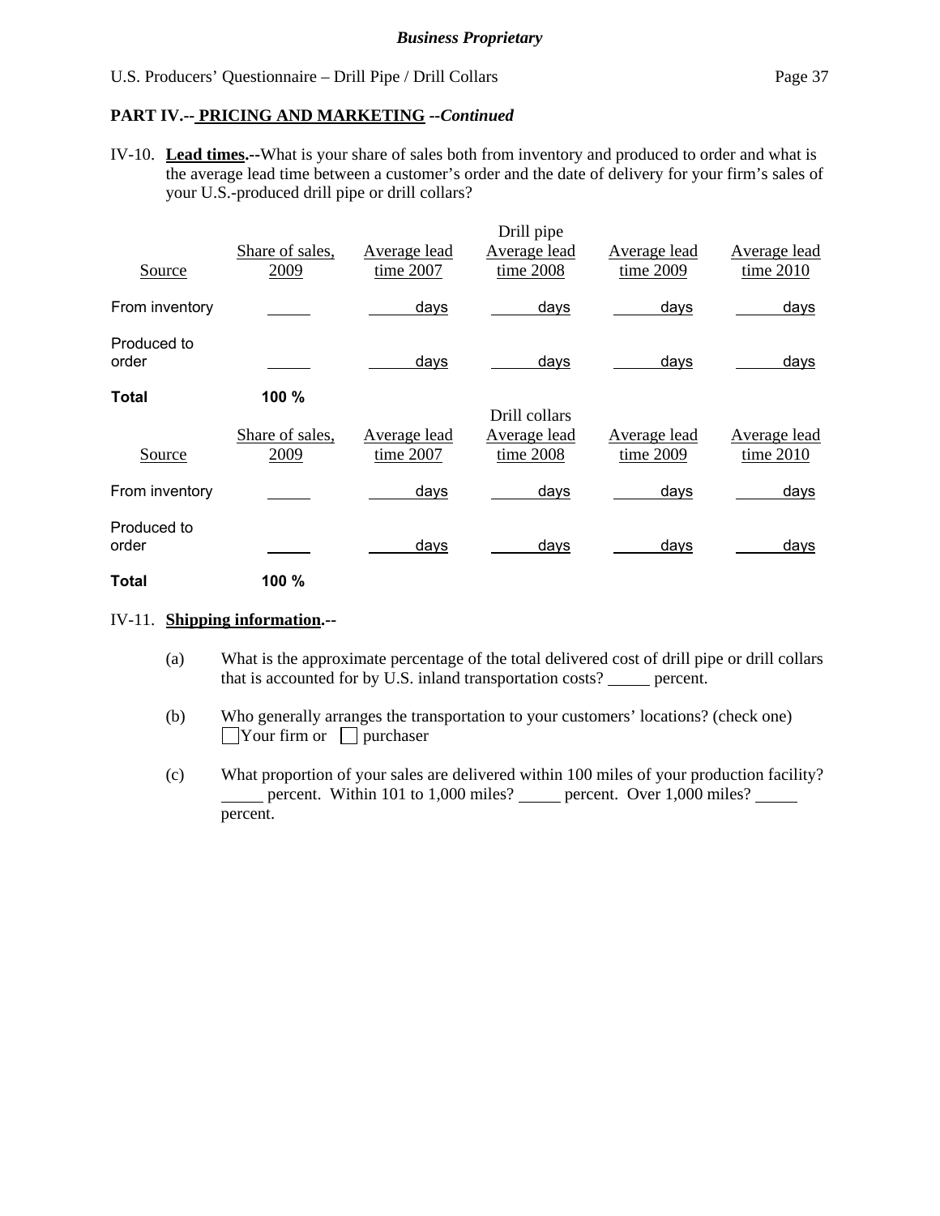**Business Proprietary**

U.S. Producers' Questionnaire – Drill Pipe / Drill Collars

## PART IV.-- PRICING AND MARKETING *--Continued*

IV-10. **Lead times.--**What is your share of sales both from inventory and produced to order and what is the average lead time between a customer's order and the date of delivery for your firm's sales of your U.S.-produced drill pipe or drill collars?

**Drill pipe**

| Source | Share of sales, 2009 | Average lead time 2007 | Average lead time 2008 | Average lead time 2009 | Average lead time 2010 |
|---|---|---|---|---|---|
| From inventory | _____ | _____ days | _____ days | _____ days | _____ days |
| Produced to order | _____ | _____ days | _____ days | _____ days | _____ days |
| **Total** | **100 %** | | | | |

**Drill collars**

| Source | Share of sales, 2009 | Average lead time 2007 | Average lead time 2008 | Average lead time 2009 | Average lead time 2010 |
|---|---|---|---|---|---|
| From inventory | _____ | _____ days | _____ days | _____ days | _____ days |
| Produced to order | _____ | _____ days | _____ days | _____ days | _____ days |
| **Total** | **100 %** | | | | |

IV-11. **Shipping information.--**

(a) What is the approximate percentage of the total delivered cost of drill pipe or drill collars that is accounted for by U.S. inland transportation costs? _____ percent.

(b) Who generally arranges the transportation to your customers' locations? (check one)
☐ Your firm or ☐ purchaser

(c) What proportion of your sales are delivered within 100 miles of your production facility? _____ percent. Within 101 to 1,000 miles? _____ percent. Over 1,000 miles? _____ percent.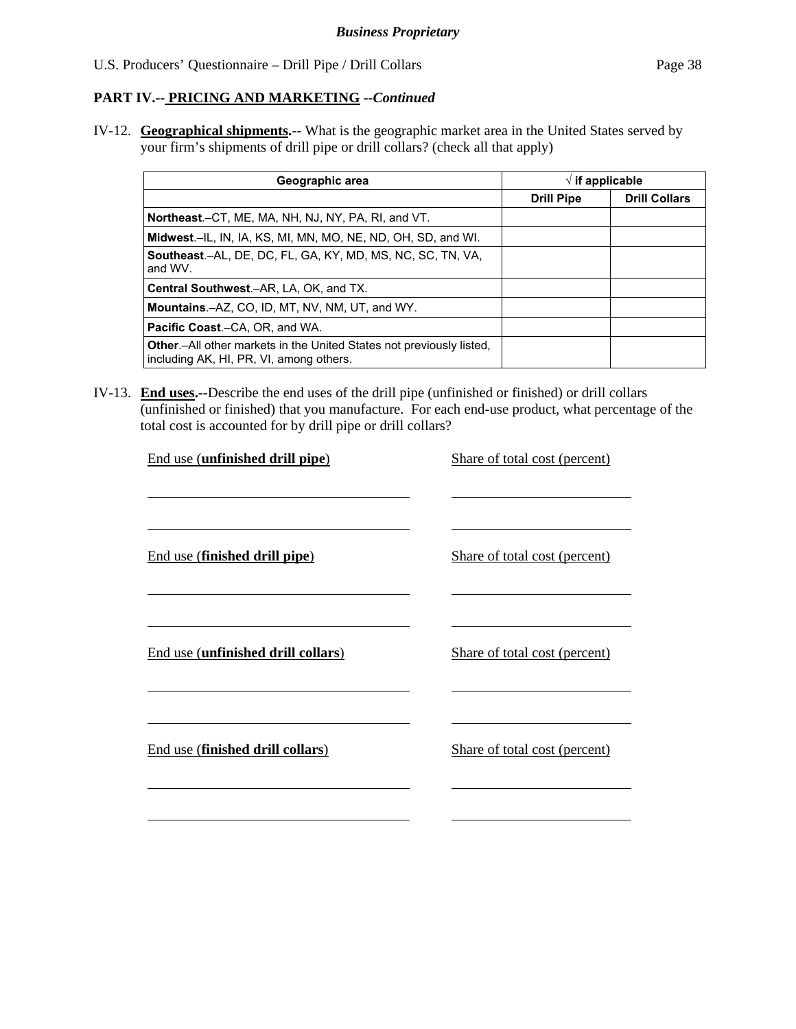**Business Proprietary**

**PART IV.-- PRICING AND MARKETING --*Continued***

IV-12. **Geographical shipments.--** What is the geographic market area in the United States served by your firm's shipments of drill pipe or drill collars? (check all that apply)

| Geographic area | √ if applicable | |
|---|---|---|
| | Drill Pipe | Drill Collars |
| **Northeast**.–CT, ME, MA, NH, NJ, NY, PA, RI, and VT. | | |
| **Midwest**.–IL, IN, IA, KS, MI, MN, MO, NE, ND, OH, SD, and WI. | | |
| **Southeast**.–AL, DE, DC, FL, GA, KY, MD, MS, NC, SC, TN, VA, and WV. | | |
| **Central Southwest**.–AR, LA, OK, and TX. | | |
| **Mountains**.–AZ, CO, ID, MT, NV, NM, UT, and WY. | | |
| **Pacific Coast**.–CA, OR, and WA. | | |
| **Other**.–All other markets in the United States not previously listed, including AK, HI, PR, VI, among others. | | |

IV-13. **End uses.--**Describe the end uses of the drill pipe (unfinished or finished) or drill collars (unfinished or finished) that you manufacture. For each end-use product, what percentage of the total cost is accounted for by drill pipe or drill collars?

End use (**unfinished drill pipe**) ______________________ Share of total cost (percent) ______________________

______________________ ______________________

______________________ ______________________

End use (**finished drill pipe**) ______________________ Share of total cost (percent) ______________________

______________________ ______________________

______________________ ______________________

End use (**unfinished drill collars**) ______________________ Share of total cost (percent) ______________________

______________________ ______________________

______________________ ______________________

End use (**finished drill collars**) ______________________ Share of total cost (percent) ______________________

______________________ ______________________

______________________ ______________________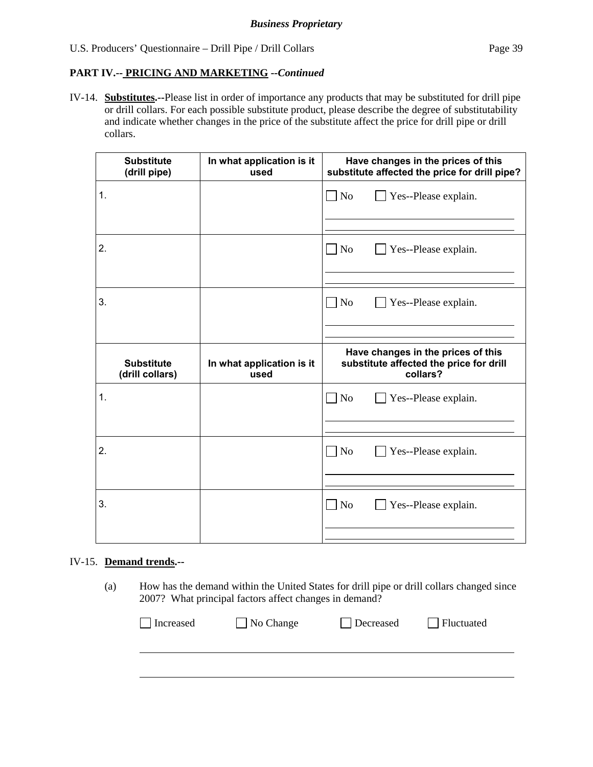**PART IV.-- PRICING AND MARKETING** *--Continued*

IV-14. **Substitutes.--**Please list in order of importance any products that may be substituted for drill pipe or drill collars. For each possible substitute product, please describe the degree of substitutability and indicate whether changes in the price of the substitute affect the price for drill pipe or drill collars.

| Substitute (drill pipe) | In what application is it used | Have changes in the prices of this substitute affected the price for drill pipe? |
|---|---|---|
| 1. | | ☐ No ☐ Yes--Please explain. |
| 2. | | ☐ No ☐ Yes--Please explain. |
| 3. | | ☐ No ☐ Yes--Please explain. |
| **Substitute (drill collars)** | **In what application is it used** | **Have changes in the prices of this substitute affected the price for drill collars?** |
| 1. | | ☐ No ☐ Yes--Please explain. |
| 2. | | ☐ No ☐ Yes--Please explain. |
| 3. | | ☐ No ☐ Yes--Please explain. |

IV-15. **Demand trends.--**

(a) How has the demand within the United States for drill pipe or drill collars changed since 2007? What principal factors affect changes in demand?

☐ Increased ☐ No Change ☐ Decreased ☐ Fluctuated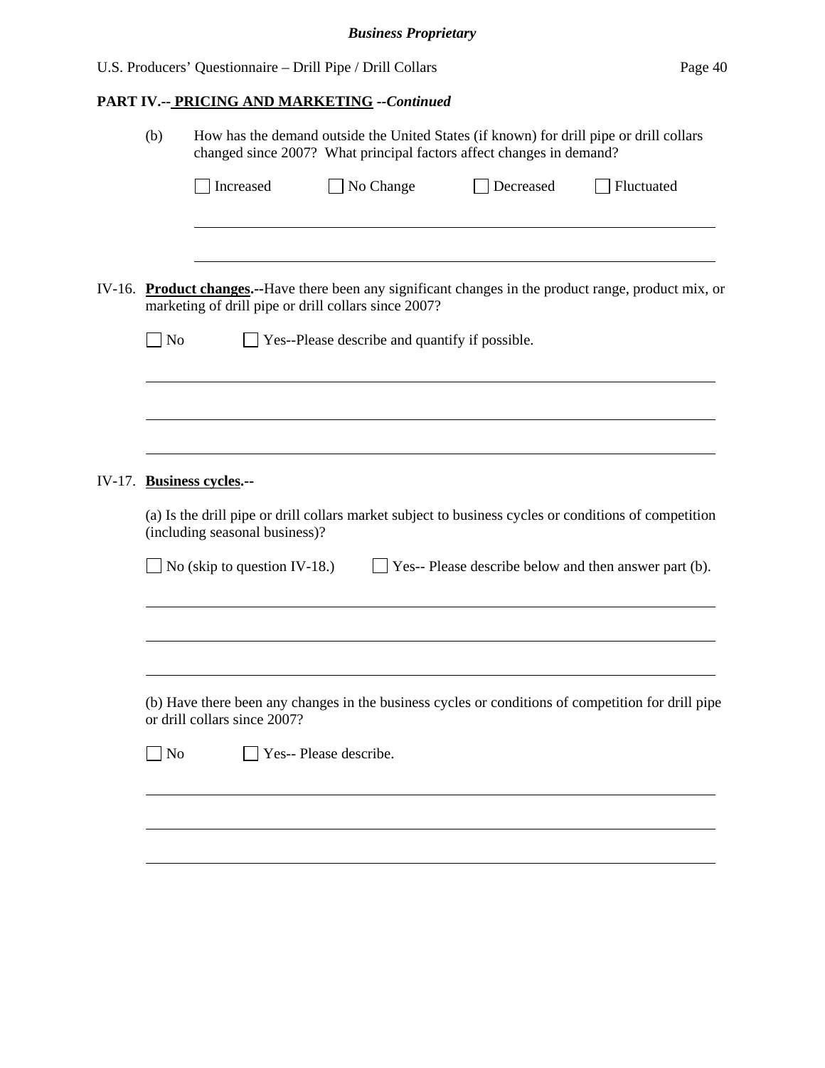**PART IV.-- PRICING AND MARKETING** ***--Continued***

(b) How has the demand outside the United States (if known) for drill pipe or drill collars changed since 2007? What principal factors affect changes in demand?

☐ Increased ☐ No Change ☐ Decreased ☐ Fluctuated

______________________________________________________________________

______________________________________________________________________

IV-16. **Product changes.--**Have there been any significant changes in the product range, product mix, or marketing of drill pipe or drill collars since 2007?

☐ No ☐ Yes--Please describe and quantify if possible.

______________________________________________________________________

______________________________________________________________________

______________________________________________________________________

IV-17. **Business cycles.--**

(a) Is the drill pipe or drill collars market subject to business cycles or conditions of competition (including seasonal business)?

☐ No (skip to question IV-18.) ☐ Yes-- Please describe below and then answer part (b).

______________________________________________________________________

______________________________________________________________________

______________________________________________________________________

(b) Have there been any changes in the business cycles or conditions of competition for drill pipe or drill collars since 2007?

☐ No ☐ Yes-- Please describe.

______________________________________________________________________

______________________________________________________________________

______________________________________________________________________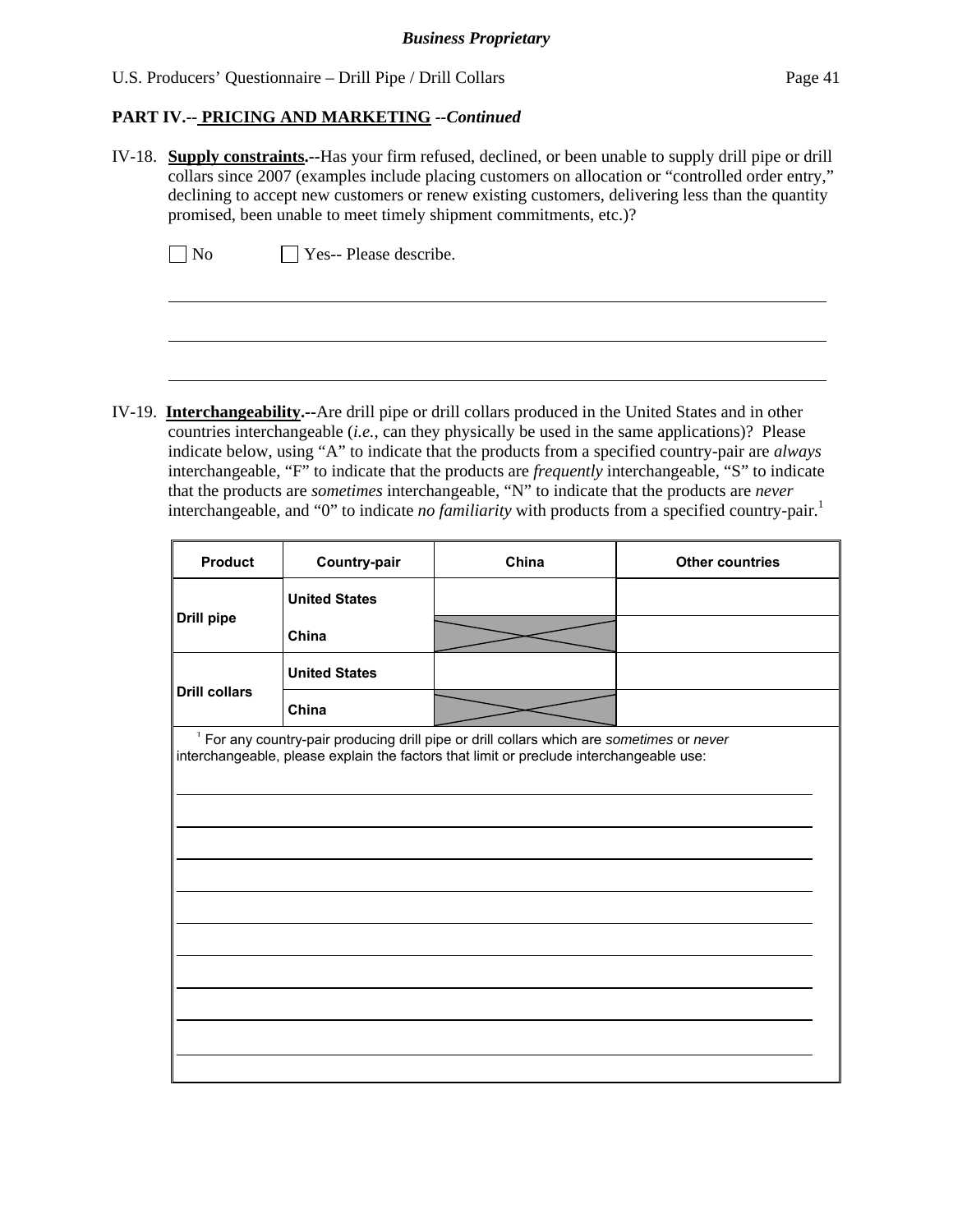**PART IV.-- PRICING AND MARKETING** ***--Continued***

IV-18. **Supply constraints.**--Has your firm refused, declined, or been unable to supply drill pipe or drill collars since 2007 (examples include placing customers on allocation or "controlled order entry," declining to accept new customers or renew existing customers, delivering less than the quantity promised, been unable to meet timely shipment commitments, etc.)?

☐ No ☐ Yes-- Please describe.

\_\_\_\_\_\_\_\_\_\_\_\_\_\_\_\_\_\_\_\_\_\_\_\_\_\_\_\_\_\_\_\_\_\_\_\_\_\_\_\_\_\_\_\_\_\_\_\_\_\_\_\_\_\_\_\_\_\_\_\_\_\_\_\_\_\_\_\_\_\_\_\_\_\_

\_\_\_\_\_\_\_\_\_\_\_\_\_\_\_\_\_\_\_\_\_\_\_\_\_\_\_\_\_\_\_\_\_\_\_\_\_\_\_\_\_\_\_\_\_\_\_\_\_\_\_\_\_\_\_\_\_\_\_\_\_\_\_\_\_\_\_\_\_\_\_\_\_\_

\_\_\_\_\_\_\_\_\_\_\_\_\_\_\_\_\_\_\_\_\_\_\_\_\_\_\_\_\_\_\_\_\_\_\_\_\_\_\_\_\_\_\_\_\_\_\_\_\_\_\_\_\_\_\_\_\_\_\_\_\_\_\_\_\_\_\_\_\_\_\_\_\_\_

IV-19. **Interchangeability.**--Are drill pipe or drill collars produced in the United States and in other countries interchangeable (*i.e.*, can they physically be used in the same applications)? Please indicate below, using "A" to indicate that the products from a specified country-pair are *always* interchangeable, "F" to indicate that the products are *frequently* interchangeable, "S" to indicate that the products are *sometimes* interchangeable, "N" to indicate that the products are *never* interchangeable, and "0" to indicate *no familiarity* with products from a specified country-pair.[1]

| Product | Country-pair | China | Other countries |
|---|---|---|---|
| Drill pipe | United States | | |
| | China | X | |
| Drill collars | United States | | |
| | China | X | |

[1] For any country-pair producing drill pipe or drill collars which are *sometimes* or *never* interchangeable, please explain the factors that limit or preclude interchangeable use:

\_\_\_\_\_\_\_\_\_\_\_\_\_\_\_\_\_\_\_\_\_\_\_\_\_\_\_\_\_\_\_\_\_\_\_\_\_\_\_\_\_\_\_\_\_\_\_\_\_\_\_\_\_\_\_\_\_\_\_\_\_\_\_\_\_\_\_\_\_\_\_\_\_\_

\_\_\_\_\_\_\_\_\_\_\_\_\_\_\_\_\_\_\_\_\_\_\_\_\_\_\_\_\_\_\_\_\_\_\_\_\_\_\_\_\_\_\_\_\_\_\_\_\_\_\_\_\_\_\_\_\_\_\_\_\_\_\_\_\_\_\_\_\_\_\_\_\_\_

\_\_\_\_\_\_\_\_\_\_\_\_\_\_\_\_\_\_\_\_\_\_\_\_\_\_\_\_\_\_\_\_\_\_\_\_\_\_\_\_\_\_\_\_\_\_\_\_\_\_\_\_\_\_\_\_\_\_\_\_\_\_\_\_\_\_\_\_\_\_\_\_\_\_

\_\_\_\_\_\_\_\_\_\_\_\_\_\_\_\_\_\_\_\_\_\_\_\_\_\_\_\_\_\_\_\_\_\_\_\_\_\_\_\_\_\_\_\_\_\_\_\_\_\_\_\_\_\_\_\_\_\_\_\_\_\_\_\_\_\_\_\_\_\_\_\_\_\_

\_\_\_\_\_\_\_\_\_\_\_\_\_\_\_\_\_\_\_\_\_\_\_\_\_\_\_\_\_\_\_\_\_\_\_\_\_\_\_\_\_\_\_\_\_\_\_\_\_\_\_\_\_\_\_\_\_\_\_\_\_\_\_\_\_\_\_\_\_\_\_\_\_\_

\_\_\_\_\_\_\_\_\_\_\_\_\_\_\_\_\_\_\_\_\_\_\_\_\_\_\_\_\_\_\_\_\_\_\_\_\_\_\_\_\_\_\_\_\_\_\_\_\_\_\_\_\_\_\_\_\_\_\_\_\_\_\_\_\_\_\_\_\_\_\_\_\_\_

\_\_\_\_\_\_\_\_\_\_\_\_\_\_\_\_\_\_\_\_\_\_\_\_\_\_\_\_\_\_\_\_\_\_\_\_\_\_\_\_\_\_\_\_\_\_\_\_\_\_\_\_\_\_\_\_\_\_\_\_\_\_\_\_\_\_\_\_\_\_\_\_\_\_

\_\_\_\_\_\_\_\_\_\_\_\_\_\_\_\_\_\_\_\_\_\_\_\_\_\_\_\_\_\_\_\_\_\_\_\_\_\_\_\_\_\_\_\_\_\_\_\_\_\_\_\_\_\_\_\_\_\_\_\_\_\_\_\_\_\_\_\_\_\_\_\_\_\_

\_\_\_\_\_\_\_\_\_\_\_\_\_\_\_\_\_\_\_\_\_\_\_\_\_\_\_\_\_\_\_\_\_\_\_\_\_\_\_\_\_\_\_\_\_\_\_\_\_\_\_\_\_\_\_\_\_\_\_\_\_\_\_\_\_\_\_\_\_\_\_\_\_\_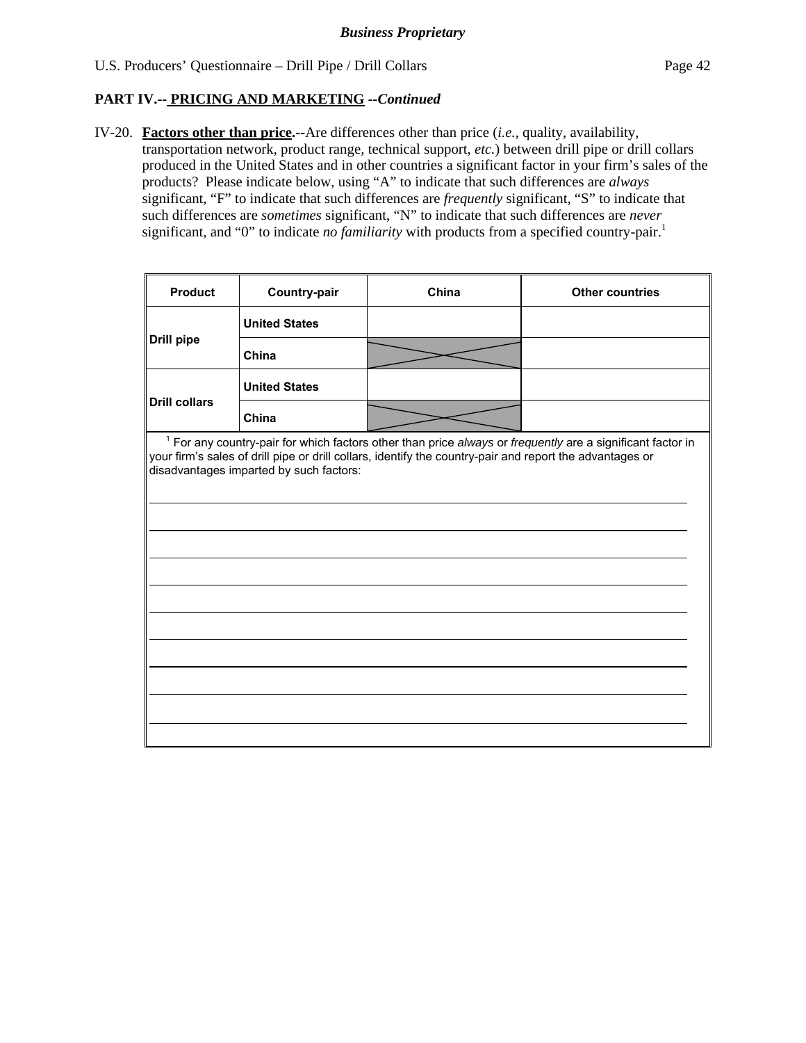**Business Proprietary**

## PART IV.-- PRICING AND MARKETING --*Continued*

IV-20. **Factors other than price.--**Are differences other than price (*i.e.*, quality, availability, transportation network, product range, technical support, *etc.*) between drill pipe or drill collars produced in the United States and in other countries a significant factor in your firm's sales of the products? Please indicate below, using "A" to indicate that such differences are *always* significant, "F" to indicate that such differences are *frequently* significant, "S" to indicate that such differences are *sometimes* significant, "N" to indicate that such differences are *never* significant, and "0" to indicate *no familiarity* with products from a specified country-pair.[1]

| Product | Country-pair | China | Other countries |
|---|---|---|---|
| Drill pipe | United States | | |
| | China | X | |
| Drill collars | United States | | |
| | China | X | |

[1] For any country-pair for which factors other than price *always* or *frequently* are a significant factor in your firm's sales of drill pipe or drill collars, identify the country-pair and report the advantages or disadvantages imparted by such factors:

_______________________________________________

_______________________________________________

_______________________________________________

_______________________________________________

_______________________________________________

_______________________________________________

_______________________________________________

_______________________________________________

_______________________________________________

_______________________________________________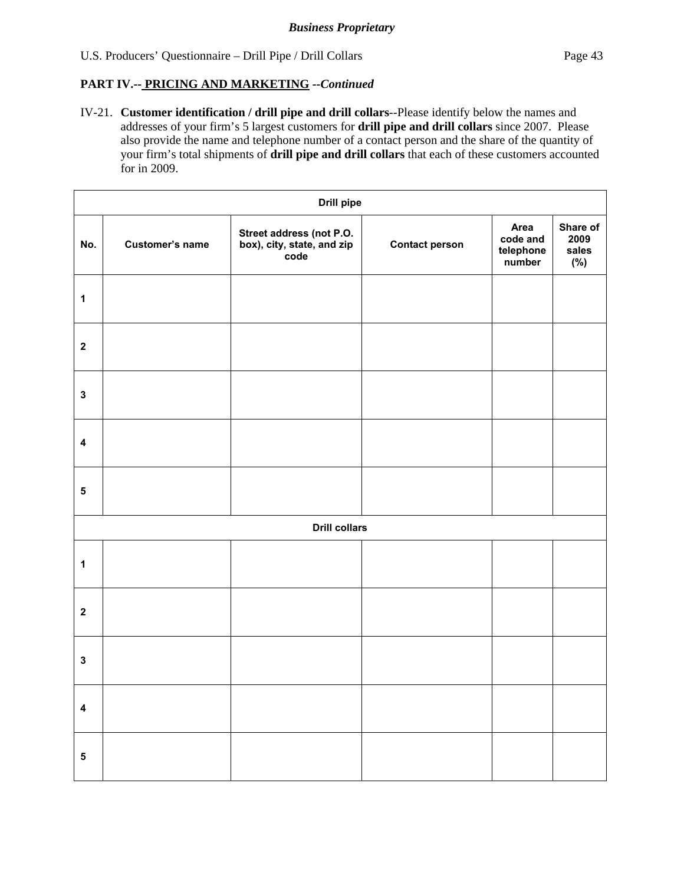*Business Proprietary*

U.S. Producers' Questionnaire – Drill Pipe / Drill Collars

**PART IV.-- PRICING AND MARKETING** *--Continued*

IV-21. **Customer identification / drill pipe and drill collars**--Please identify below the names and addresses of your firm's 5 largest customers for **drill pipe and drill collars** since 2007. Please also provide the name and telephone number of a contact person and the share of the quantity of your firm's total shipments of **drill pipe and drill collars** that each of these customers accounted for in 2009.

| Drill pipe | | | | | |
|---|---|---|---|---|---|
| **No.** | **Customer's name** | **Street address (not P.O. box), city, state, and zip code** | **Contact person** | **Area code and telephone number** | **Share of 2009 sales (%)** |
| 1 | | | | | |
| 2 | | | | | |
| 3 | | | | | |
| 4 | | | | | |
| 5 | | | | | |
| **Drill collars** | | | | | |
| 1 | | | | | |
| 2 | | | | | |
| 3 | | | | | |
| 4 | | | | | |
| 5 | | | | | |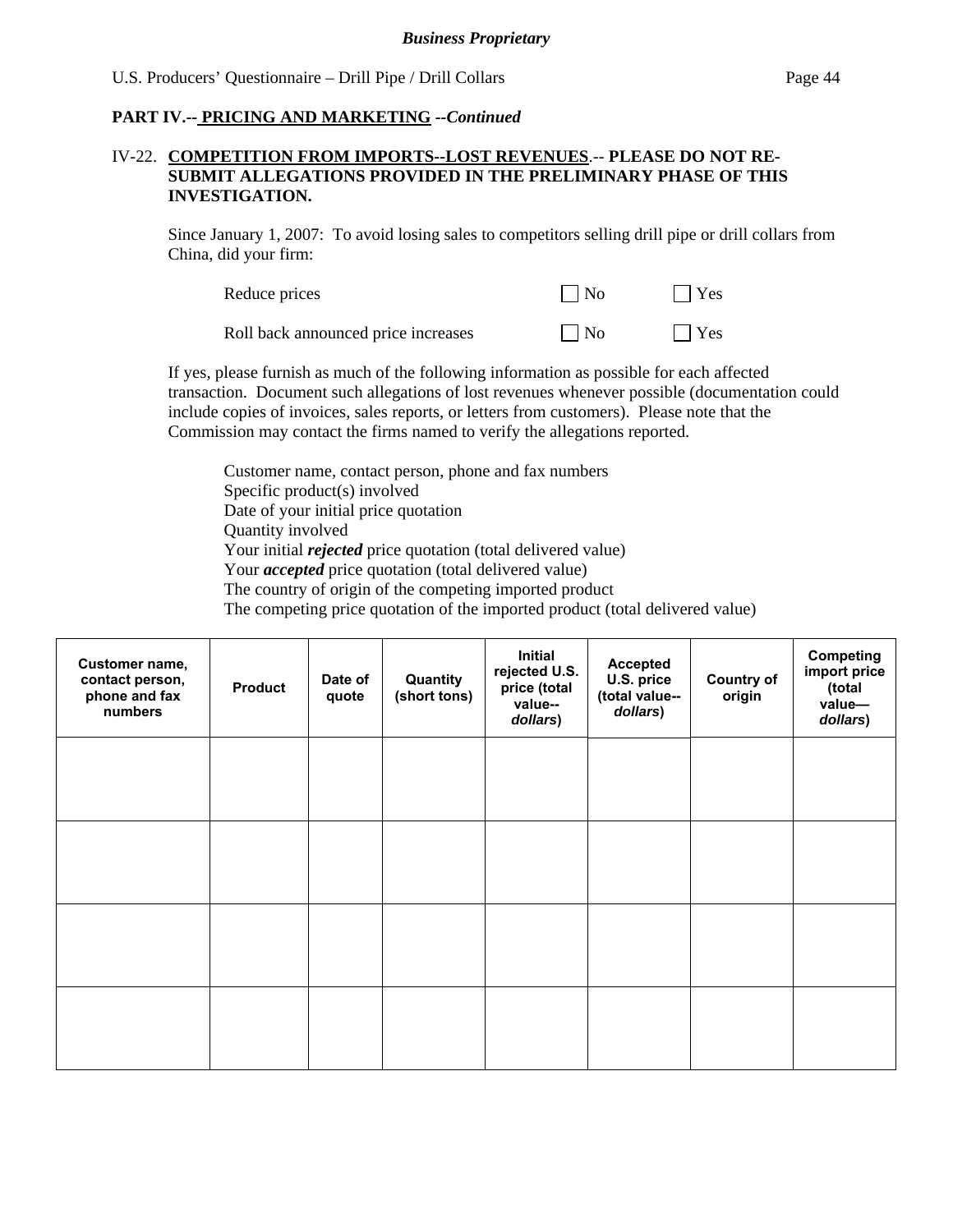**Business Proprietary**

**PART IV.-- PRICING AND MARKETING --*Continued***

IV-22. **COMPETITION FROM IMPORTS--LOST REVENUES.-- PLEASE DO NOT RE-SUBMIT ALLEGATIONS PROVIDED IN THE PRELIMINARY PHASE OF THIS INVESTIGATION.**

Since January 1, 2007: To avoid losing sales to competitors selling drill pipe or drill collars from China, did your firm:

| | | |
|---|---|---|
| Reduce prices | ☐ No | ☐ Yes |
| Roll back announced price increases | ☐ No | ☐ Yes |

If yes, please furnish as much of the following information as possible for each affected transaction. Document such allegations of lost revenues whenever possible (documentation could include copies of invoices, sales reports, or letters from customers). Please note that the Commission may contact the firms named to verify the allegations reported.

Customer name, contact person, phone and fax numbers
Specific product(s) involved
Date of your initial price quotation
Quantity involved
Your initial ***rejected*** price quotation (total delivered value)
Your ***accepted*** price quotation (total delivered value)
The country of origin of the competing imported product
The competing price quotation of the imported product (total delivered value)

| Customer name, contact person, phone and fax numbers | Product | Date of quote | Quantity (short tons) | Initial rejected U.S. price (total value--*dollars*) | Accepted U.S. price (total value--*dollars*) | Country of origin | Competing import price (total value—*dollars*) |
|---|---|---|---|---|---|---|---|
| | | | | | | | |
| | | | | | | | |
| | | | | | | | |
| | | | | | | | |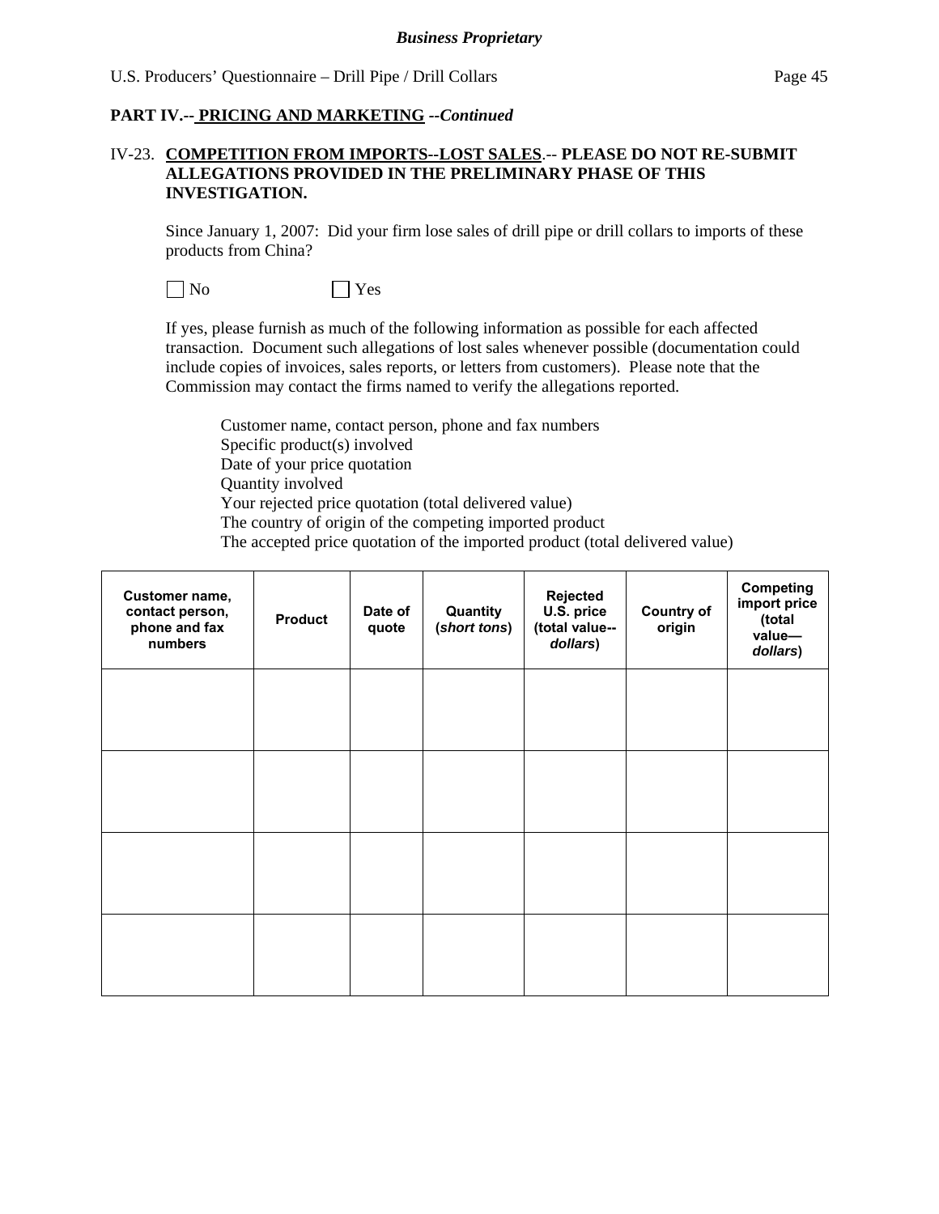**PART IV.-- PRICING AND MARKETING --*Continued***

IV-23. **COMPETITION FROM IMPORTS--LOST SALES.-- PLEASE DO NOT RE-SUBMIT ALLEGATIONS PROVIDED IN THE PRELIMINARY PHASE OF THIS INVESTIGATION.**

Since January 1, 2007: Did your firm lose sales of drill pipe or drill collars to imports of these products from China?

☐ No ☐ Yes

If yes, please furnish as much of the following information as possible for each affected transaction. Document such allegations of lost sales whenever possible (documentation could include copies of invoices, sales reports, or letters from customers). Please note that the Commission may contact the firms named to verify the allegations reported.

Customer name, contact person, phone and fax numbers
Specific product(s) involved
Date of your price quotation
Quantity involved
Your rejected price quotation (total delivered value)
The country of origin of the competing imported product
The accepted price quotation of the imported product (total delivered value)

| Customer name, contact person, phone and fax numbers | Product | Date of quote | Quantity (*short tons*) | Rejected U.S. price (total value--*dollars*) | Country of origin | Competing import price (total value—*dollars*) |
|---|---|---|---|---|---|---|
| | | | | | | |
| | | | | | | |
| | | | | | | |
| | | | | | | |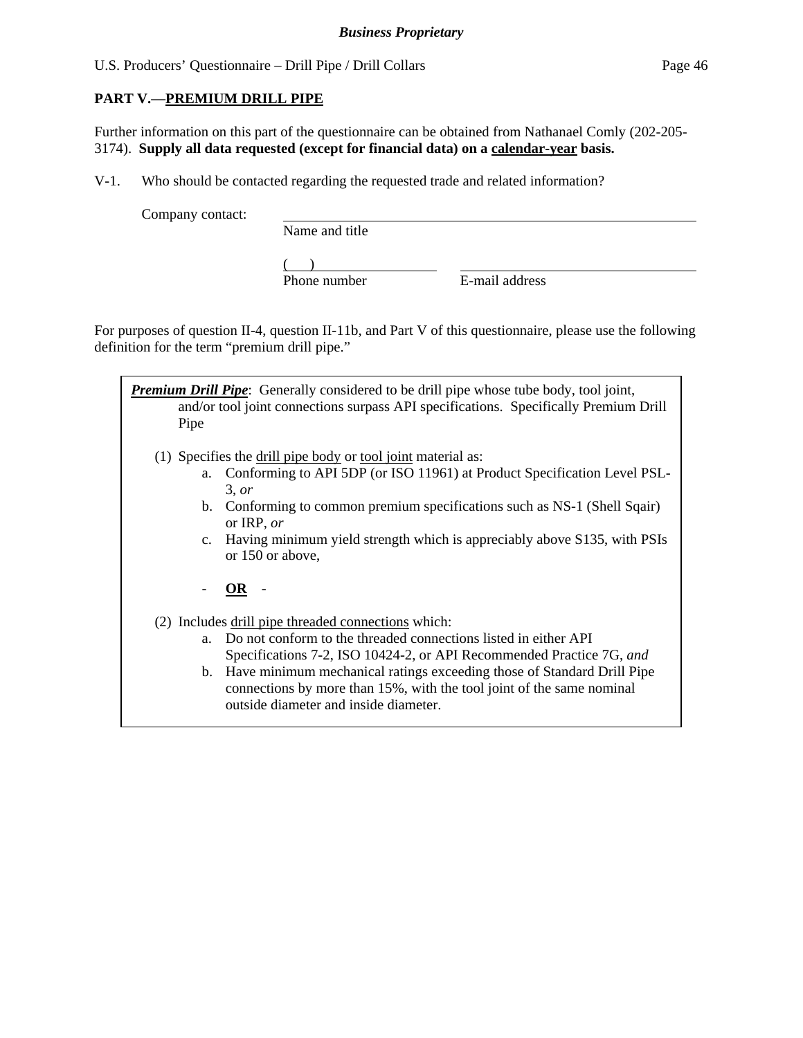*Business Proprietary*

## PART V.—PREMIUM DRILL PIPE

Further information on this part of the questionnaire can be obtained from Nathanael Comly (202-205-3174). **Supply all data requested (except for financial data) on a calendar-year basis.**

V-1. Who should be contacted regarding the requested trade and related information?

Company contact: ______________________________________________
Name and title

(    ) ______________________ ______________________________
Phone number E-mail address

For purposes of question II-4, question II-11b, and Part V of this questionnaire, please use the following definition for the term "premium drill pipe."

> ***Premium Drill Pipe***: Generally considered to be drill pipe whose tube body, tool joint, and/or tool joint connections surpass API specifications. Specifically Premium Drill Pipe
>
> (1) Specifies the drill pipe body or tool joint material as:
>    a. Conforming to API 5DP (or ISO 11961) at Product Specification Level PSL-3, *or*
>    b. Conforming to common premium specifications such as NS-1 (Shell Sqair) or IRP, *or*
>    c. Having minimum yield strength which is appreciably above S135, with PSIs or 150 or above,
>
>    - **OR** -
>
> (2) Includes drill pipe threaded connections which:
>    a. Do not conform to the threaded connections listed in either API Specifications 7-2, ISO 10424-2, or API Recommended Practice 7G, *and*
>    b. Have minimum mechanical ratings exceeding those of Standard Drill Pipe connections by more than 15%, with the tool joint of the same nominal outside diameter and inside diameter.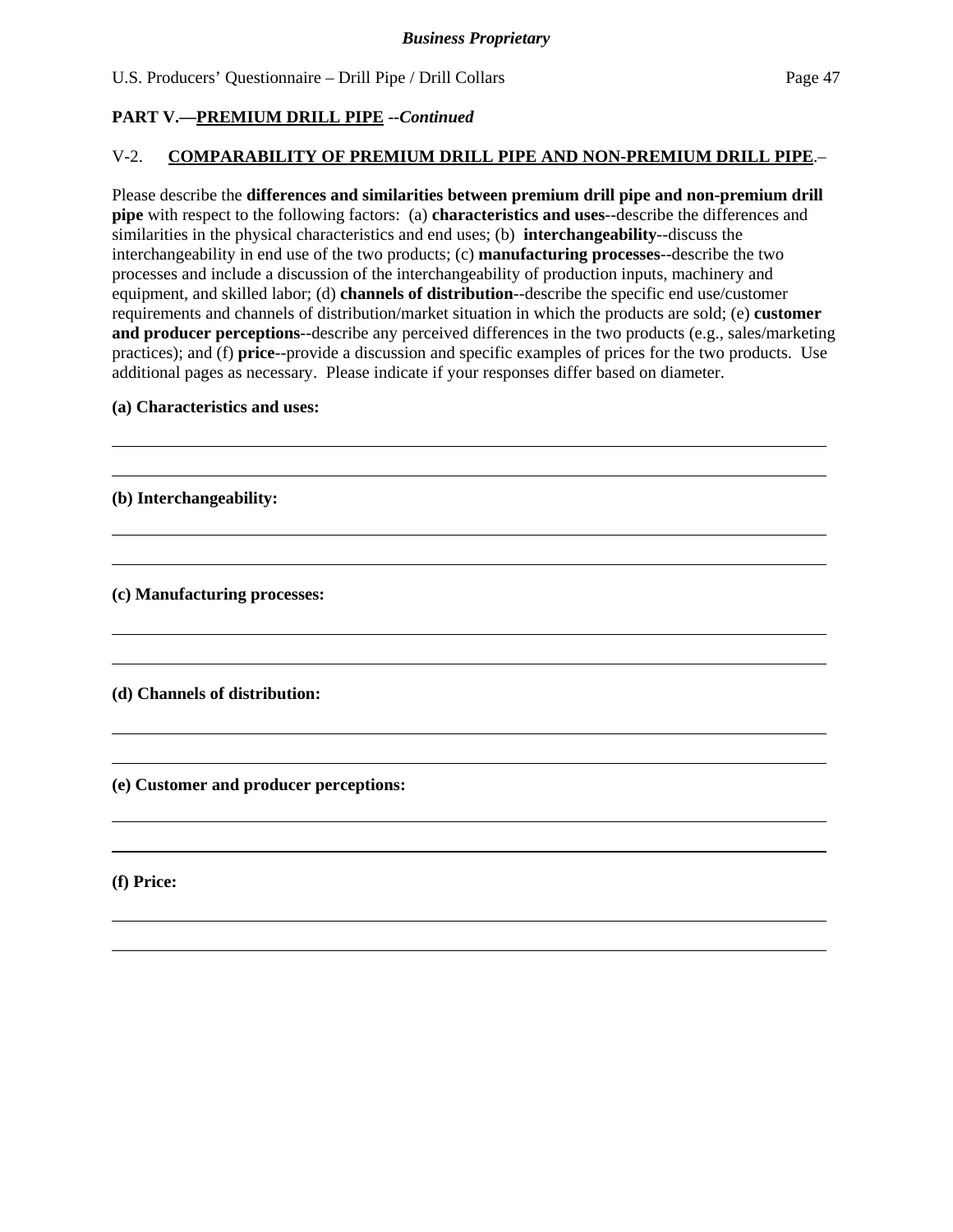**PART V.—PREMIUM DRILL PIPE** ***--Continued***

V-2. **COMPARABILITY OF PREMIUM DRILL PIPE AND NON-PREMIUM DRILL PIPE**.–

Please describe the **differences and similarities between premium drill pipe and non-premium drill pipe** with respect to the following factors: (a) **characteristics and uses**--describe the differences and similarities in the physical characteristics and end uses; (b) **interchangeability**--discuss the interchangeability in end use of the two products; (c) **manufacturing processes**--describe the two processes and include a discussion of the interchangeability of production inputs, machinery and equipment, and skilled labor; (d) **channels of distribution**--describe the specific end use/customer requirements and channels of distribution/market situation in which the products are sold; (e) **customer and producer perceptions**--describe any perceived differences in the two products (e.g., sales/marketing practices); and (f) **price**--provide a discussion and specific examples of prices for the two products. Use additional pages as necessary. Please indicate if your responses differ based on diameter.

**(a) Characteristics and uses:**

______________________________________________________________________

______________________________________________________________________

**(b) Interchangeability:**

______________________________________________________________________

______________________________________________________________________

**(c) Manufacturing processes:**

______________________________________________________________________

______________________________________________________________________

**(d) Channels of distribution:**

______________________________________________________________________

______________________________________________________________________

**(e) Customer and producer perceptions:**

______________________________________________________________________

______________________________________________________________________

**(f) Price:**

______________________________________________________________________

______________________________________________________________________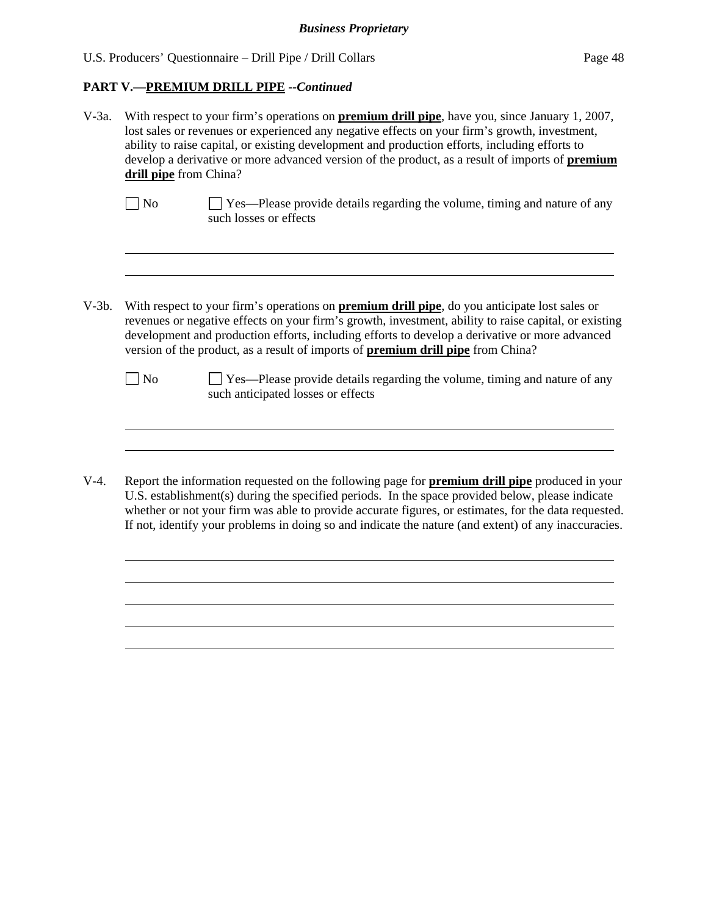## PART V.—**PREMIUM DRILL PIPE** *--Continued*

V-3a. With respect to your firm's operations on **premium drill pipe**, have you, since January 1, 2007, lost sales or revenues or experienced any negative effects on your firm's growth, investment, ability to raise capital, or existing development and production efforts, including efforts to develop a derivative or more advanced version of the product, as a result of imports of **premium drill pipe** from China?

☐ No ☐ Yes—Please provide details regarding the volume, timing and nature of any such losses or effects

\_\_\_\_\_\_\_\_\_\_\_\_\_\_\_\_\_\_\_\_\_\_\_\_\_\_\_\_\_\_\_\_\_\_\_\_\_\_\_\_\_\_\_\_\_\_\_\_\_\_\_\_\_\_\_\_\_\_\_\_\_\_\_\_\_\_\_\_\_\_

\_\_\_\_\_\_\_\_\_\_\_\_\_\_\_\_\_\_\_\_\_\_\_\_\_\_\_\_\_\_\_\_\_\_\_\_\_\_\_\_\_\_\_\_\_\_\_\_\_\_\_\_\_\_\_\_\_\_\_\_\_\_\_\_\_\_\_\_\_\_

V-3b. With respect to your firm's operations on **premium drill pipe**, do you anticipate lost sales or revenues or negative effects on your firm's growth, investment, ability to raise capital, or existing development and production efforts, including efforts to develop a derivative or more advanced version of the product, as a result of imports of **premium drill pipe** from China?

☐ No ☐ Yes—Please provide details regarding the volume, timing and nature of any such anticipated losses or effects

\_\_\_\_\_\_\_\_\_\_\_\_\_\_\_\_\_\_\_\_\_\_\_\_\_\_\_\_\_\_\_\_\_\_\_\_\_\_\_\_\_\_\_\_\_\_\_\_\_\_\_\_\_\_\_\_\_\_\_\_\_\_\_\_\_\_\_\_\_\_

\_\_\_\_\_\_\_\_\_\_\_\_\_\_\_\_\_\_\_\_\_\_\_\_\_\_\_\_\_\_\_\_\_\_\_\_\_\_\_\_\_\_\_\_\_\_\_\_\_\_\_\_\_\_\_\_\_\_\_\_\_\_\_\_\_\_\_\_\_\_

V-4. Report the information requested on the following page for **premium drill pipe** produced in your U.S. establishment(s) during the specified periods. In the space provided below, please indicate whether or not your firm was able to provide accurate figures, or estimates, for the data requested. If not, identify your problems in doing so and indicate the nature (and extent) of any inaccuracies.

\_\_\_\_\_\_\_\_\_\_\_\_\_\_\_\_\_\_\_\_\_\_\_\_\_\_\_\_\_\_\_\_\_\_\_\_\_\_\_\_\_\_\_\_\_\_\_\_\_\_\_\_\_\_\_\_\_\_\_\_\_\_\_\_\_\_\_\_\_\_

\_\_\_\_\_\_\_\_\_\_\_\_\_\_\_\_\_\_\_\_\_\_\_\_\_\_\_\_\_\_\_\_\_\_\_\_\_\_\_\_\_\_\_\_\_\_\_\_\_\_\_\_\_\_\_\_\_\_\_\_\_\_\_\_\_\_\_\_\_\_

\_\_\_\_\_\_\_\_\_\_\_\_\_\_\_\_\_\_\_\_\_\_\_\_\_\_\_\_\_\_\_\_\_\_\_\_\_\_\_\_\_\_\_\_\_\_\_\_\_\_\_\_\_\_\_\_\_\_\_\_\_\_\_\_\_\_\_\_\_\_

\_\_\_\_\_\_\_\_\_\_\_\_\_\_\_\_\_\_\_\_\_\_\_\_\_\_\_\_\_\_\_\_\_\_\_\_\_\_\_\_\_\_\_\_\_\_\_\_\_\_\_\_\_\_\_\_\_\_\_\_\_\_\_\_\_\_\_\_\_\_

\_\_\_\_\_\_\_\_\_\_\_\_\_\_\_\_\_\_\_\_\_\_\_\_\_\_\_\_\_\_\_\_\_\_\_\_\_\_\_\_\_\_\_\_\_\_\_\_\_\_\_\_\_\_\_\_\_\_\_\_\_\_\_\_\_\_\_\_\_\_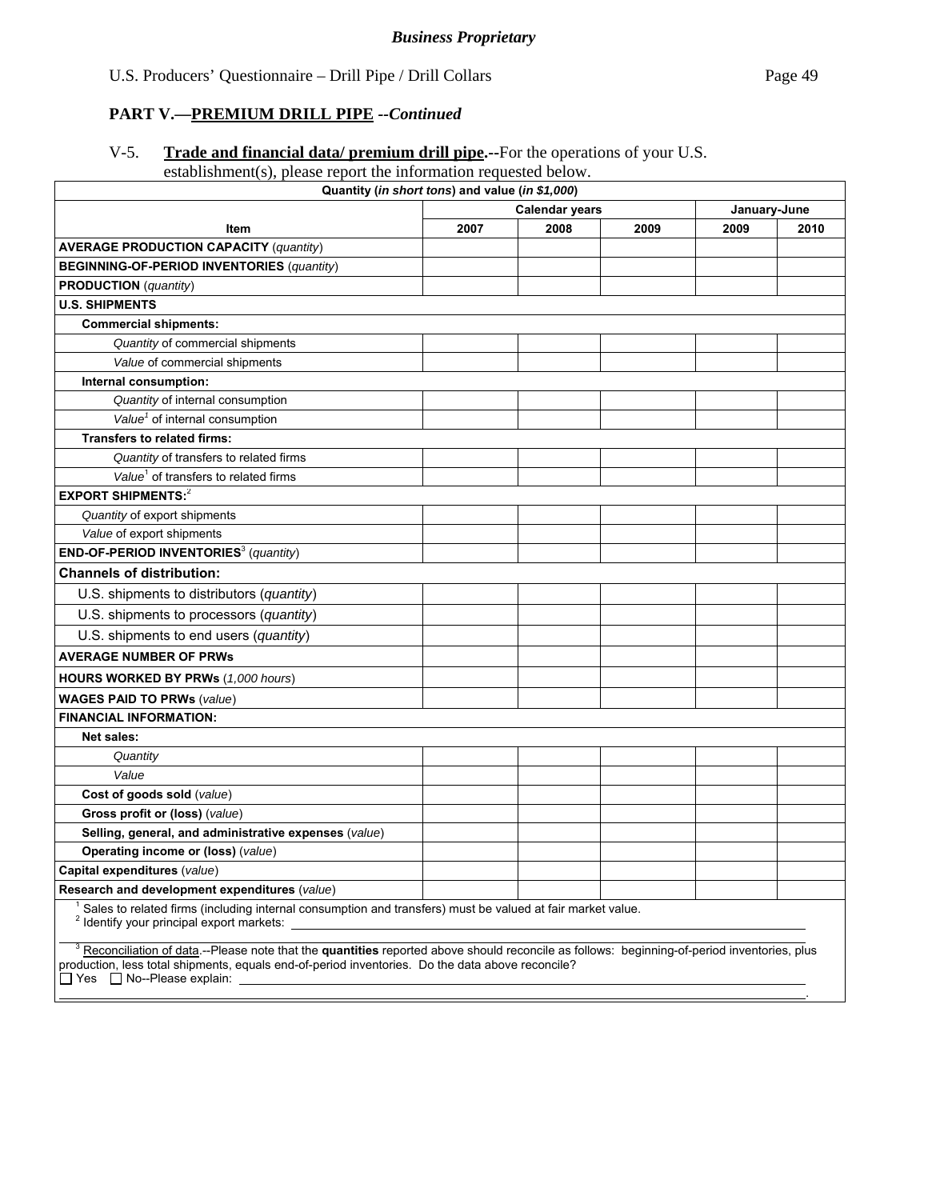*Business Proprietary*

U.S. Producers' Questionnaire – Drill Pipe / Drill Collars

## PART V.—PREMIUM DRILL PIPE *--Continued*

V-5. **Trade and financial data/ premium drill pipe.--**For the operations of your U.S. establishment(s), please report the information requested below.

| Quantity (*in short tons*) and value (*in $1,000*) | | | | | |
|---|---|---|---|---|---|
| | Calendar years | | | January-June | |
| **Item** | **2007** | **2008** | **2009** | **2009** | **2010** |
| **AVERAGE PRODUCTION CAPACITY** (*quantity*) | | | | | |
| **BEGINNING-OF-PERIOD INVENTORIES** (*quantity*) | | | | | |
| **PRODUCTION** (*quantity*) | | | | | |
| **U.S. SHIPMENTS** | | | | | |
| **Commercial shipments:** | | | | | |
| *Quantity* of commercial shipments | | | | | |
| *Value* of commercial shipments | | | | | |
| **Internal consumption:** | | | | | |
| *Quantity* of internal consumption | | | | | |
| *Value*[1] of internal consumption | | | | | |
| **Transfers to related firms:** | | | | | |
| *Quantity* of transfers to related firms | | | | | |
| *Value*[1] of transfers to related firms | | | | | |
| **EXPORT SHIPMENTS:**[2] | | | | | |
| *Quantity* of export shipments | | | | | |
| *Value* of export shipments | | | | | |
| **END-OF-PERIOD INVENTORIES**[3] (*quantity*) | | | | | |
| **Channels of distribution:** | | | | | |
| U.S. shipments to distributors (*quantity*) | | | | | |
| U.S. shipments to processors (*quantity*) | | | | | |
| U.S. shipments to end users (*quantity*) | | | | | |
| **AVERAGE NUMBER OF PRWs** | | | | | |
| **HOURS WORKED BY PRWs** (*1,000 hours*) | | | | | |
| **WAGES PAID TO PRWs** (*value*) | | | | | |
| **FINANCIAL INFORMATION:** | | | | | |
| **Net sales:** | | | | | |
| *Quantity* | | | | | |
| *Value* | | | | | |
| **Cost of goods sold** (*value*) | | | | | |
| **Gross profit or (loss)** (*value*) | | | | | |
| **Selling, general, and administrative expenses** (*value*) | | | | | |
| **Operating income or (loss)** (*value*) | | | | | |
| **Capital expenditures** (*value*) | | | | | |
| **Research and development expenditures** (*value*) | | | | | |

[1] Sales to related firms (including internal consumption and transfers) must be valued at fair market value.
[2] Identify your principal export markets: \_\_\_\_\_\_\_\_\_\_\_\_\_\_\_\_\_\_\_\_

[3] Reconciliation of data.--Please note that the **quantities** reported above should reconcile as follows: beginning-of-period inventories, plus production, less total shipments, equals end-of-period inventories. Do the data above reconcile?
☐ Yes ☐ No--Please explain: \_\_\_\_\_\_\_\_\_\_\_\_\_\_\_\_\_\_\_\_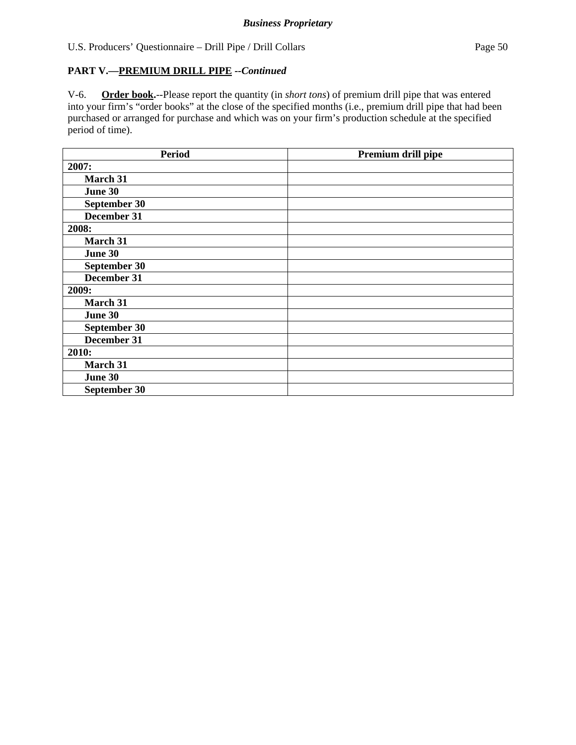## PART V.—PREMIUM DRILL PIPE *--Continued*

V-6. **Order book.**--Please report the quantity (in *short tons*) of premium drill pipe that was entered into your firm's "order books" at the close of the specified months (i.e., premium drill pipe that had been purchased or arranged for purchase and which was on your firm's production schedule at the specified period of time).

| Period | Premium drill pipe |
|---|---|
| **2007:** | |
| **March 31** | |
| **June 30** | |
| **September 30** | |
| **December 31** | |
| **2008:** | |
| **March 31** | |
| **June 30** | |
| **September 30** | |
| **December 31** | |
| **2009:** | |
| **March 31** | |
| **June 30** | |
| **September 30** | |
| **December 31** | |
| **2010:** | |
| **March 31** | |
| **June 30** | |
| **September 30** | |